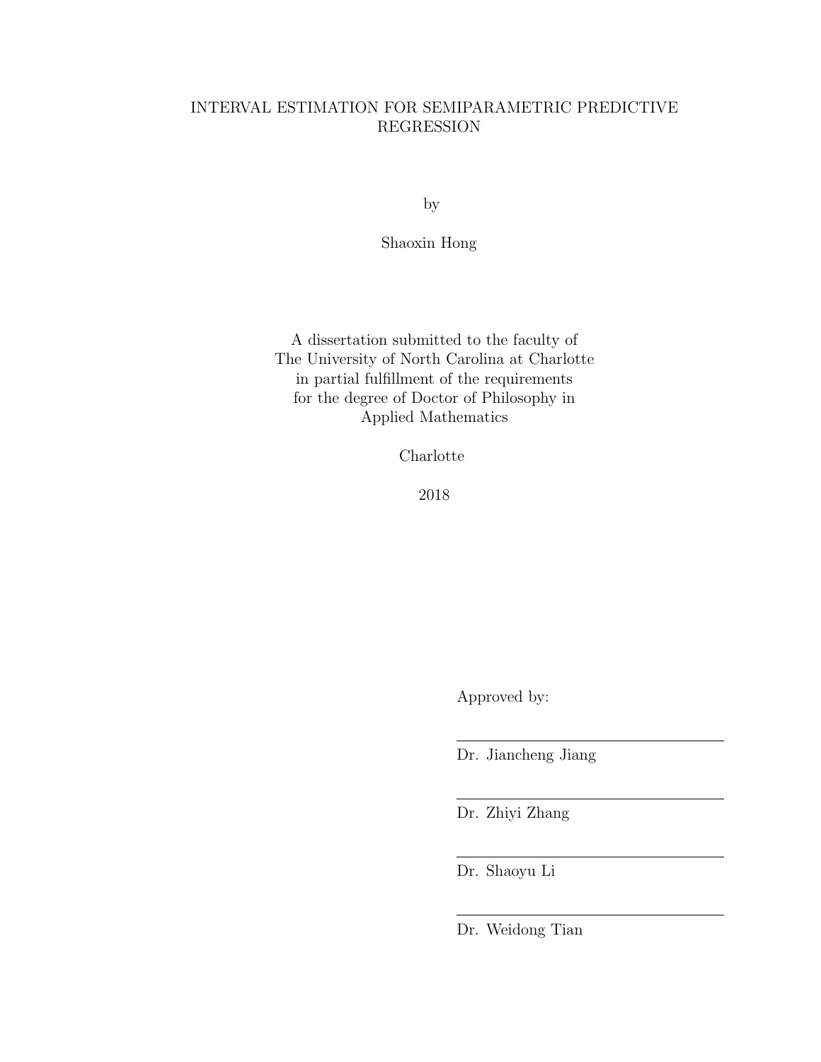# INTERVAL ESTIMATION FOR SEMIPARAMETRIC PREDICTIVE REGRESSION

by

Shaoxin Hong

A dissertation submitted to the faculty of
The University of North Carolina at Charlotte
in partial fulfillment of the requirements
for the degree of Doctor of Philosophy in
Applied Mathematics

Charlotte

2018

Approved by:

---

Dr. Jiancheng Jiang

---

Dr. Zhiyi Zhang

---

Dr. Shaoyu Li

---

Dr. Weidong Tian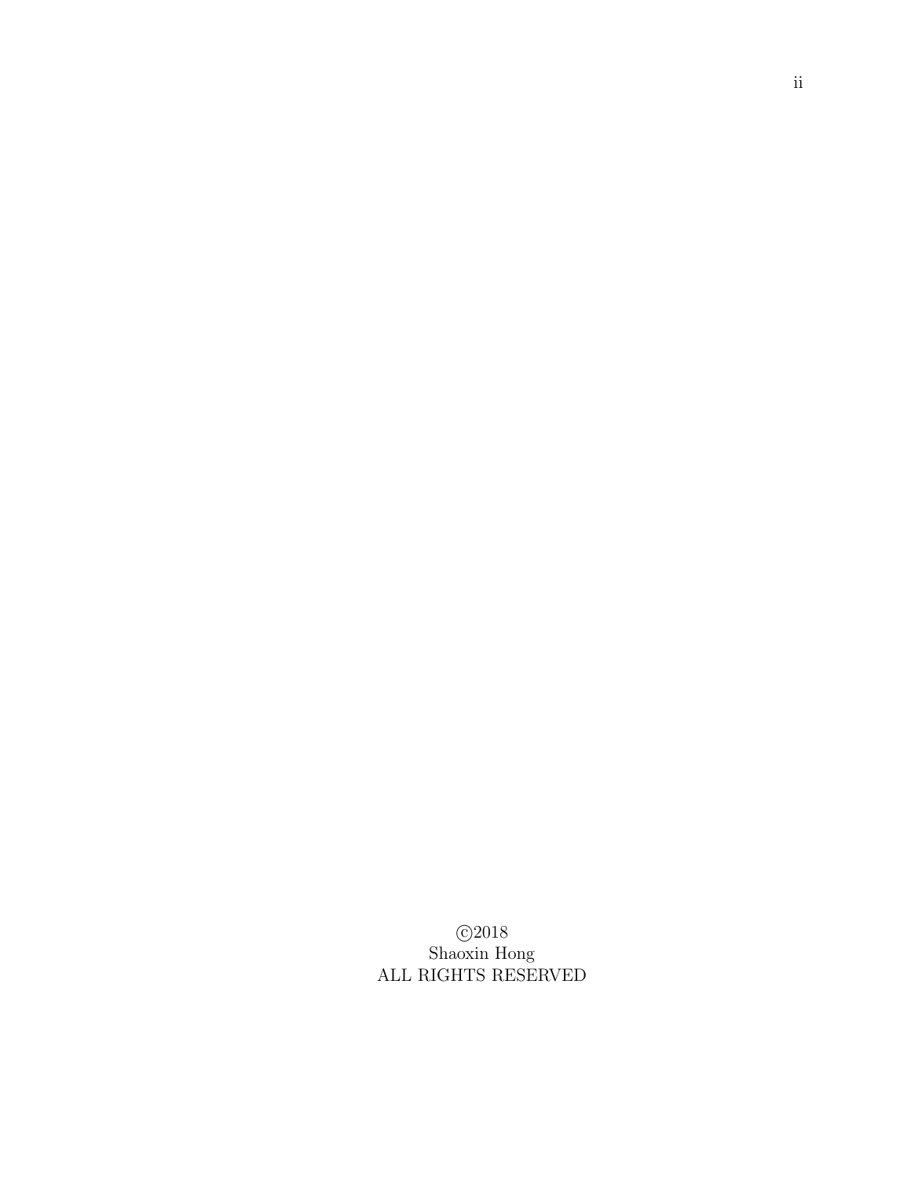©2018
Shaoxin Hong
ALL RIGHTS RESERVED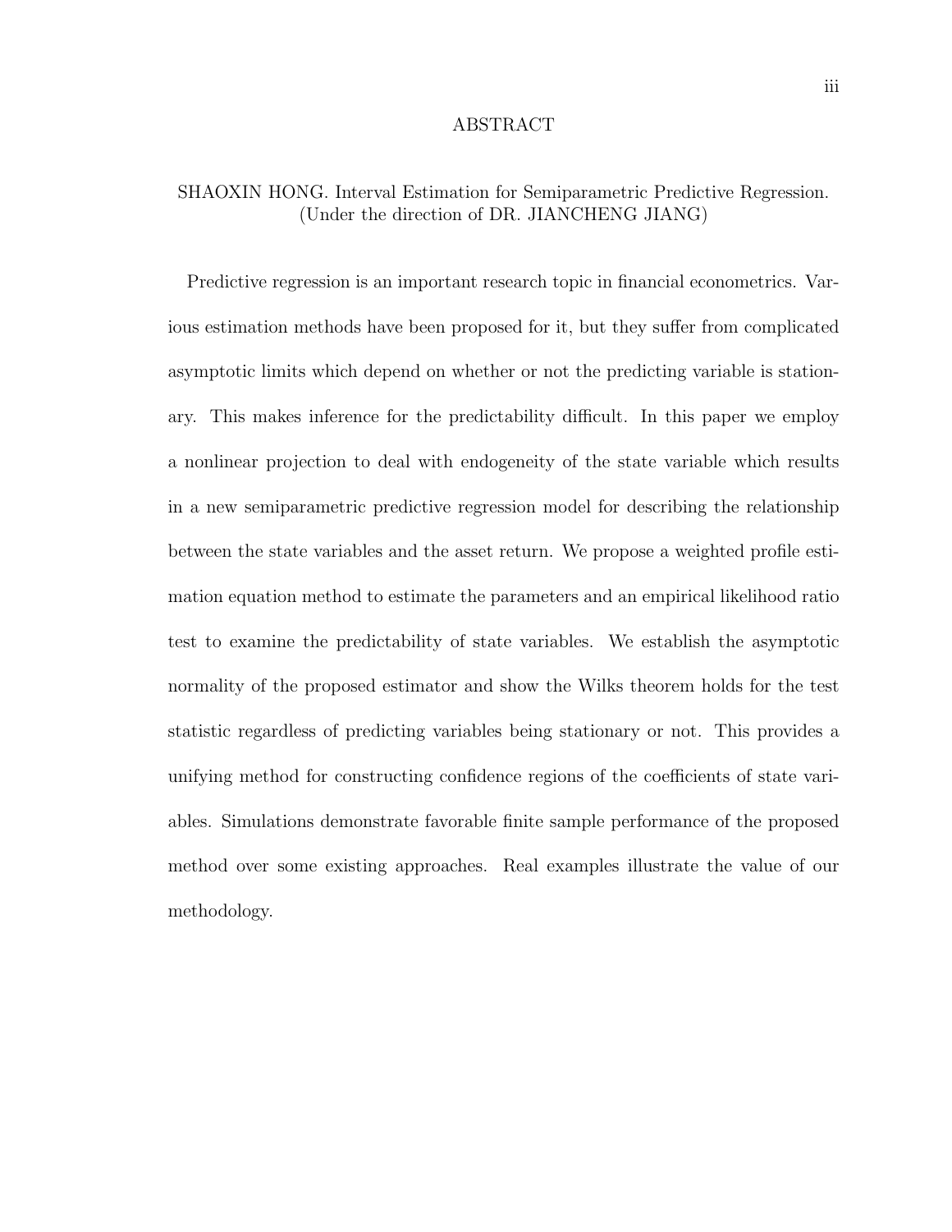# ABSTRACT

SHAOXIN HONG. Interval Estimation for Semiparametric Predictive Regression. (Under the direction of DR. JIANCHENG JIANG)

Predictive regression is an important research topic in financial econometrics. Various estimation methods have been proposed for it, but they suffer from complicated asymptotic limits which depend on whether or not the predicting variable is stationary. This makes inference for the predictability difficult. In this paper we employ a nonlinear projection to deal with endogeneity of the state variable which results in a new semiparametric predictive regression model for describing the relationship between the state variables and the asset return. We propose a weighted profile estimation equation method to estimate the parameters and an empirical likelihood ratio test to examine the predictability of state variables. We establish the asymptotic normality of the proposed estimator and show the Wilks theorem holds for the test statistic regardless of predicting variables being stationary or not. This provides a unifying method for constructing confidence regions of the coefficients of state variables. Simulations demonstrate favorable finite sample performance of the proposed method over some existing approaches. Real examples illustrate the value of our methodology.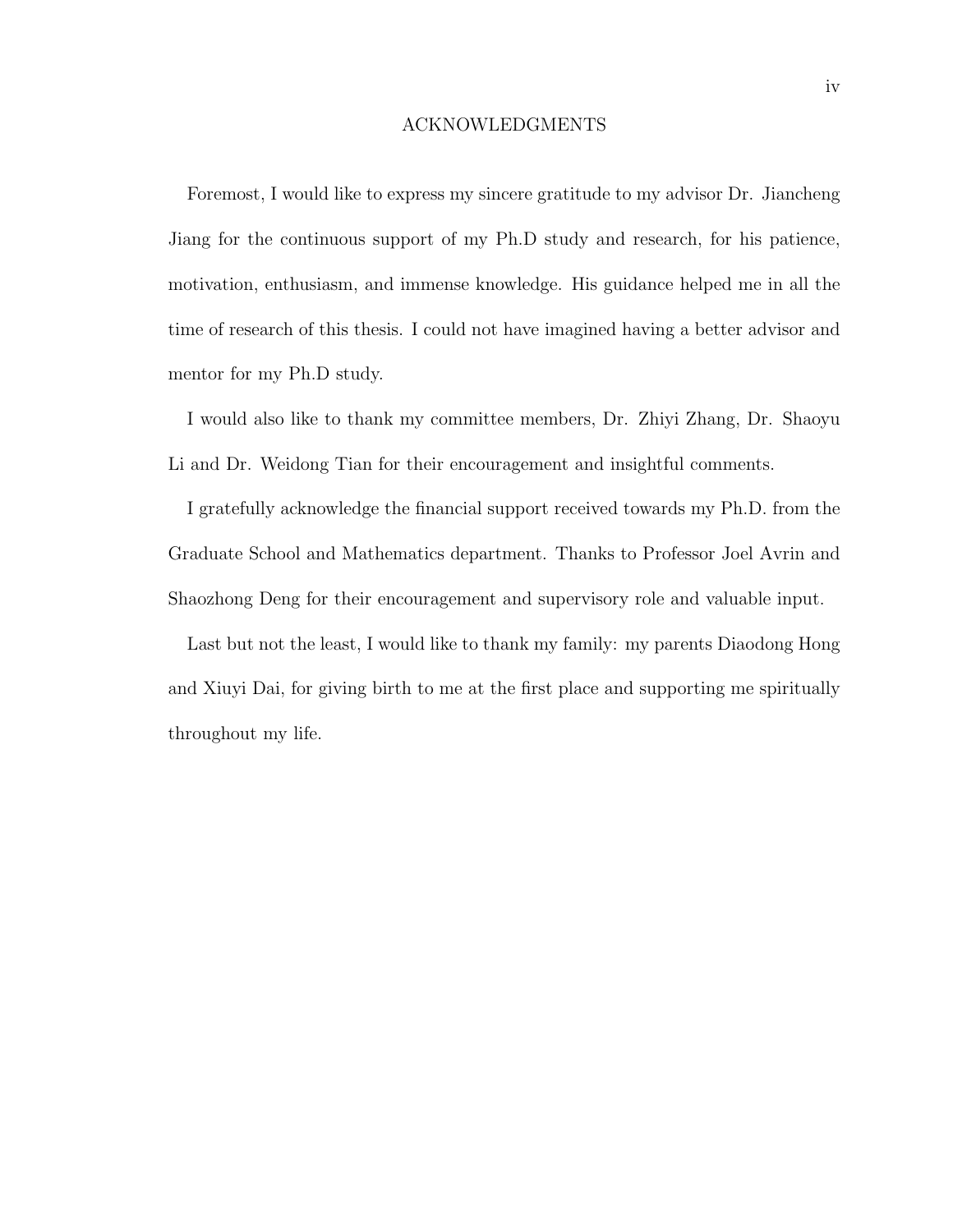# ACKNOWLEDGMENTS

Foremost, I would like to express my sincere gratitude to my advisor Dr. Jiancheng Jiang for the continuous support of my Ph.D study and research, for his patience, motivation, enthusiasm, and immense knowledge. His guidance helped me in all the time of research of this thesis. I could not have imagined having a better advisor and mentor for my Ph.D study.

I would also like to thank my committee members, Dr. Zhiyi Zhang, Dr. Shaoyu Li and Dr. Weidong Tian for their encouragement and insightful comments.

I gratefully acknowledge the financial support received towards my Ph.D. from the Graduate School and Mathematics department. Thanks to Professor Joel Avrin and Shaozhong Deng for their encouragement and supervisory role and valuable input.

Last but not the least, I would like to thank my family: my parents Diaodong Hong and Xiuyi Dai, for giving birth to me at the first place and supporting me spiritually throughout my life.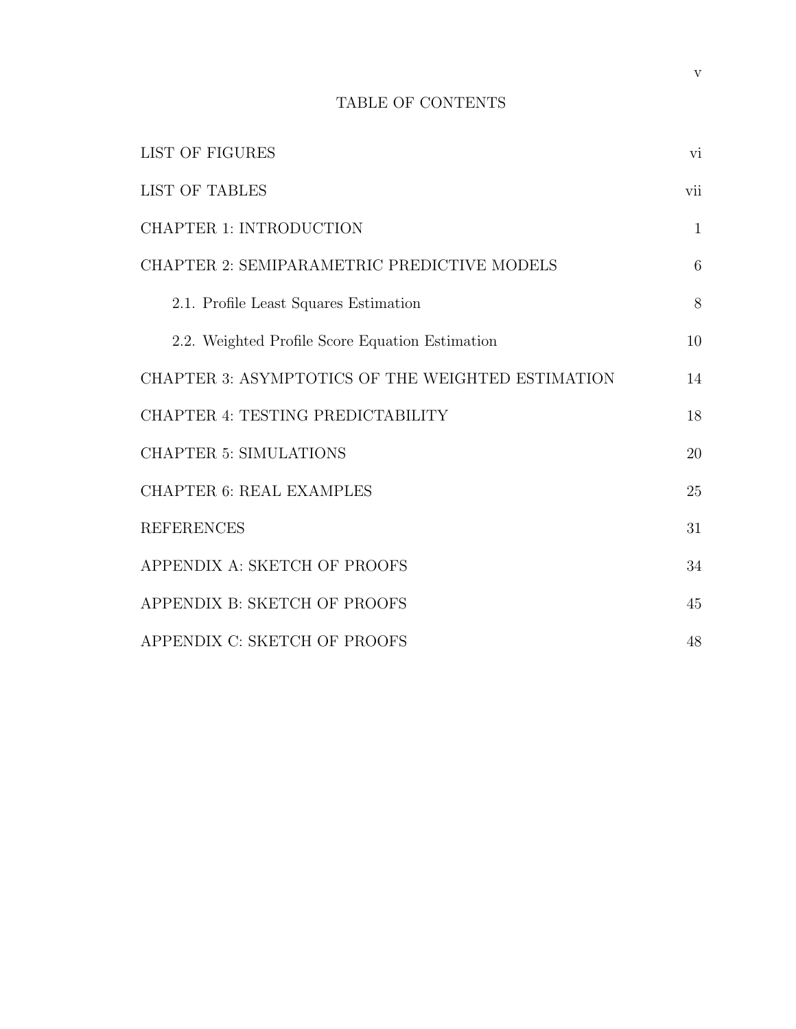# TABLE OF CONTENTS

| | |
|---|---|
| LIST OF FIGURES | vi |
| LIST OF TABLES | vii |
| CHAPTER 1: INTRODUCTION | 1 |
| CHAPTER 2: SEMIPARAMETRIC PREDICTIVE MODELS | 6 |
| 2.1. Profile Least Squares Estimation | 8 |
| 2.2. Weighted Profile Score Equation Estimation | 10 |
| CHAPTER 3: ASYMPTOTICS OF THE WEIGHTED ESTIMATION | 14 |
| CHAPTER 4: TESTING PREDICTABILITY | 18 |
| CHAPTER 5: SIMULATIONS | 20 |
| CHAPTER 6: REAL EXAMPLES | 25 |
| REFERENCES | 31 |
| APPENDIX A: SKETCH OF PROOFS | 34 |
| APPENDIX B: SKETCH OF PROOFS | 45 |
| APPENDIX C: SKETCH OF PROOFS | 48 |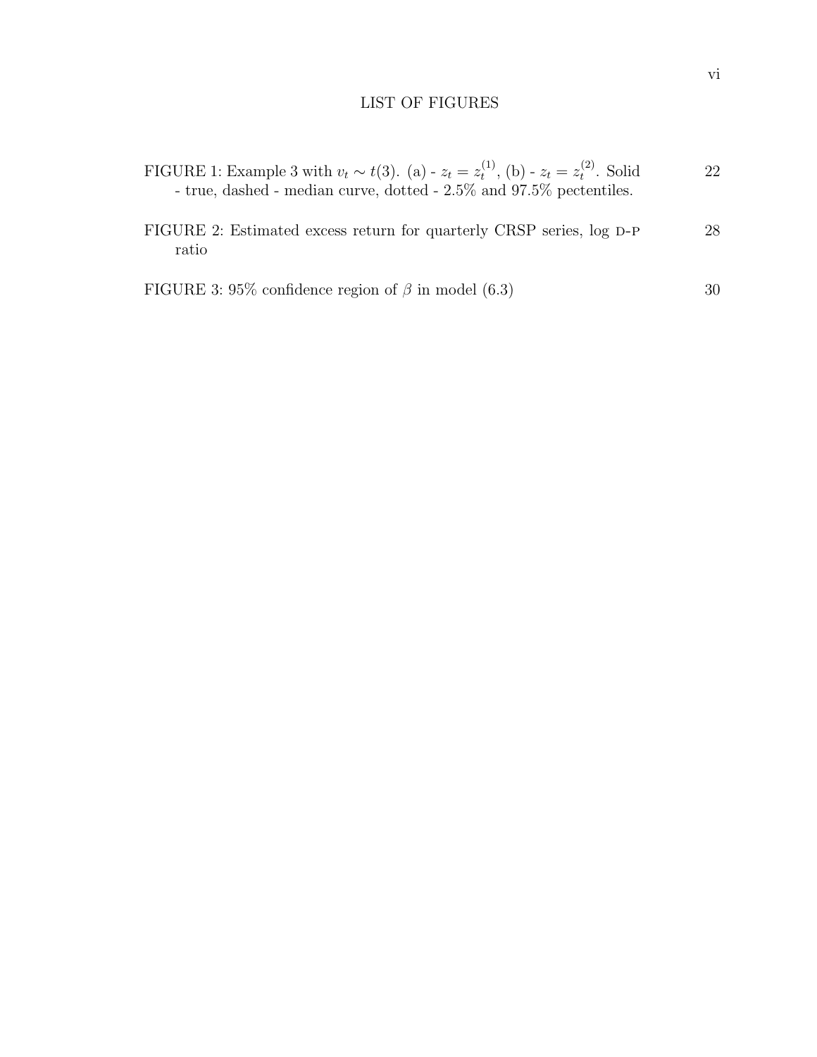# LIST OF FIGURES

FIGURE 1: Example 3 with $v_t \sim t(3)$. (a) - $z_t = z_t^{(1)}$, (b) - $z_t = z_t^{(2)}$. Solid - true, dashed - median curve, dotted - 2.5% and 97.5% pectentiles. 22

FIGURE 2: Estimated excess return for quarterly CRSP series, log D-P ratio 28

FIGURE 3: 95% confidence region of $\beta$ in model (6.3) 30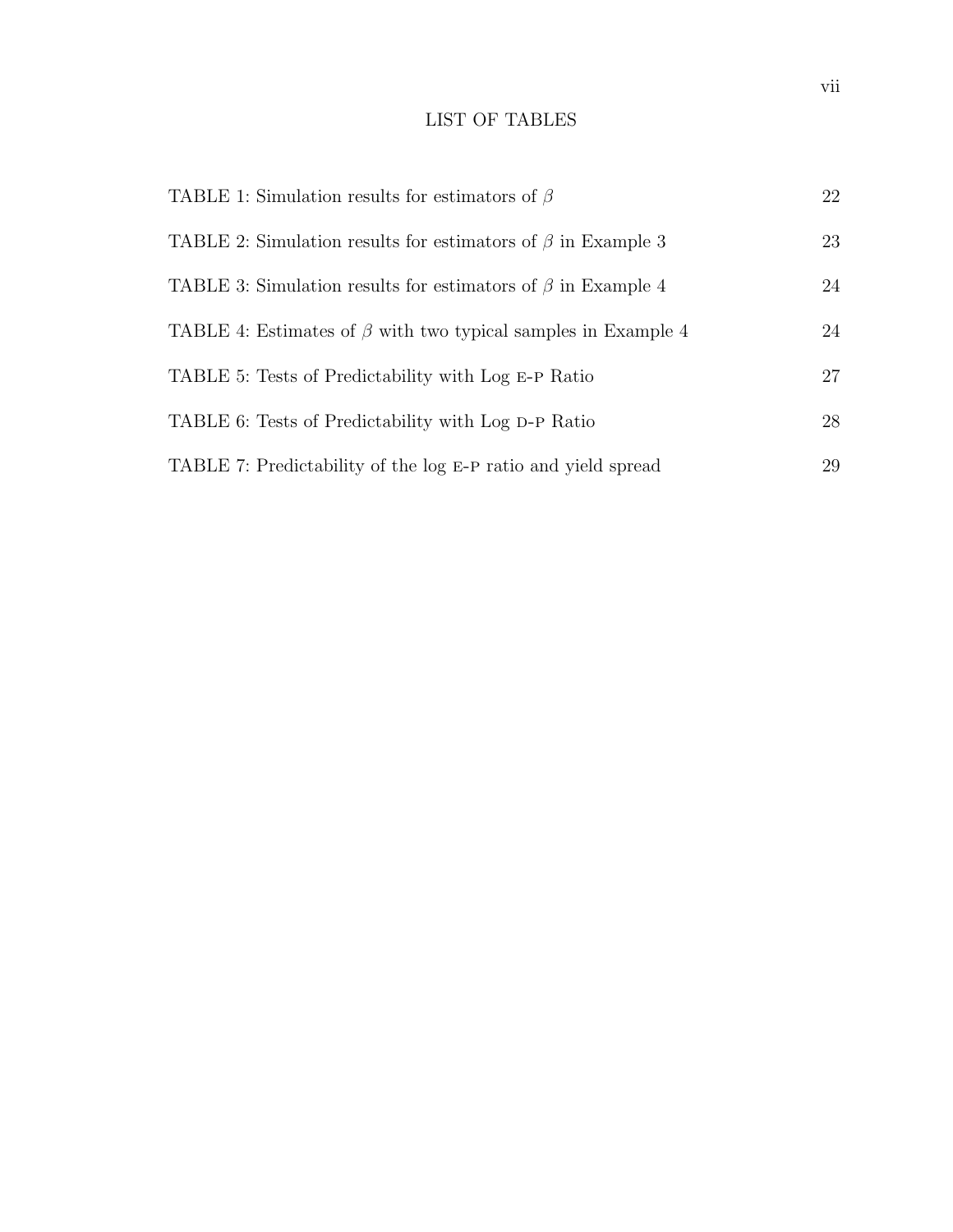# LIST OF TABLES

TABLE 1: Simulation results for estimators of $\beta$ 22

TABLE 2: Simulation results for estimators of $\beta$ in Example 3 23

TABLE 3: Simulation results for estimators of $\beta$ in Example 4 24

TABLE 4: Estimates of $\beta$ with two typical samples in Example 4 24

TABLE 5: Tests of Predictability with Log E-P Ratio 27

TABLE 6: Tests of Predictability with Log D-P Ratio 28

TABLE 7: Predictability of the log E-P ratio and yield spread 29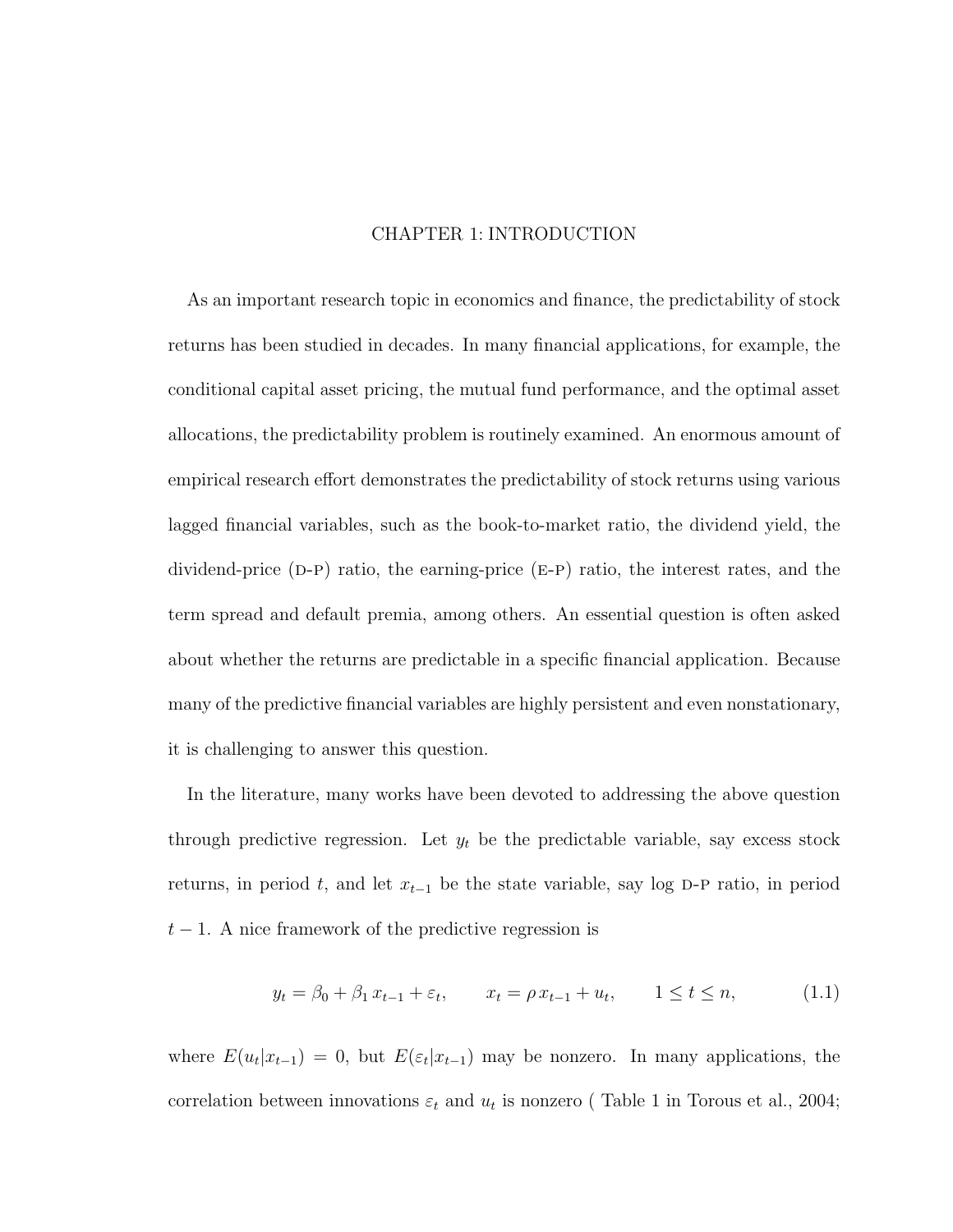# CHAPTER 1: INTRODUCTION

As an important research topic in economics and finance, the predictability of stock returns has been studied in decades. In many financial applications, for example, the conditional capital asset pricing, the mutual fund performance, and the optimal asset allocations, the predictability problem is routinely examined. An enormous amount of empirical research effort demonstrates the predictability of stock returns using various lagged financial variables, such as the book-to-market ratio, the dividend yield, the dividend-price (D-P) ratio, the earning-price (E-P) ratio, the interest rates, and the term spread and default premia, among others. An essential question is often asked about whether the returns are predictable in a specific financial application. Because many of the predictive financial variables are highly persistent and even nonstationary, it is challenging to answer this question.

In the literature, many works have been devoted to addressing the above question through predictive regression. Let $y_t$ be the predictable variable, say excess stock returns, in period $t$, and let $x_{t-1}$ be the state variable, say log D-P ratio, in period $t-1$. A nice framework of the predictive regression is

$$y_t = \beta_0 + \beta_1 x_{t-1} + \varepsilon_t, \qquad x_t = \rho x_{t-1} + u_t, \qquad 1 \le t \le n, \tag{1.1}$$

where $E(u_t|x_{t-1}) = 0$, but $E(\varepsilon_t|x_{t-1})$ may be nonzero. In many applications, the correlation between innovations $\varepsilon_t$ and $u_t$ is nonzero ( Table 1 in Torous et al., 2004;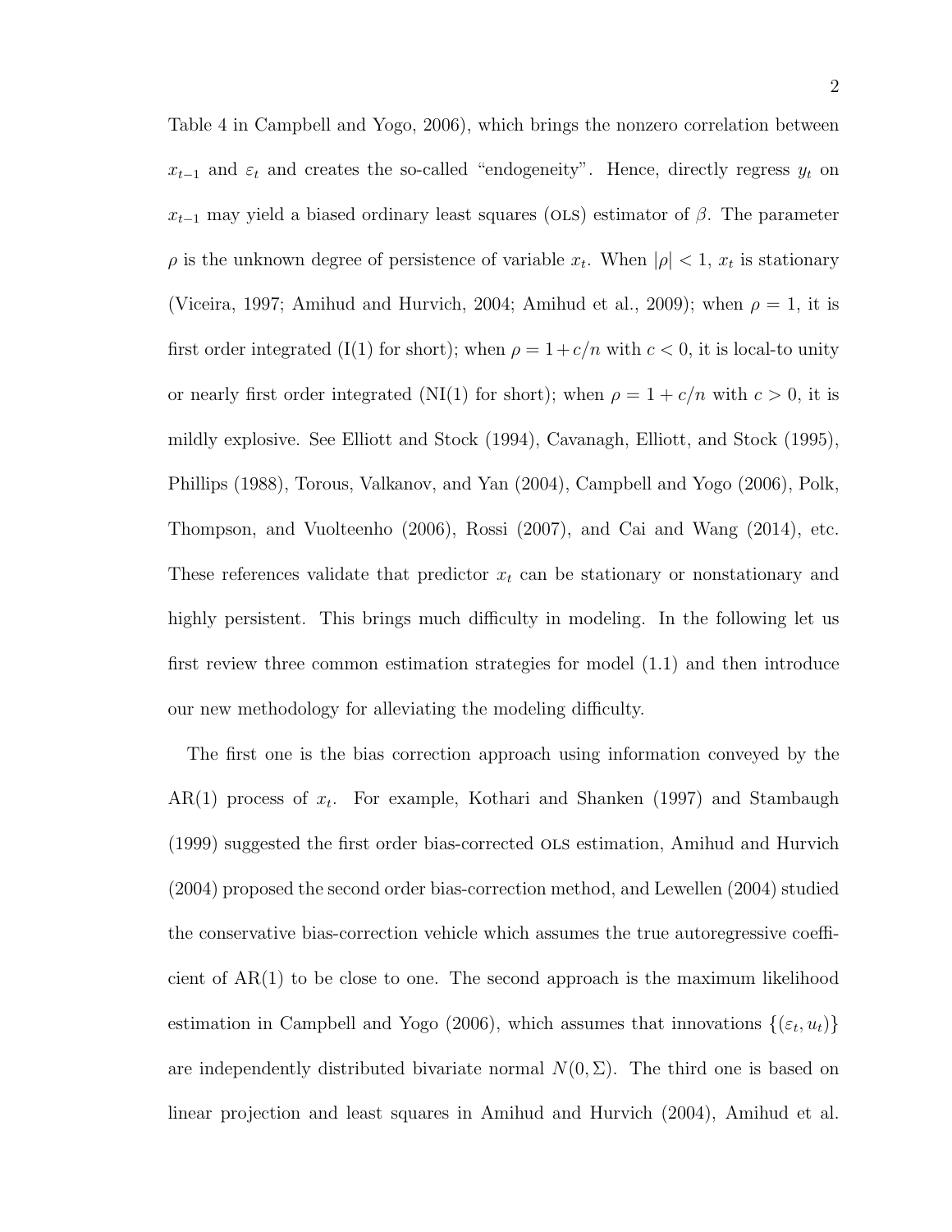Table 4 in Campbell and Yogo, 2006), which brings the nonzero correlation between $x_{t-1}$ and $\varepsilon_t$ and creates the so-called "endogeneity". Hence, directly regress $y_t$ on $x_{t-1}$ may yield a biased ordinary least squares (OLS) estimator of $\beta$. The parameter $\rho$ is the unknown degree of persistence of variable $x_t$. When $|\rho| < 1$, $x_t$ is stationary (Viceira, 1997; Amihud and Hurvich, 2004; Amihud et al., 2009); when $\rho = 1$, it is first order integrated (I(1) for short); when $\rho = 1 + c/n$ with $c < 0$, it is local-to unity or nearly first order integrated (NI(1) for short); when $\rho = 1 + c/n$ with $c > 0$, it is mildly explosive. See Elliott and Stock (1994), Cavanagh, Elliott, and Stock (1995), Phillips (1988), Torous, Valkanov, and Yan (2004), Campbell and Yogo (2006), Polk, Thompson, and Vuolteenho (2006), Rossi (2007), and Cai and Wang (2014), etc. These references validate that predictor $x_t$ can be stationary or nonstationary and highly persistent. This brings much difficulty in modeling. In the following let us first review three common estimation strategies for model (1.1) and then introduce our new methodology for alleviating the modeling difficulty.

The first one is the bias correction approach using information conveyed by the AR(1) process of $x_t$. For example, Kothari and Shanken (1997) and Stambaugh (1999) suggested the first order bias-corrected OLS estimation, Amihud and Hurvich (2004) proposed the second order bias-correction method, and Lewellen (2004) studied the conservative bias-correction vehicle which assumes the true autoregressive coefficient of AR(1) to be close to one. The second approach is the maximum likelihood estimation in Campbell and Yogo (2006), which assumes that innovations $\{(\varepsilon_t, u_t)\}$ are independently distributed bivariate normal $N(0, \Sigma)$. The third one is based on linear projection and least squares in Amihud and Hurvich (2004), Amihud et al.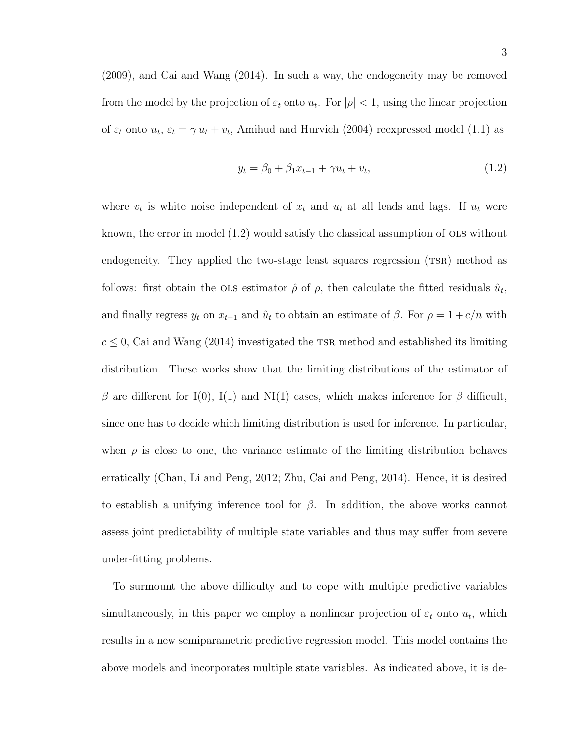(2009), and Cai and Wang (2014). In such a way, the endogeneity may be removed from the model by the projection of $\varepsilon_t$ onto $u_t$. For $|\rho| < 1$, using the linear projection of $\varepsilon_t$ onto $u_t$, $\varepsilon_t = \gamma\, u_t + v_t$, Amihud and Hurvich (2004) reexpressed model (1.1) as

$$y_t = \beta_0 + \beta_1 x_{t-1} + \gamma u_t + v_t, \tag{1.2}$$

where $v_t$ is white noise independent of $x_t$ and $u_t$ at all leads and lags. If $u_t$ were known, the error in model (1.2) would satisfy the classical assumption of OLS without endogeneity. They applied the two-stage least squares regression (TSR) method as follows: first obtain the OLS estimator $\hat{\rho}$ of $\rho$, then calculate the fitted residuals $\hat{u}_t$, and finally regress $y_t$ on $x_{t-1}$ and $\hat{u}_t$ to obtain an estimate of $\beta$. For $\rho = 1 + c/n$ with $c \leq 0$, Cai and Wang (2014) investigated the TSR method and established its limiting distribution. These works show that the limiting distributions of the estimator of $\beta$ are different for I(0), I(1) and NI(1) cases, which makes inference for $\beta$ difficult, since one has to decide which limiting distribution is used for inference. In particular, when $\rho$ is close to one, the variance estimate of the limiting distribution behaves erratically (Chan, Li and Peng, 2012; Zhu, Cai and Peng, 2014). Hence, it is desired to establish a unifying inference tool for $\beta$. In addition, the above works cannot assess joint predictability of multiple state variables and thus may suffer from severe under-fitting problems.

To surmount the above difficulty and to cope with multiple predictive variables simultaneously, in this paper we employ a nonlinear projection of $\varepsilon_t$ onto $u_t$, which results in a new semiparametric predictive regression model. This model contains the above models and incorporates multiple state variables. As indicated above, it is de-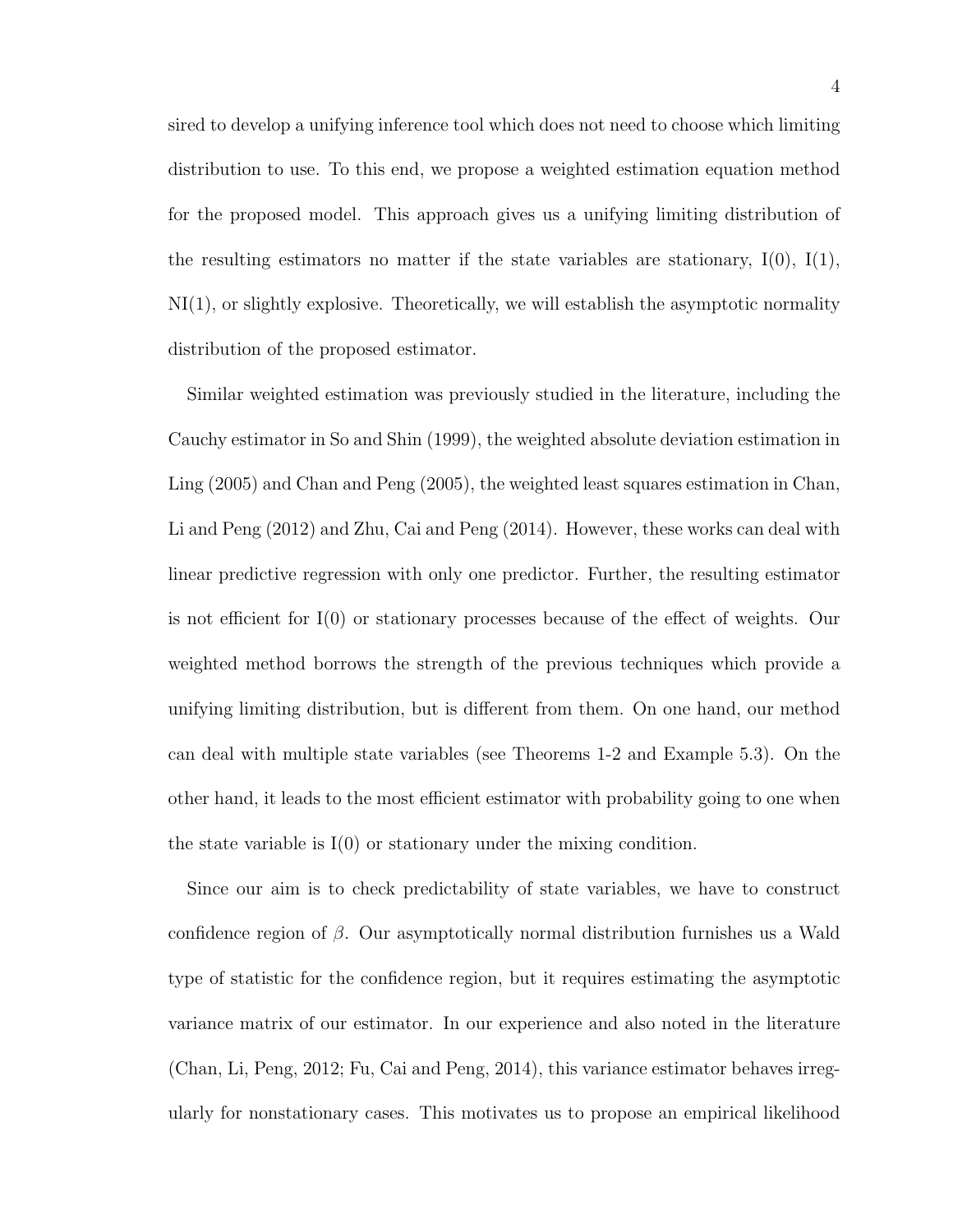sired to develop a unifying inference tool which does not need to choose which limiting distribution to use. To this end, we propose a weighted estimation equation method for the proposed model. This approach gives us a unifying limiting distribution of the resulting estimators no matter if the state variables are stationary, I(0), I(1), NI(1), or slightly explosive. Theoretically, we will establish the asymptotic normality distribution of the proposed estimator.

Similar weighted estimation was previously studied in the literature, including the Cauchy estimator in So and Shin (1999), the weighted absolute deviation estimation in Ling (2005) and Chan and Peng (2005), the weighted least squares estimation in Chan, Li and Peng (2012) and Zhu, Cai and Peng (2014). However, these works can deal with linear predictive regression with only one predictor. Further, the resulting estimator is not efficient for I(0) or stationary processes because of the effect of weights. Our weighted method borrows the strength of the previous techniques which provide a unifying limiting distribution, but is different from them. On one hand, our method can deal with multiple state variables (see Theorems 1-2 and Example 5.3). On the other hand, it leads to the most efficient estimator with probability going to one when the state variable is I(0) or stationary under the mixing condition.

Since our aim is to check predictability of state variables, we have to construct confidence region of $\beta$. Our asymptotically normal distribution furnishes us a Wald type of statistic for the confidence region, but it requires estimating the asymptotic variance matrix of our estimator. In our experience and also noted in the literature (Chan, Li, Peng, 2012; Fu, Cai and Peng, 2014), this variance estimator behaves irregularly for nonstationary cases. This motivates us to propose an empirical likelihood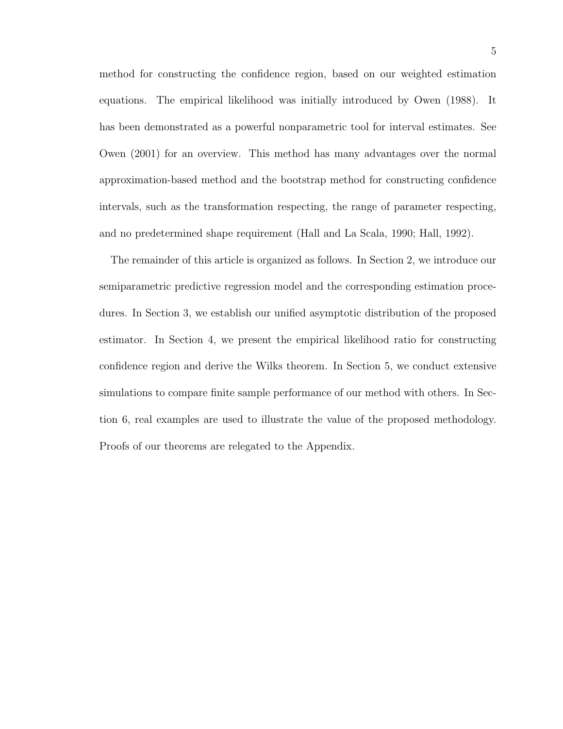method for constructing the confidence region, based on our weighted estimation equations. The empirical likelihood was initially introduced by Owen (1988). It has been demonstrated as a powerful nonparametric tool for interval estimates. See Owen (2001) for an overview. This method has many advantages over the normal approximation-based method and the bootstrap method for constructing confidence intervals, such as the transformation respecting, the range of parameter respecting, and no predetermined shape requirement (Hall and La Scala, 1990; Hall, 1992).

The remainder of this article is organized as follows. In Section 2, we introduce our semiparametric predictive regression model and the corresponding estimation procedures. In Section 3, we establish our unified asymptotic distribution of the proposed estimator. In Section 4, we present the empirical likelihood ratio for constructing confidence region and derive the Wilks theorem. In Section 5, we conduct extensive simulations to compare finite sample performance of our method with others. In Section 6, real examples are used to illustrate the value of the proposed methodology. Proofs of our theorems are relegated to the Appendix.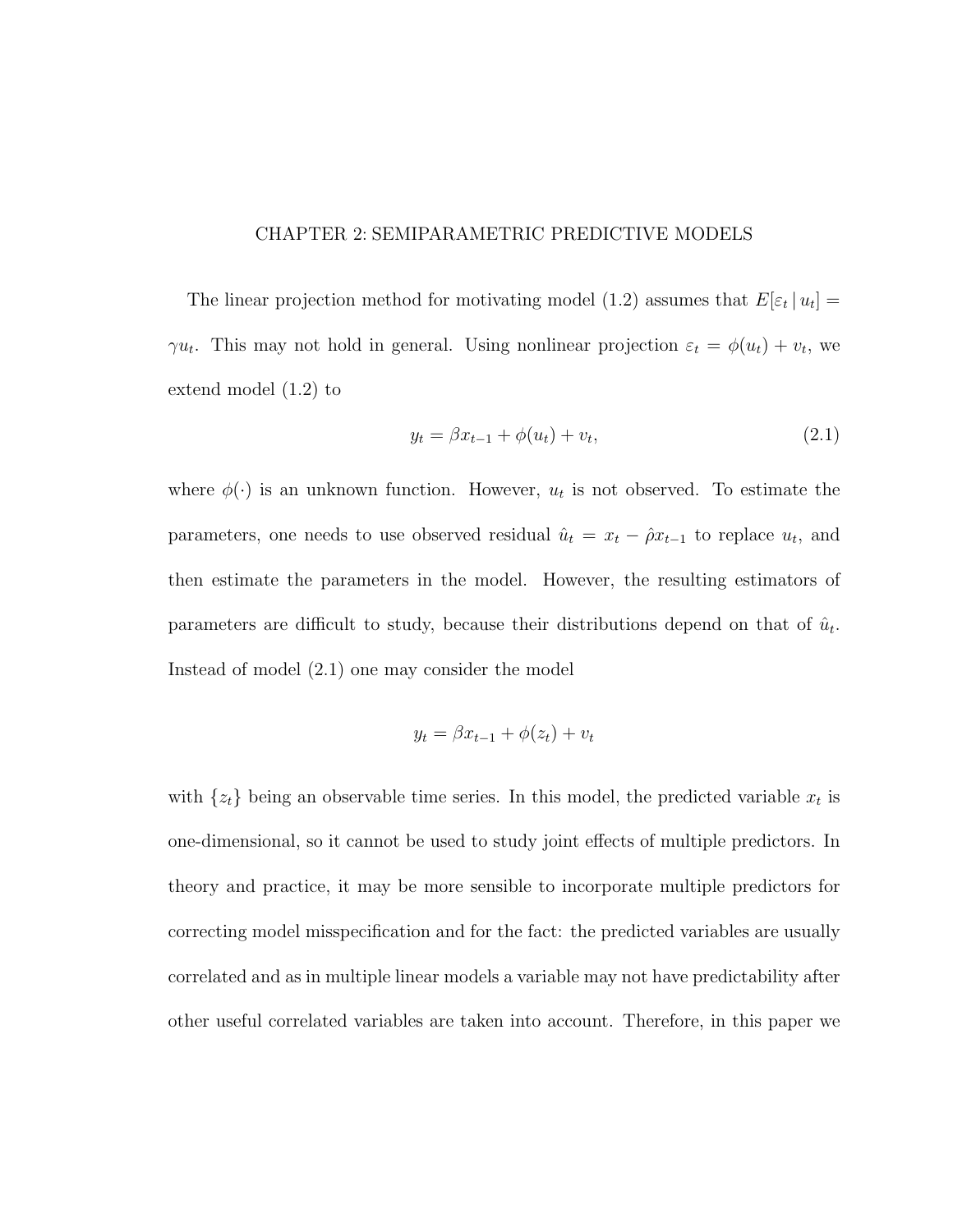# CHAPTER 2: SEMIPARAMETRIC PREDICTIVE MODELS

The linear projection method for motivating model (1.2) assumes that $E[\varepsilon_t \mid u_t] = \gamma u_t$. This may not hold in general. Using nonlinear projection $\varepsilon_t = \phi(u_t) + v_t$, we extend model (1.2) to

$$y_t = \beta x_{t-1} + \phi(u_t) + v_t, \tag{2.1}$$

where $\phi(\cdot)$ is an unknown function. However, $u_t$ is not observed. To estimate the parameters, one needs to use observed residual $\hat{u}_t = x_t - \hat{\rho} x_{t-1}$ to replace $u_t$, and then estimate the parameters in the model. However, the resulting estimators of parameters are difficult to study, because their distributions depend on that of $\hat{u}_t$. Instead of model (2.1) one may consider the model

$$y_t = \beta x_{t-1} + \phi(z_t) + v_t$$

with $\{z_t\}$ being an observable time series. In this model, the predicted variable $x_t$ is one-dimensional, so it cannot be used to study joint effects of multiple predictors. In theory and practice, it may be more sensible to incorporate multiple predictors for correcting model misspecification and for the fact: the predicted variables are usually correlated and as in multiple linear models a variable may not have predictability after other useful correlated variables are taken into account. Therefore, in this paper we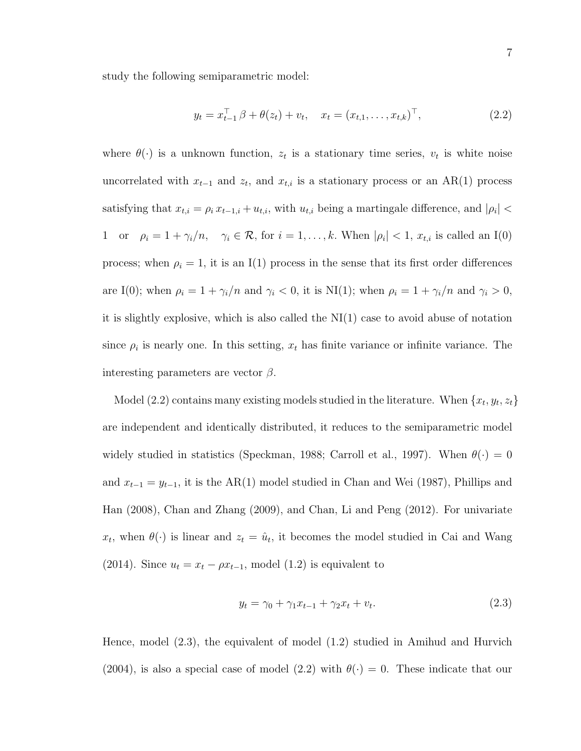study the following semiparametric model:

$$y_t = x_{t-1}^\top \beta + \theta(z_t) + v_t, \quad x_t = (x_{t,1}, \ldots, x_{t,k})^\top, \tag{2.2}$$

where $\theta(\cdot)$ is a unknown function, $z_t$ is a stationary time series, $v_t$ is white noise uncorrelated with $x_{t-1}$ and $z_t$, and $x_{t,i}$ is a stationary process or an AR(1) process satisfying that $x_{t,i} = \rho_i x_{t-1,i} + u_{t,i}$, with $u_{t,i}$ being a martingale difference, and $|\rho_i| < 1$ or $\rho_i = 1 + \gamma_i/n$, $\gamma_i \in \mathcal{R}$, for $i = 1, \ldots, k$. When $|\rho_i| < 1$, $x_{t,i}$ is called an I(0) process; when $\rho_i = 1$, it is an I(1) process in the sense that its first order differences are I(0); when $\rho_i = 1 + \gamma_i/n$ and $\gamma_i < 0$, it is NI(1); when $\rho_i = 1 + \gamma_i/n$ and $\gamma_i > 0$, it is slightly explosive, which is also called the NI(1) case to avoid abuse of notation since $\rho_i$ is nearly one. In this setting, $x_t$ has finite variance or infinite variance. The interesting parameters are vector $\beta$.

Model (2.2) contains many existing models studied in the literature. When $\{x_t, y_t, z_t\}$ are independent and identically distributed, it reduces to the semiparametric model widely studied in statistics (Speckman, 1988; Carroll et al., 1997). When $\theta(\cdot) = 0$ and $x_{t-1} = y_{t-1}$, it is the AR(1) model studied in Chan and Wei (1987), Phillips and Han (2008), Chan and Zhang (2009), and Chan, Li and Peng (2012). For univariate $x_t$, when $\theta(\cdot)$ is linear and $z_t = \hat{u}_t$, it becomes the model studied in Cai and Wang (2014). Since $u_t = x_t - \rho x_{t-1}$, model (1.2) is equivalent to

$$y_t = \gamma_0 + \gamma_1 x_{t-1} + \gamma_2 x_t + v_t. \tag{2.3}$$

Hence, model (2.3), the equivalent of model (1.2) studied in Amihud and Hurvich (2004), is also a special case of model (2.2) with $\theta(\cdot) = 0$. These indicate that our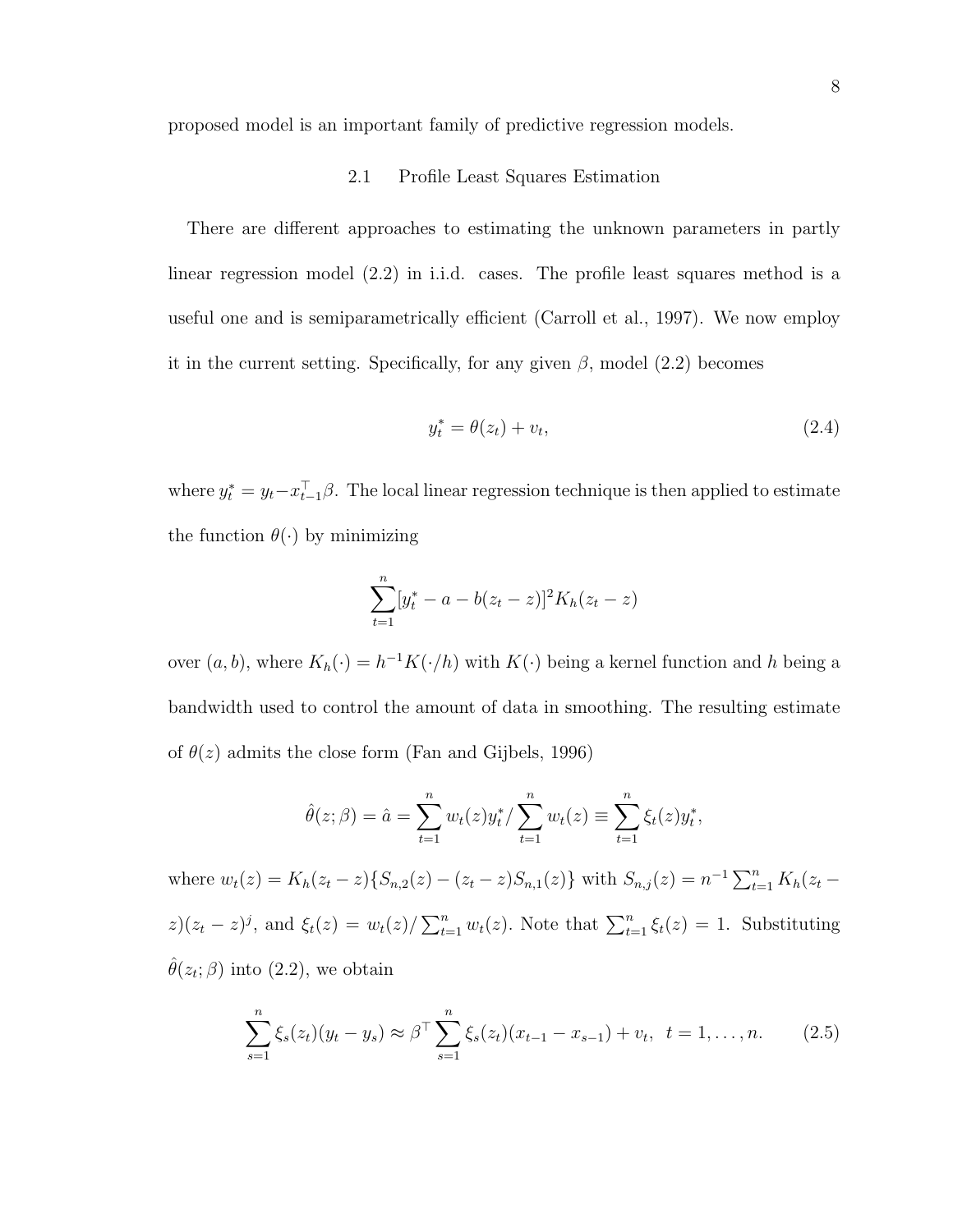proposed model is an important family of predictive regression models.

## 2.1 Profile Least Squares Estimation

There are different approaches to estimating the unknown parameters in partly linear regression model (2.2) in i.i.d. cases. The profile least squares method is a useful one and is semiparametrically efficient (Carroll et al., 1997). We now employ it in the current setting. Specifically, for any given $\beta$, model (2.2) becomes

$$y_t^* = \theta(z_t) + v_t, \tag{2.4}$$

where $y_t^* = y_t - x_{t-1}^\top \beta$. The local linear regression technique is then applied to estimate the function $\theta(\cdot)$ by minimizing

$$\sum_{t=1}^{n} [y_t^* - a - b(z_t - z)]^2 K_h(z_t - z)$$

over $(a, b)$, where $K_h(\cdot) = h^{-1} K(\cdot/h)$ with $K(\cdot)$ being a kernel function and $h$ being a bandwidth used to control the amount of data in smoothing. The resulting estimate of $\theta(z)$ admits the close form (Fan and Gijbels, 1996)

$$\hat{\theta}(z; \beta) = \hat{a} = \sum_{t=1}^{n} w_t(z) y_t^* / \sum_{t=1}^{n} w_t(z) \equiv \sum_{t=1}^{n} \xi_t(z) y_t^*,$$

where $w_t(z) = K_h(z_t - z)\{S_{n,2}(z) - (z_t - z) S_{n,1}(z)\}$ with $S_{n,j}(z) = n^{-1} \sum_{t=1}^{n} K_h(z_t - z)(z_t - z)^j$, and $\xi_t(z) = w_t(z) / \sum_{t=1}^{n} w_t(z)$. Note that $\sum_{t=1}^{n} \xi_t(z) = 1$. Substituting $\hat{\theta}(z_t; \beta)$ into (2.2), we obtain

$$\sum_{s=1}^{n} \xi_s(z_t)(y_t - y_s) \approx \beta^\top \sum_{s=1}^{n} \xi_s(z_t)(x_{t-1} - x_{s-1}) + v_t, \quad t = 1, \ldots, n. \tag{2.5}$$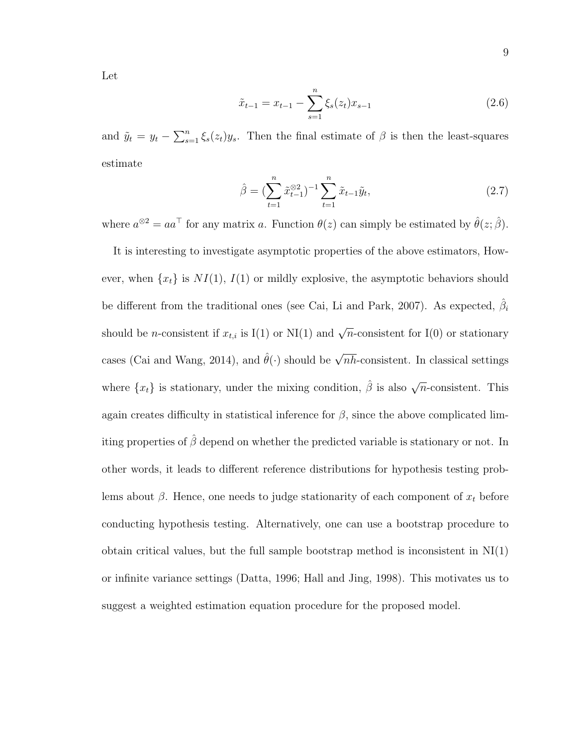Let

$$
\tilde{x}_{t-1} = x_{t-1} - \sum_{s=1}^{n} \xi_s(z_t) x_{s-1} \tag{2.6}
$$

and $\tilde{y}_t = y_t - \sum_{s=1}^{n} \xi_s(z_t) y_s$. Then the final estimate of $\beta$ is then the least-squares estimate

$$
\hat{\beta} = (\sum_{t=1}^{n} \tilde{x}_{t-1}^{\otimes 2})^{-1} \sum_{t=1}^{n} \tilde{x}_{t-1} \tilde{y}_t, \tag{2.7}
$$

where $a^{\otimes 2} = aa^\top$ for any matrix $a$. Function $\theta(z)$ can simply be estimated by $\hat{\theta}(z; \hat{\beta})$.

It is interesting to investigate asymptotic properties of the above estimators, However, when $\{x_t\}$ is $NI(1)$, $I(1)$ or mildly explosive, the asymptotic behaviors should be different from the traditional ones (see Cai, Li and Park, 2007). As expected, $\hat{\beta}_i$ should be $n$-consistent if $x_{t,i}$ is I(1) or NI(1) and $\sqrt{n}$-consistent for I(0) or stationary cases (Cai and Wang, 2014), and $\hat{\theta}(\cdot)$ should be $\sqrt{nh}$-consistent. In classical settings where $\{x_t\}$ is stationary, under the mixing condition, $\hat{\beta}$ is also $\sqrt{n}$-consistent. This again creates difficulty in statistical inference for $\beta$, since the above complicated limiting properties of $\hat{\beta}$ depend on whether the predicted variable is stationary or not. In other words, it leads to different reference distributions for hypothesis testing problems about $\beta$. Hence, one needs to judge stationarity of each component of $x_t$ before conducting hypothesis testing. Alternatively, one can use a bootstrap procedure to obtain critical values, but the full sample bootstrap method is inconsistent in NI(1) or infinite variance settings (Datta, 1996; Hall and Jing, 1998). This motivates us to suggest a weighted estimation equation procedure for the proposed model.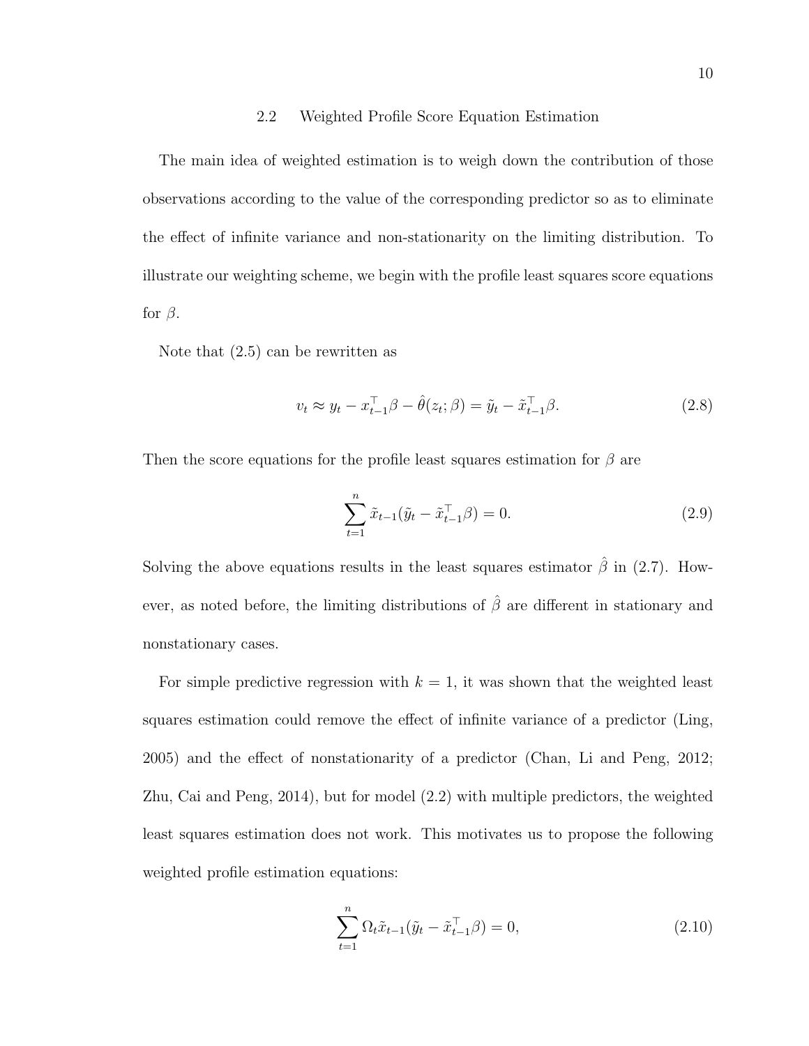## 2.2 Weighted Profile Score Equation Estimation

The main idea of weighted estimation is to weigh down the contribution of those observations according to the value of the corresponding predictor so as to eliminate the effect of infinite variance and non-stationarity on the limiting distribution. To illustrate our weighting scheme, we begin with the profile least squares score equations for $\beta$.

Note that (2.5) can be rewritten as

$$v_t \approx y_t - x_{t-1}^\top \beta - \hat{\theta}(z_t; \beta) = \tilde{y}_t - \tilde{x}_{t-1}^\top \beta. \tag{2.8}$$

Then the score equations for the profile least squares estimation for $\beta$ are

$$\sum_{t=1}^{n} \tilde{x}_{t-1}(\tilde{y}_t - \tilde{x}_{t-1}^\top \beta) = 0. \tag{2.9}$$

Solving the above equations results in the least squares estimator $\hat{\beta}$ in (2.7). However, as noted before, the limiting distributions of $\hat{\beta}$ are different in stationary and nonstationary cases.

For simple predictive regression with $k = 1$, it was shown that the weighted least squares estimation could remove the effect of infinite variance of a predictor (Ling, 2005) and the effect of nonstationarity of a predictor (Chan, Li and Peng, 2012; Zhu, Cai and Peng, 2014), but for model (2.2) with multiple predictors, the weighted least squares estimation does not work. This motivates us to propose the following weighted profile estimation equations:

$$\sum_{t=1}^{n} \Omega_t \tilde{x}_{t-1}(\tilde{y}_t - \tilde{x}_{t-1}^\top \beta) = 0, \tag{2.10}$$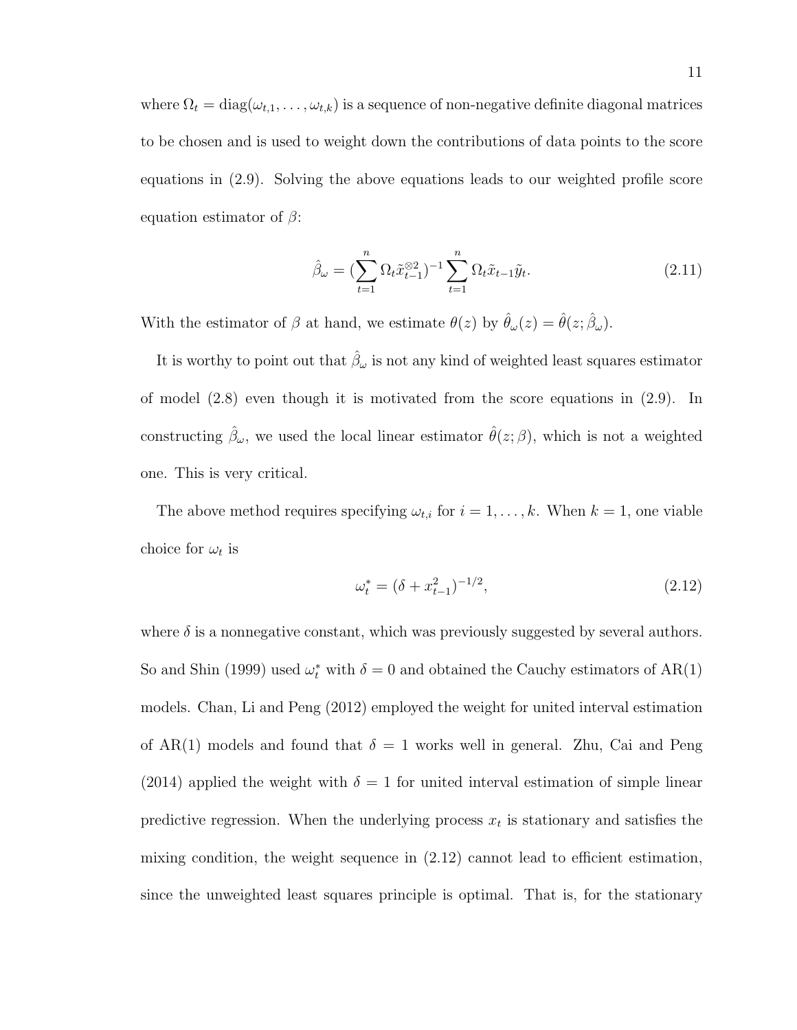where $\Omega_t = \text{diag}(\omega_{t,1}, \ldots, \omega_{t,k})$ is a sequence of non-negative definite diagonal matrices to be chosen and is used to weight down the contributions of data points to the score equations in (2.9). Solving the above equations leads to our weighted profile score equation estimator of $\beta$:

$$\hat{\beta}_\omega = (\sum_{t=1}^{n} \Omega_t \tilde{x}_{t-1}^{\otimes 2})^{-1} \sum_{t=1}^{n} \Omega_t \tilde{x}_{t-1} \tilde{y}_t. \tag{2.11}$$

With the estimator of $\beta$ at hand, we estimate $\theta(z)$ by $\hat{\theta}_\omega(z) = \hat{\theta}(z; \hat{\beta}_\omega)$.

It is worthy to point out that $\hat{\beta}_\omega$ is not any kind of weighted least squares estimator of model (2.8) even though it is motivated from the score equations in (2.9). In constructing $\hat{\beta}_\omega$, we used the local linear estimator $\hat{\theta}(z; \beta)$, which is not a weighted one. This is very critical.

The above method requires specifying $\omega_{t,i}$ for $i = 1, \ldots, k$. When $k = 1$, one viable choice for $\omega_t$ is

$$\omega_t^* = (\delta + x_{t-1}^2)^{-1/2}, \tag{2.12}$$

where $\delta$ is a nonnegative constant, which was previously suggested by several authors. So and Shin (1999) used $\omega_t^*$ with $\delta = 0$ and obtained the Cauchy estimators of AR(1) models. Chan, Li and Peng (2012) employed the weight for united interval estimation of AR(1) models and found that $\delta = 1$ works well in general. Zhu, Cai and Peng (2014) applied the weight with $\delta = 1$ for united interval estimation of simple linear predictive regression. When the underlying process $x_t$ is stationary and satisfies the mixing condition, the weight sequence in (2.12) cannot lead to efficient estimation, since the unweighted least squares principle is optimal. That is, for the stationary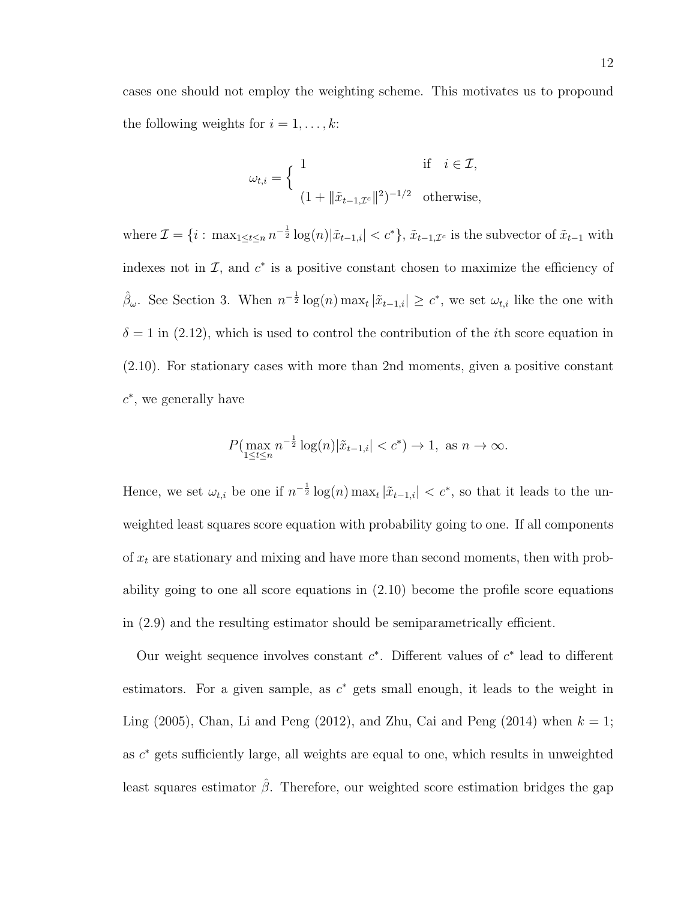cases one should not employ the weighting scheme. This motivates us to propound the following weights for $i = 1, \ldots, k$:

$$\omega_{t,i} = \begin{cases} 1 & \text{if} \quad i \in \mathcal{I}, \\ (1 + \|\tilde{x}_{t-1,\mathcal{I}^c}\|^2)^{-1/2} & \text{otherwise}, \end{cases}$$

where $\mathcal{I} = \{i : \max_{1 \le t \le n} n^{-\frac{1}{2}} \log(n) |\tilde{x}_{t-1,i}| < c^*\}$, $\tilde{x}_{t-1,\mathcal{I}^c}$ is the subvector of $\tilde{x}_{t-1}$ with indexes not in $\mathcal{I}$, and $c^*$ is a positive constant chosen to maximize the efficiency of $\hat{\beta}_\omega$. See Section 3. When $n^{-\frac{1}{2}} \log(n) \max_t |\tilde{x}_{t-1,i}| \ge c^*$, we set $\omega_{t,i}$ like the one with $\delta = 1$ in (2.12), which is used to control the contribution of the $i$th score equation in (2.10). For stationary cases with more than 2nd moments, given a positive constant $c^*$, we generally have

$$P(\max_{1 \le t \le n} n^{-\frac{1}{2}} \log(n) |\tilde{x}_{t-1,i}| < c^*) \to 1, \text{ as } n \to \infty.$$

Hence, we set $\omega_{t,i}$ be one if $n^{-\frac{1}{2}} \log(n) \max_t |\tilde{x}_{t-1,i}| < c^*$, so that it leads to the unweighted least squares score equation with probability going to one. If all components of $x_t$ are stationary and mixing and have more than second moments, then with probability going to one all score equations in (2.10) become the profile score equations in (2.9) and the resulting estimator should be semiparametrically efficient.

Our weight sequence involves constant $c^*$. Different values of $c^*$ lead to different estimators. For a given sample, as $c^*$ gets small enough, it leads to the weight in Ling (2005), Chan, Li and Peng (2012), and Zhu, Cai and Peng (2014) when $k = 1$; as $c^*$ gets sufficiently large, all weights are equal to one, which results in unweighted least squares estimator $\hat{\beta}$. Therefore, our weighted score estimation bridges the gap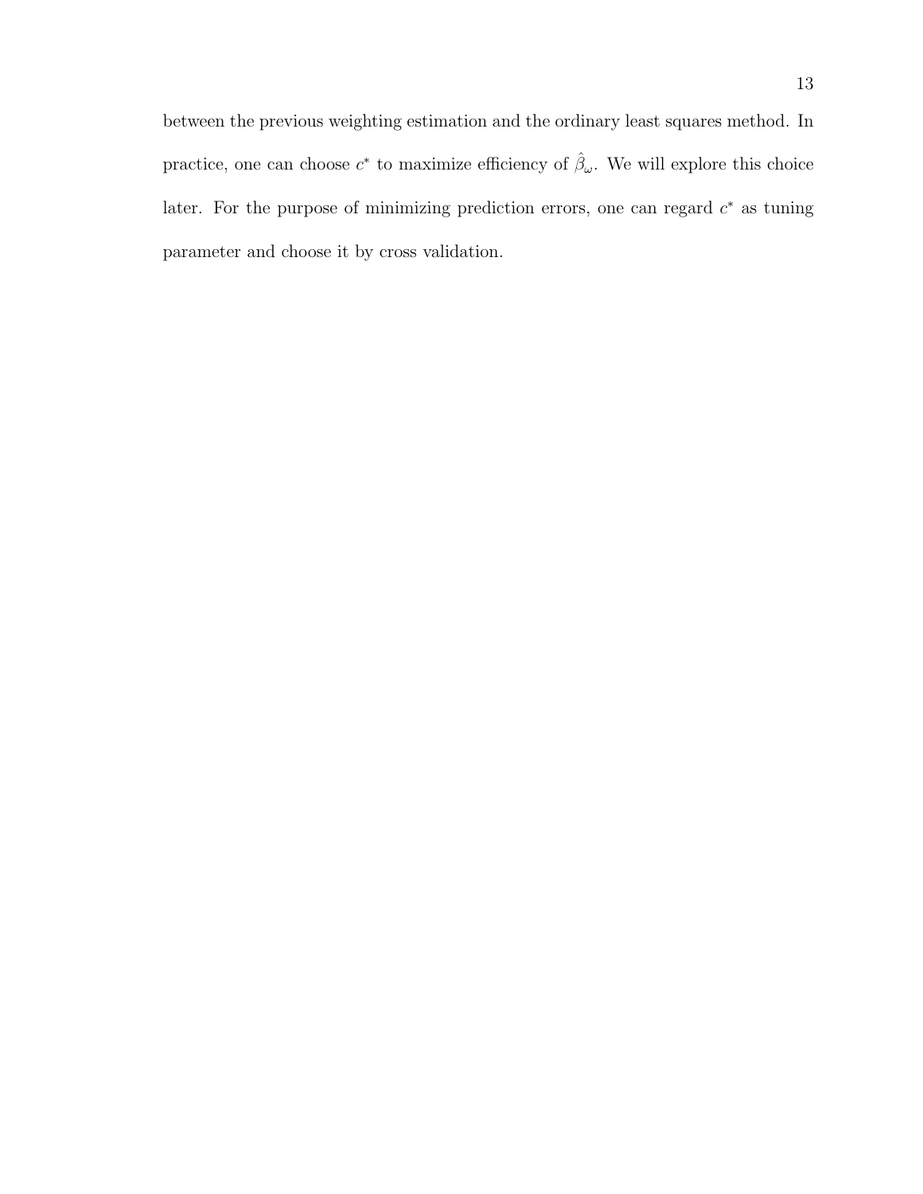between the previous weighting estimation and the ordinary least squares method. In practice, one can choose $c^*$ to maximize efficiency of $\hat{\beta}_\omega$. We will explore this choice later. For the purpose of minimizing prediction errors, one can regard $c^*$ as tuning parameter and choose it by cross validation.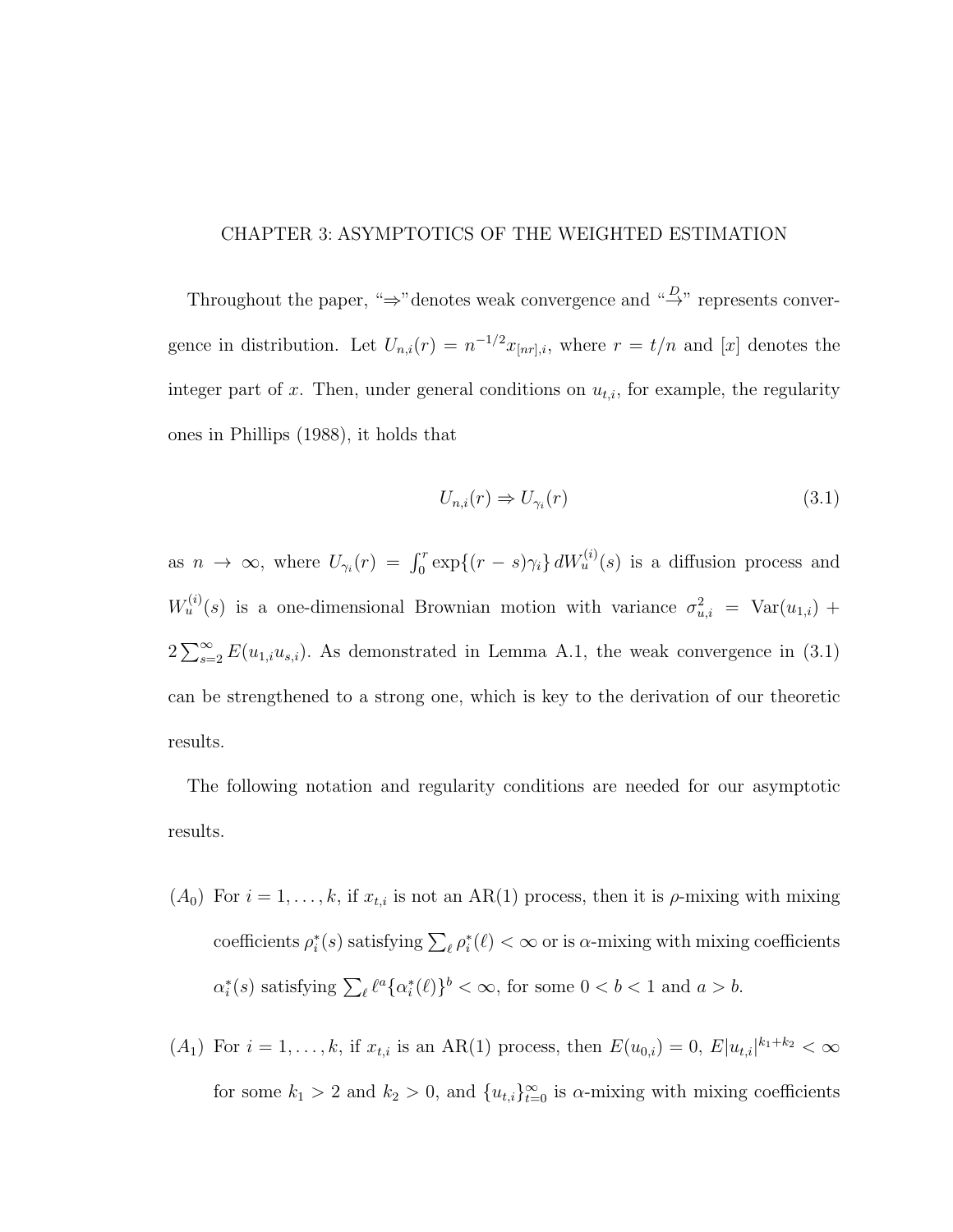# CHAPTER 3: ASYMPTOTICS OF THE WEIGHTED ESTIMATION

Throughout the paper, "$\Rightarrow$"denotes weak convergence and "$\xrightarrow{D}$" represents convergence in distribution. Let $U_{n,i}(r) = n^{-1/2}x_{[nr],i}$, where $r = t/n$ and $[x]$ denotes the integer part of $x$. Then, under general conditions on $u_{t,i}$, for example, the regularity ones in Phillips (1988), it holds that

$$U_{n,i}(r) \Rightarrow U_{\gamma_i}(r) \tag{3.1}$$

as $n \to \infty$, where $U_{\gamma_i}(r) = \int_0^r \exp\{(r-s)\gamma_i\}\, dW_u^{(i)}(s)$ is a diffusion process and $W_u^{(i)}(s)$ is a one-dimensional Brownian motion with variance $\sigma_{u,i}^2 = \text{Var}(u_{1,i}) + 2\sum_{s=2}^{\infty} E(u_{1,i}u_{s,i})$. As demonstrated in Lemma A.1, the weak convergence in (3.1) can be strengthened to a strong one, which is key to the derivation of our theoretic results.

The following notation and regularity conditions are needed for our asymptotic results.

- $(A_0)$ For $i = 1, \ldots, k$, if $x_{t,i}$ is not an AR(1) process, then it is $\rho$-mixing with mixing coefficients $\rho_i^*(s)$ satisfying $\sum_\ell \rho_i^*(\ell) < \infty$ or is $\alpha$-mixing with mixing coefficients $\alpha_i^*(s)$ satisfying $\sum_\ell \ell^a\{\alpha_i^*(\ell)\}^b < \infty$, for some $0 < b < 1$ and $a > b$.

- $(A_1)$ For $i = 1, \ldots, k$, if $x_{t,i}$ is an AR(1) process, then $E(u_{0,i}) = 0$, $E|u_{t,i}|^{k_1+k_2} < \infty$ for some $k_1 > 2$ and $k_2 > 0$, and $\{u_{t,i}\}_{t=0}^{\infty}$ is $\alpha$-mixing with mixing coefficients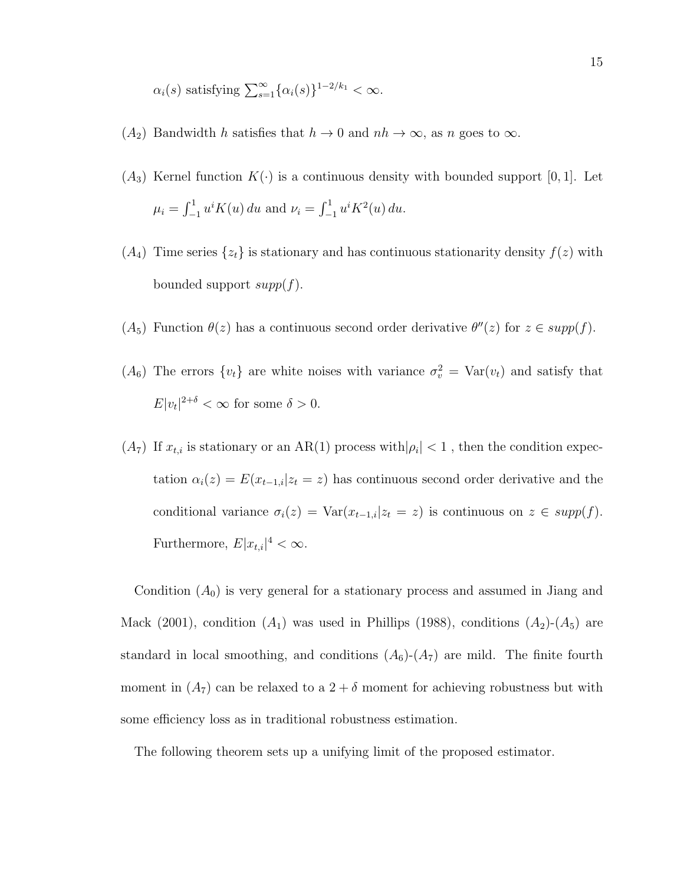$\alpha_i(s)$ satisfying $\sum_{s=1}^{\infty}\{\alpha_i(s)\}^{1-2/k_1} < \infty$.

$(A_2)$ Bandwidth $h$ satisfies that $h \to 0$ and $nh \to \infty$, as $n$ goes to $\infty$.

$(A_3)$ Kernel function $K(\cdot)$ is a continuous density with bounded support $[0, 1]$. Let $\mu_i = \int_{-1}^{1} u^i K(u)\, du$ and $\nu_i = \int_{-1}^{1} u^i K^2(u)\, du$.

$(A_4)$ Time series $\{z_t\}$ is stationary and has continuous stationarity density $f(z)$ with bounded support $supp(f)$.

$(A_5)$ Function $\theta(z)$ has a continuous second order derivative $\theta''(z)$ for $z \in supp(f)$.

$(A_6)$ The errors $\{v_t\}$ are white noises with variance $\sigma_v^2 = \text{Var}(v_t)$ and satisfy that $E|v_t|^{2+\delta} < \infty$ for some $\delta > 0$.

$(A_7)$ If $x_{t,i}$ is stationary or an AR(1) process with$|\rho_i| < 1$ , then the condition expectation $\alpha_i(z) = E(x_{t-1,i}|z_t = z)$ has continuous second order derivative and the conditional variance $\sigma_i(z) = \text{Var}(x_{t-1,i}|z_t = z)$ is continuous on $z \in supp(f)$. Furthermore, $E|x_{t,i}|^4 < \infty$.

Condition $(A_0)$ is very general for a stationary process and assumed in Jiang and Mack (2001), condition $(A_1)$ was used in Phillips (1988), conditions $(A_2)$-$(A_5)$ are standard in local smoothing, and conditions $(A_6)$-$(A_7)$ are mild. The finite fourth moment in $(A_7)$ can be relaxed to a $2 + \delta$ moment for achieving robustness but with some efficiency loss as in traditional robustness estimation.

The following theorem sets up a unifying limit of the proposed estimator.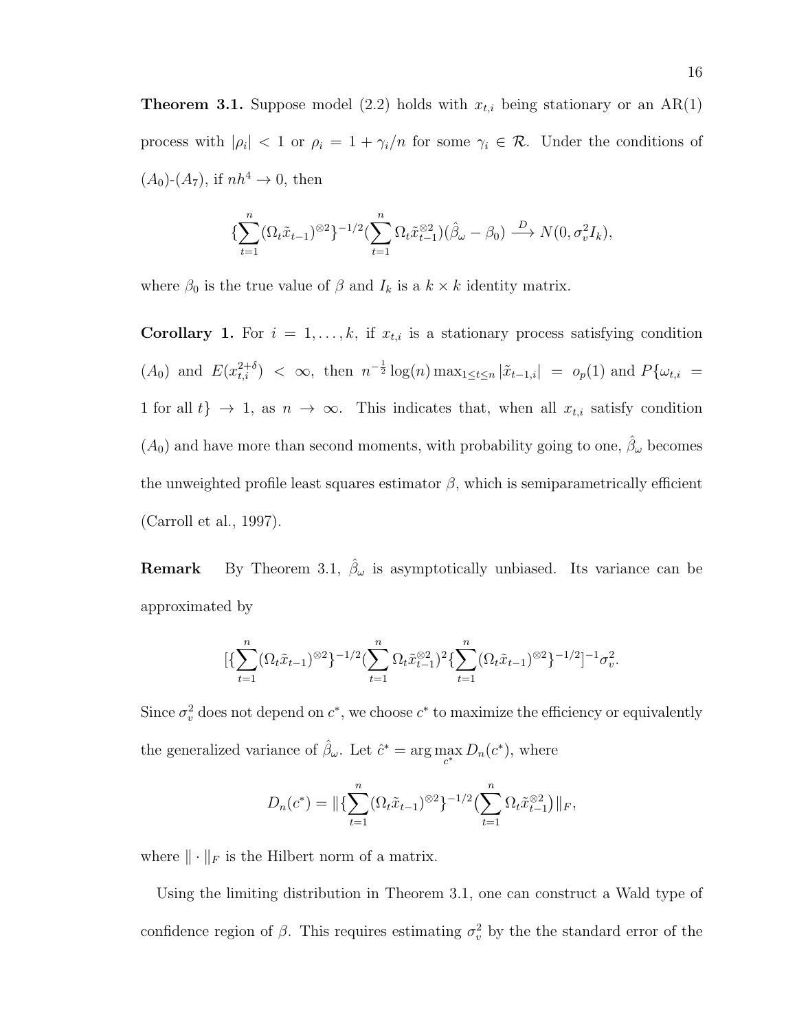**Theorem 3.1.** Suppose model (2.2) holds with $x_{t,i}$ being stationary or an AR(1) process with $|\rho_i| < 1$ or $\rho_i = 1 + \gamma_i/n$ for some $\gamma_i \in \mathcal{R}$. Under the conditions of $(A_0)$-$(A_7)$, if $nh^4 \to 0$, then

$$\{\sum_{t=1}^{n}(\Omega_t \tilde{x}_{t-1})^{\otimes 2}\}^{-1/2}(\sum_{t=1}^{n}\Omega_t \tilde{x}_{t-1}^{\otimes 2})(\hat{\beta}_\omega - \beta_0) \xrightarrow{D} N(0, \sigma_v^2 I_k),$$

where $\beta_0$ is the true value of $\beta$ and $I_k$ is a $k \times k$ identity matrix.

**Corollary 1.** For $i = 1, \ldots, k$, if $x_{t,i}$ is a stationary process satisfying condition $(A_0)$ and $E(x_{t,i}^{2+\delta}) < \infty$, then $n^{-\frac{1}{2}}\log(n)\max_{1\le t\le n}|\tilde{x}_{t-1,i}| = o_p(1)$ and $P\{\omega_{t,i} = 1 \text{ for all } t\} \to 1$, as $n \to \infty$. This indicates that, when all $x_{t,i}$ satisfy condition $(A_0)$ and have more than second moments, with probability going to one, $\hat{\beta}_\omega$ becomes the unweighted profile least squares estimator $\beta$, which is semiparametrically efficient (Carroll et al., 1997).

**Remark** By Theorem 3.1, $\hat{\beta}_\omega$ is asymptotically unbiased. Its variance can be approximated by

$$[\{\sum_{t=1}^{n}(\Omega_t \tilde{x}_{t-1})^{\otimes 2}\}^{-1/2}(\sum_{t=1}^{n}\Omega_t \tilde{x}_{t-1}^{\otimes 2})^2\{\sum_{t=1}^{n}(\Omega_t \tilde{x}_{t-1})^{\otimes 2}\}^{-1/2}]^{-1}\sigma_v^2.$$

Since $\sigma_v^2$ does not depend on $c^*$, we choose $c^*$ to maximize the efficiency or equivalently the generalized variance of $\hat{\beta}_\omega$. Let $\hat{c}^* = \arg\max_{c^*} D_n(c^*)$, where

$$D_n(c^*) = \|\{\sum_{t=1}^{n}(\Omega_t \tilde{x}_{t-1})^{\otimes 2}\}^{-1/2}\big(\sum_{t=1}^{n}\Omega_t \tilde{x}_{t-1}^{\otimes 2}\big)\|_F,$$

where $\|\cdot\|_F$ is the Hilbert norm of a matrix.

Using the limiting distribution in Theorem 3.1, one can construct a Wald type of confidence region of $\beta$. This requires estimating $\sigma_v^2$ by the the standard error of the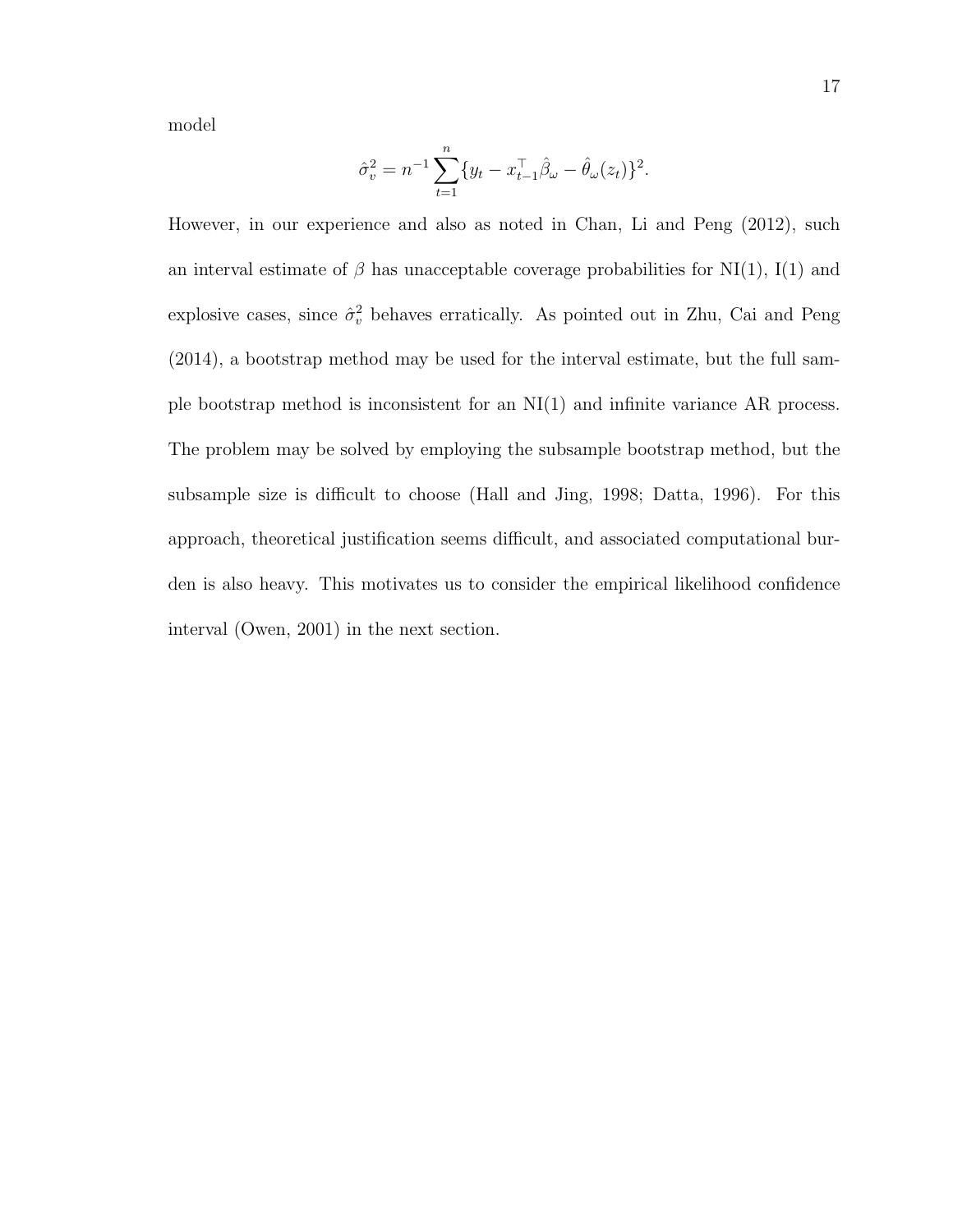model

$$\hat{\sigma}_v^2 = n^{-1} \sum_{t=1}^{n} \{y_t - x_{t-1}^\top \hat{\beta}_\omega - \hat{\theta}_\omega(z_t)\}^2.$$

However, in our experience and also as noted in Chan, Li and Peng (2012), such an interval estimate of $\beta$ has unacceptable coverage probabilities for NI(1), I(1) and explosive cases, since $\hat{\sigma}_v^2$ behaves erratically. As pointed out in Zhu, Cai and Peng (2014), a bootstrap method may be used for the interval estimate, but the full sample bootstrap method is inconsistent for an NI(1) and infinite variance AR process. The problem may be solved by employing the subsample bootstrap method, but the subsample size is difficult to choose (Hall and Jing, 1998; Datta, 1996). For this approach, theoretical justification seems difficult, and associated computational burden is also heavy. This motivates us to consider the empirical likelihood confidence interval (Owen, 2001) in the next section.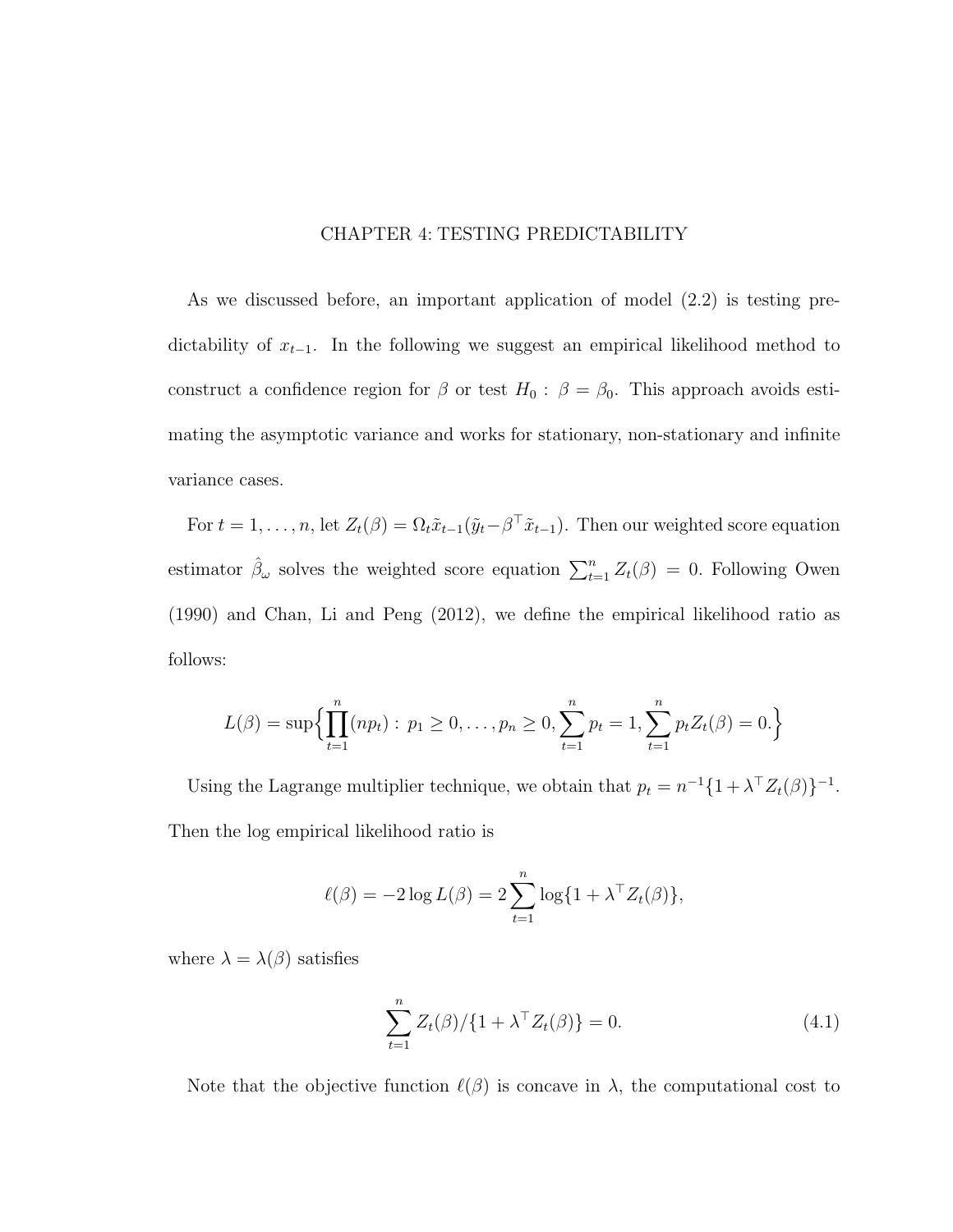# CHAPTER 4: TESTING PREDICTABILITY

As we discussed before, an important application of model (2.2) is testing predictability of $x_{t-1}$. In the following we suggest an empirical likelihood method to construct a confidence region for $\beta$ or test $H_0 : \beta = \beta_0$. This approach avoids estimating the asymptotic variance and works for stationary, non-stationary and infinite variance cases.

For $t = 1, \ldots, n$, let $Z_t(\beta) = \Omega_t \tilde{x}_{t-1}(\tilde{y}_t - \beta^\top \tilde{x}_{t-1})$. Then our weighted score equation estimator $\hat{\beta}_\omega$ solves the weighted score equation $\sum_{t=1}^n Z_t(\beta) = 0$. Following Owen (1990) and Chan, Li and Peng (2012), we define the empirical likelihood ratio as follows:

$$L(\beta) = \sup\Big\{\prod_{t=1}^n (np_t) : \, p_1 \geq 0, \ldots, p_n \geq 0, \sum_{t=1}^n p_t = 1, \sum_{t=1}^n p_t Z_t(\beta) = 0.\Big\}$$

Using the Lagrange multiplier technique, we obtain that $p_t = n^{-1}\{1 + \lambda^\top Z_t(\beta)\}^{-1}$. Then the log empirical likelihood ratio is

$$\ell(\beta) = -2 \log L(\beta) = 2 \sum_{t=1}^n \log\{1 + \lambda^\top Z_t(\beta)\},$$

where $\lambda = \lambda(\beta)$ satisfies

$$\sum_{t=1}^n Z_t(\beta)/\{1 + \lambda^\top Z_t(\beta)\} = 0. \tag{4.1}$$

Note that the objective function $\ell(\beta)$ is concave in $\lambda$, the computational cost to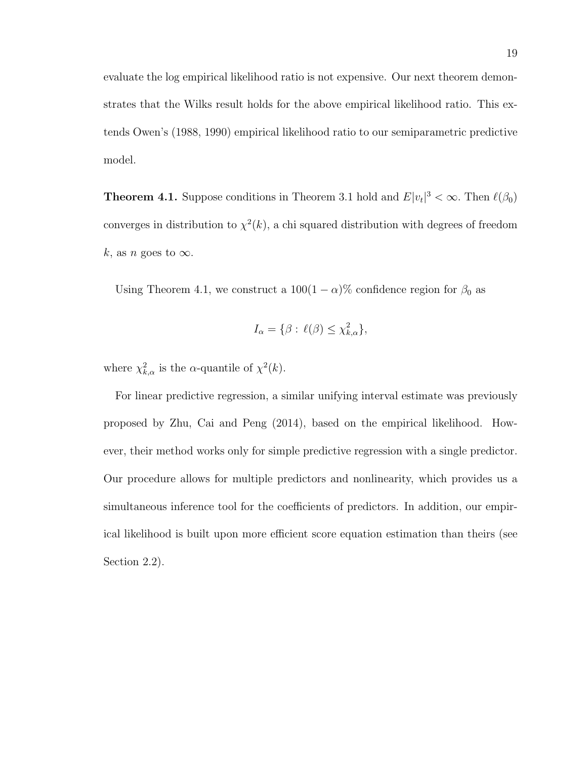evaluate the log empirical likelihood ratio is not expensive. Our next theorem demonstrates that the Wilks result holds for the above empirical likelihood ratio. This extends Owen's (1988, 1990) empirical likelihood ratio to our semiparametric predictive model.

**Theorem 4.1.** Suppose conditions in Theorem 3.1 hold and $E|v_t|^3 < \infty$. Then $\ell(\beta_0)$ converges in distribution to $\chi^2(k)$, a chi squared distribution with degrees of freedom $k$, as $n$ goes to $\infty$.

Using Theorem 4.1, we construct a $100(1-\alpha)\%$ confidence region for $\beta_0$ as

$$I_\alpha = \{\beta : \ell(\beta) \leq \chi^2_{k,\alpha}\},$$

where $\chi^2_{k,\alpha}$ is the $\alpha$-quantile of $\chi^2(k)$.

For linear predictive regression, a similar unifying interval estimate was previously proposed by Zhu, Cai and Peng (2014), based on the empirical likelihood. However, their method works only for simple predictive regression with a single predictor. Our procedure allows for multiple predictors and nonlinearity, which provides us a simultaneous inference tool for the coefficients of predictors. In addition, our empirical likelihood is built upon more efficient score equation estimation than theirs (see Section 2.2).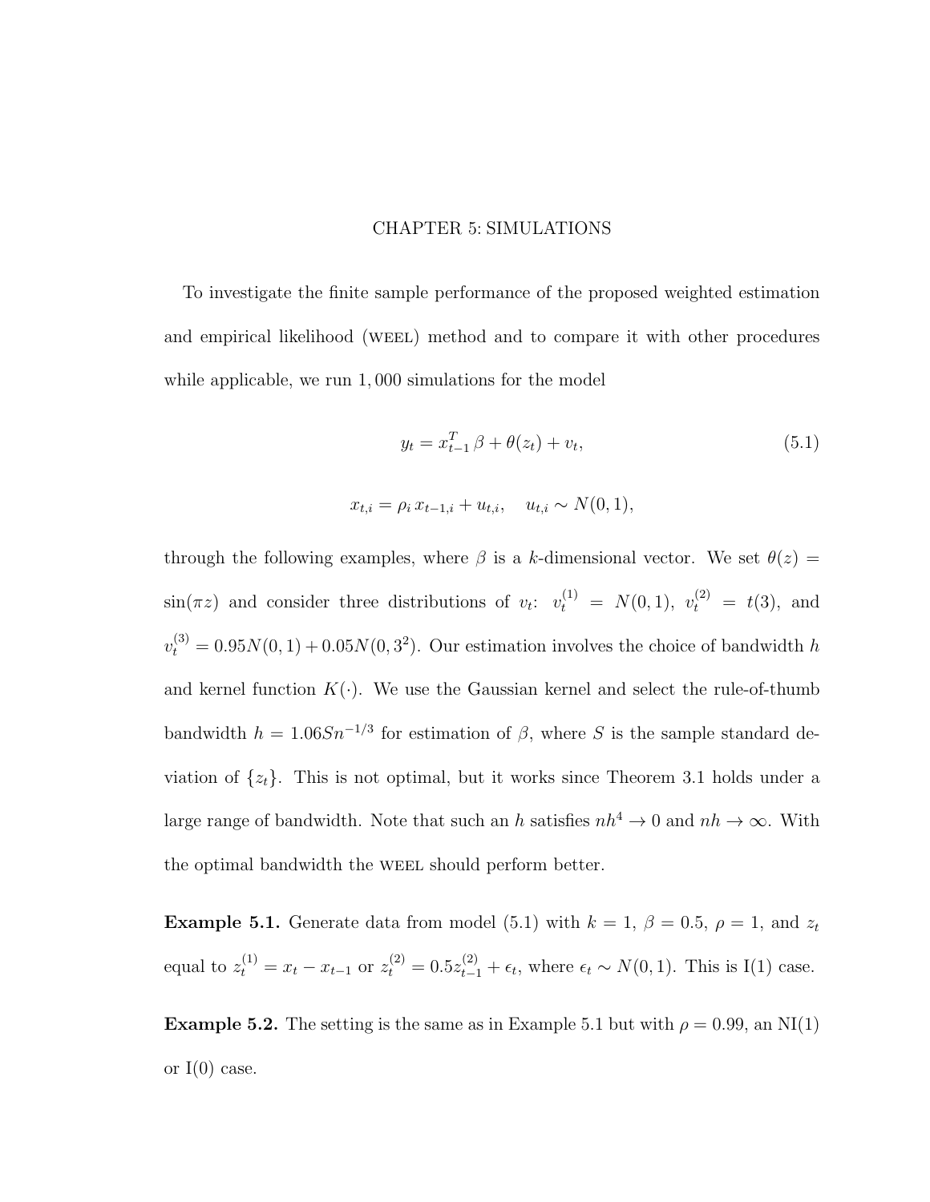# CHAPTER 5: SIMULATIONS

To investigate the finite sample performance of the proposed weighted estimation and empirical likelihood (WEEL) method and to compare it with other procedures while applicable, we run 1,000 simulations for the model

$$y_t = x_{t-1}^T\,\beta + \theta(z_t) + v_t, \tag{5.1}$$

$$x_{t,i} = \rho_i\, x_{t-1,i} + u_{t,i}, \quad u_{t,i} \sim N(0,1),$$

through the following examples, where $\beta$ is a $k$-dimensional vector. We set $\theta(z) = \sin(\pi z)$ and consider three distributions of $v_t$: $v_t^{(1)} = N(0,1)$, $v_t^{(2)} = t(3)$, and $v_t^{(3)} = 0.95N(0,1) + 0.05N(0,3^2)$. Our estimation involves the choice of bandwidth $h$ and kernel function $K(\cdot)$. We use the Gaussian kernel and select the rule-of-thumb bandwidth $h = 1.06Sn^{-1/3}$ for estimation of $\beta$, where $S$ is the sample standard deviation of $\{z_t\}$. This is not optimal, but it works since Theorem 3.1 holds under a large range of bandwidth. Note that such an $h$ satisfies $nh^4 \to 0$ and $nh \to \infty$. With the optimal bandwidth the WEEL should perform better.

**Example 5.1.** Generate data from model (5.1) with $k = 1$, $\beta = 0.5$, $\rho = 1$, and $z_t$ equal to $z_t^{(1)} = x_t - x_{t-1}$ or $z_t^{(2)} = 0.5z_{t-1}^{(2)} + \epsilon_t$, where $\epsilon_t \sim N(0,1)$. This is I(1) case.

**Example 5.2.** The setting is the same as in Example 5.1 but with $\rho = 0.99$, an NI(1) or I(0) case.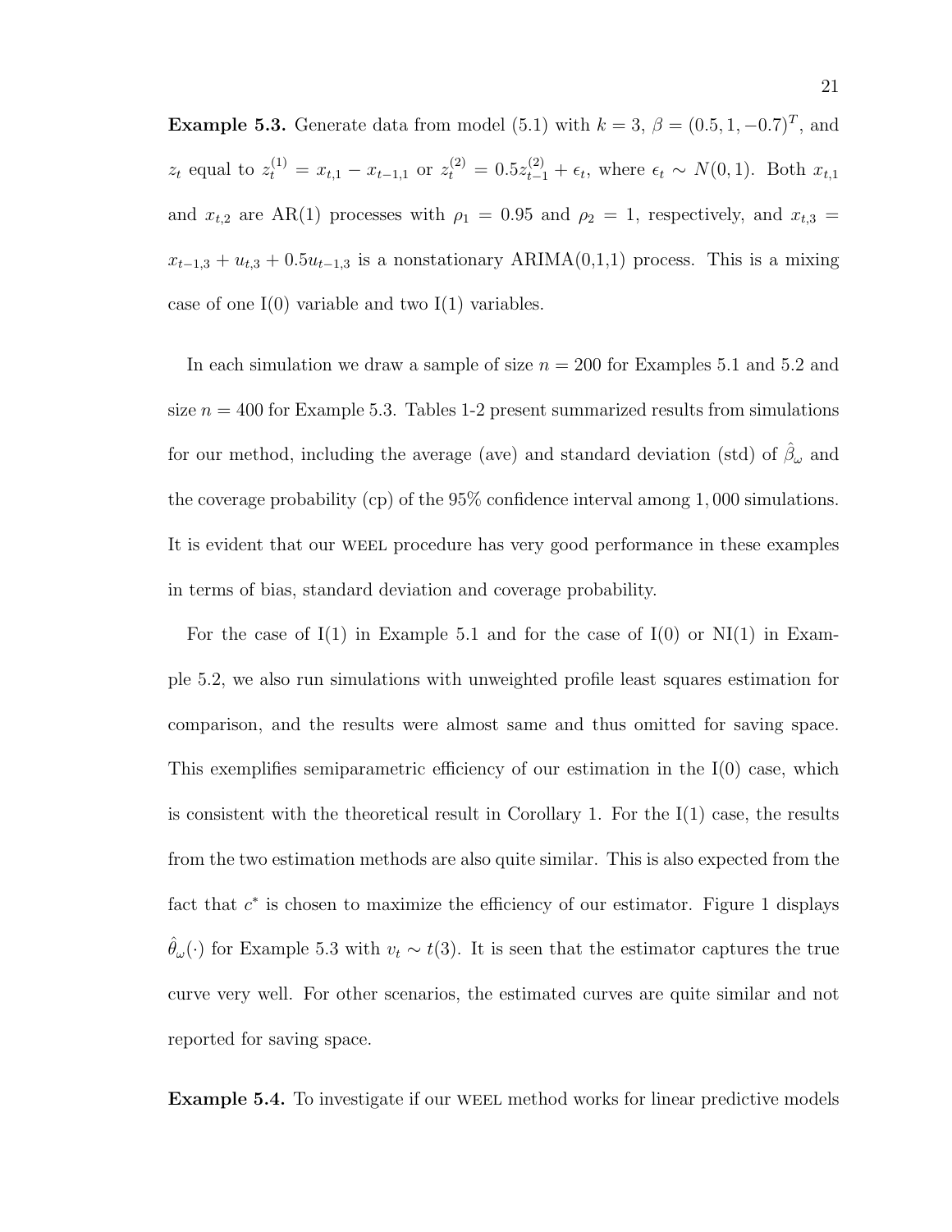**Example 5.3.** Generate data from model (5.1) with $k = 3$, $\beta = (0.5, 1, -0.7)^T$, and $z_t$ equal to $z_t^{(1)} = x_{t,1} - x_{t-1,1}$ or $z_t^{(2)} = 0.5 z_{t-1}^{(2)} + \epsilon_t$, where $\epsilon_t \sim N(0, 1)$. Both $x_{t,1}$ and $x_{t,2}$ are AR(1) processes with $\rho_1 = 0.95$ and $\rho_2 = 1$, respectively, and $x_{t,3} = x_{t-1,3} + u_{t,3} + 0.5 u_{t-1,3}$ is a nonstationary ARIMA(0,1,1) process. This is a mixing case of one I(0) variable and two I(1) variables.

In each simulation we draw a sample of size $n = 200$ for Examples 5.1 and 5.2 and size $n = 400$ for Example 5.3. Tables 1-2 present summarized results from simulations for our method, including the average (ave) and standard deviation (std) of $\hat{\beta}_\omega$ and the coverage probability (cp) of the 95% confidence interval among 1,000 simulations. It is evident that our WEEL procedure has very good performance in these examples in terms of bias, standard deviation and coverage probability.

For the case of I(1) in Example 5.1 and for the case of I(0) or NI(1) in Example 5.2, we also run simulations with unweighted profile least squares estimation for comparison, and the results were almost same and thus omitted for saving space. This exemplifies semiparametric efficiency of our estimation in the I(0) case, which is consistent with the theoretical result in Corollary 1. For the I(1) case, the results from the two estimation methods are also quite similar. This is also expected from the fact that $c^*$ is chosen to maximize the efficiency of our estimator. Figure 1 displays $\hat{\theta}_\omega(\cdot)$ for Example 5.3 with $v_t \sim t(3)$. It is seen that the estimator captures the true curve very well. For other scenarios, the estimated curves are quite similar and not reported for saving space.

**Example 5.4.** To investigate if our WEEL method works for linear predictive models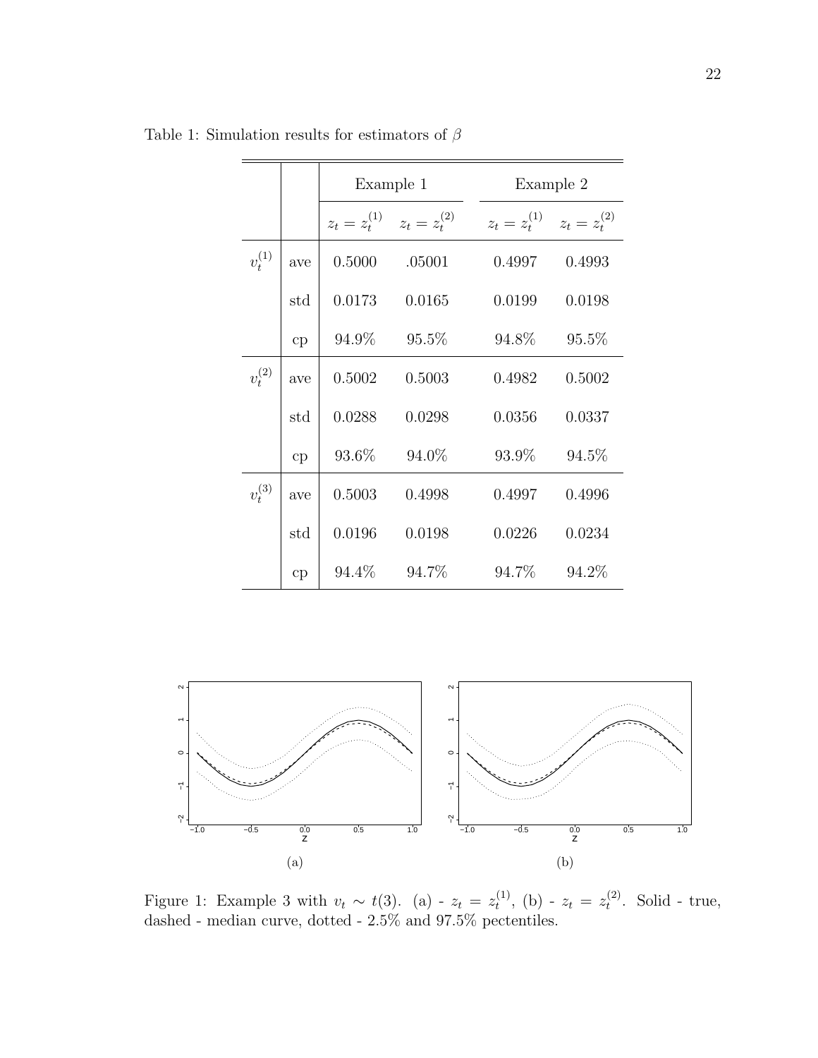Table 1: Simulation results for estimators of $\beta$

| | | Example 1 | | Example 2 | |
|---|---|---|---|---|---|
| | | $z_t = z_t^{(1)}$ | $z_t = z_t^{(2)}$ | $z_t = z_t^{(1)}$ | $z_t = z_t^{(2)}$ |
| $v_t^{(1)}$ | ave | 0.5000 | .05001 | 0.4997 | 0.4993 |
| | std | 0.0173 | 0.0165 | 0.0199 | 0.0198 |
| | cp | 94.9% | 95.5% | 94.8% | 95.5% |
| $v_t^{(2)}$ | ave | 0.5002 | 0.5003 | 0.4982 | 0.5002 |
| | std | 0.0288 | 0.0298 | 0.0356 | 0.0337 |
| | cp | 93.6% | 94.0% | 93.9% | 94.5% |
| $v_t^{(3)}$ | ave | 0.5003 | 0.4998 | 0.4997 | 0.4996 |
| | std | 0.0196 | 0.0198 | 0.0226 | 0.0234 |
| | cp | 94.4% | 94.7% | 94.7% | 94.2% |

(a)

(b)

Figure 1: Example 3 with $v_t \sim t(3)$. (a) - $z_t = z_t^{(1)}$, (b) - $z_t = z_t^{(2)}$. Solid - true, dashed - median curve, dotted - 2.5% and 97.5% pectentiles.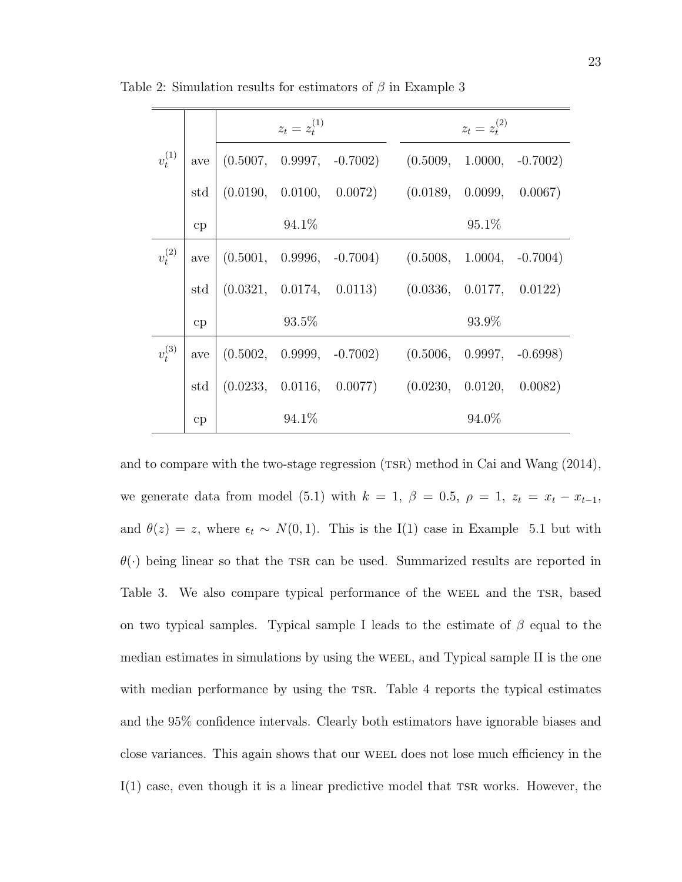Table 2: Simulation results for estimators of $\beta$ in Example 3

| | | $z_t = z_t^{(1)}$ | $z_t = z_t^{(2)}$ |
|---|---|---|---|
| $v_t^{(1)}$ | ave | (0.5007, 0.9997, -0.7002) | (0.5009, 1.0000, -0.7002) |
| | std | (0.0190, 0.0100, 0.0072) | (0.0189, 0.0099, 0.0067) |
| | cp | 94.1% | 95.1% |
| $v_t^{(2)}$ | ave | (0.5001, 0.9996, -0.7004) | (0.5008, 1.0004, -0.7004) |
| | std | (0.0321, 0.0174, 0.0113) | (0.0336, 0.0177, 0.0122) |
| | cp | 93.5% | 93.9% |
| $v_t^{(3)}$ | ave | (0.5002, 0.9999, -0.7002) | (0.5006, 0.9997, -0.6998) |
| | std | (0.0233, 0.0116, 0.0077) | (0.0230, 0.0120, 0.0082) |
| | cp | 94.1% | 94.0% |

and to compare with the two-stage regression (TSR) method in Cai and Wang (2014), we generate data from model (5.1) with $k = 1$, $\beta = 0.5$, $\rho = 1$, $z_t = x_t - x_{t-1}$, and $\theta(z) = z$, where $\epsilon_t \sim N(0, 1)$. This is the I(1) case in Example 5.1 but with $\theta(\cdot)$ being linear so that the TSR can be used. Summarized results are reported in Table 3. We also compare typical performance of the WEEL and the TSR, based on two typical samples. Typical sample I leads to the estimate of $\beta$ equal to the median estimates in simulations by using the WEEL, and Typical sample II is the one with median performance by using the TSR. Table 4 reports the typical estimates and the 95% confidence intervals. Clearly both estimators have ignorable biases and close variances. This again shows that our WEEL does not lose much efficiency in the I(1) case, even though it is a linear predictive model that TSR works. However, the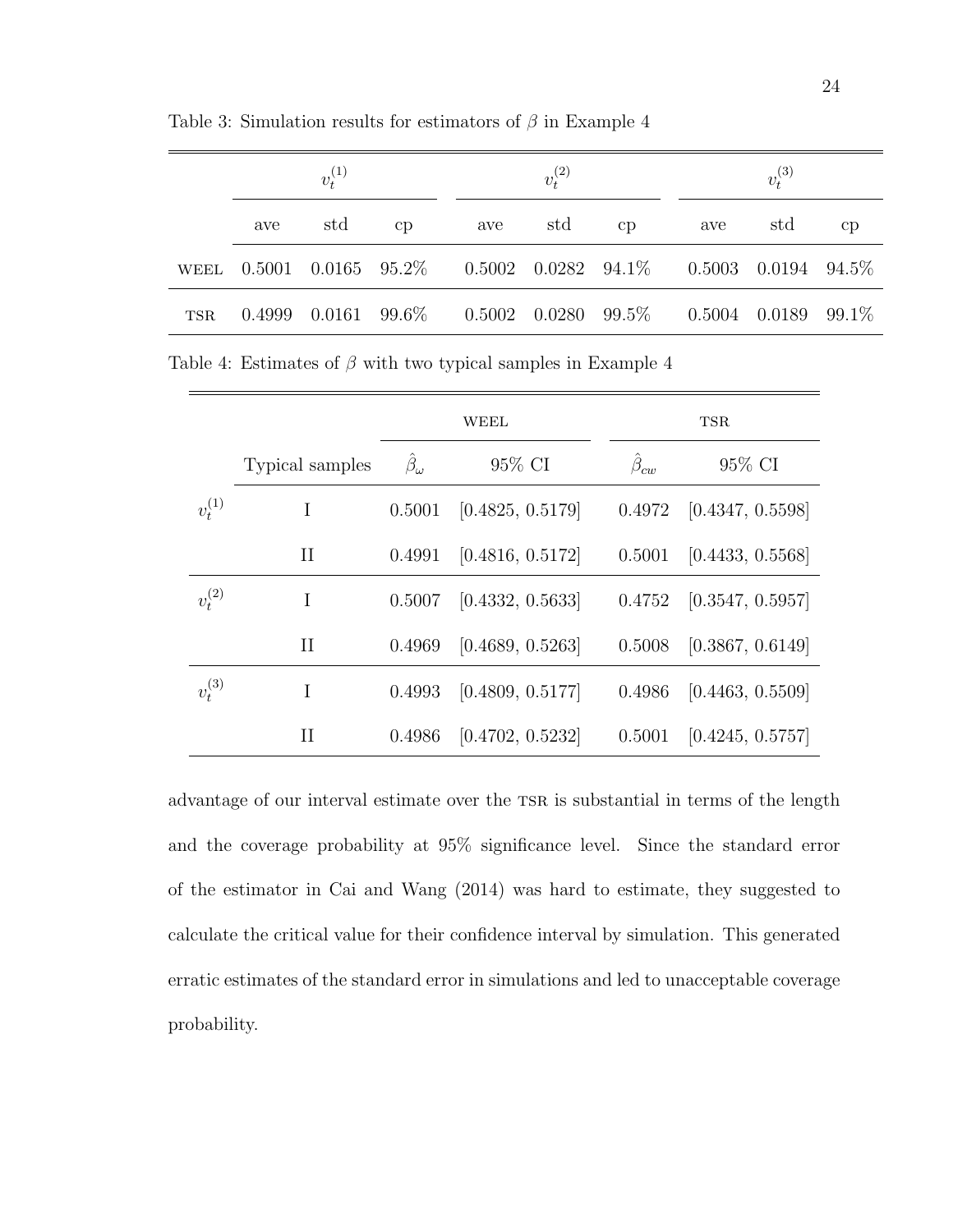Table 3: Simulation results for estimators of $\beta$ in Example 4

| | $v_t^{(1)}$ | | | $v_t^{(2)}$ | | | $v_t^{(3)}$ | | |
|---|---|---|---|---|---|---|---|---|---|
| | ave | std | cp | ave | std | cp | ave | std | cp |
| WEEL | 0.5001 | 0.0165 | 95.2% | 0.5002 | 0.0282 | 94.1% | 0.5003 | 0.0194 | 94.5% |
| TSR | 0.4999 | 0.0161 | 99.6% | 0.5002 | 0.0280 | 99.5% | 0.5004 | 0.0189 | 99.1% |

Table 4: Estimates of $\beta$ with two typical samples in Example 4

| | | WEEL | | TSR | |
|---|---|---|---|---|---|
| | Typical samples | $\hat{\beta}_\omega$ | 95% CI | $\hat{\beta}_{cw}$ | 95% CI |
| $v_t^{(1)}$ | I | 0.5001 | [0.4825, 0.5179] | 0.4972 | [0.4347, 0.5598] |
| | II | 0.4991 | [0.4816, 0.5172] | 0.5001 | [0.4433, 0.5568] |
| $v_t^{(2)}$ | I | 0.5007 | [0.4332, 0.5633] | 0.4752 | [0.3547, 0.5957] |
| | II | 0.4969 | [0.4689, 0.5263] | 0.5008 | [0.3867, 0.6149] |
| $v_t^{(3)}$ | I | 0.4993 | [0.4809, 0.5177] | 0.4986 | [0.4463, 0.5509] |
| | II | 0.4986 | [0.4702, 0.5232] | 0.5001 | [0.4245, 0.5757] |

advantage of our interval estimate over the TSR is substantial in terms of the length and the coverage probability at 95% significance level. Since the standard error of the estimator in Cai and Wang (2014) was hard to estimate, they suggested to calculate the critical value for their confidence interval by simulation. This generated erratic estimates of the standard error in simulations and led to unacceptable coverage probability.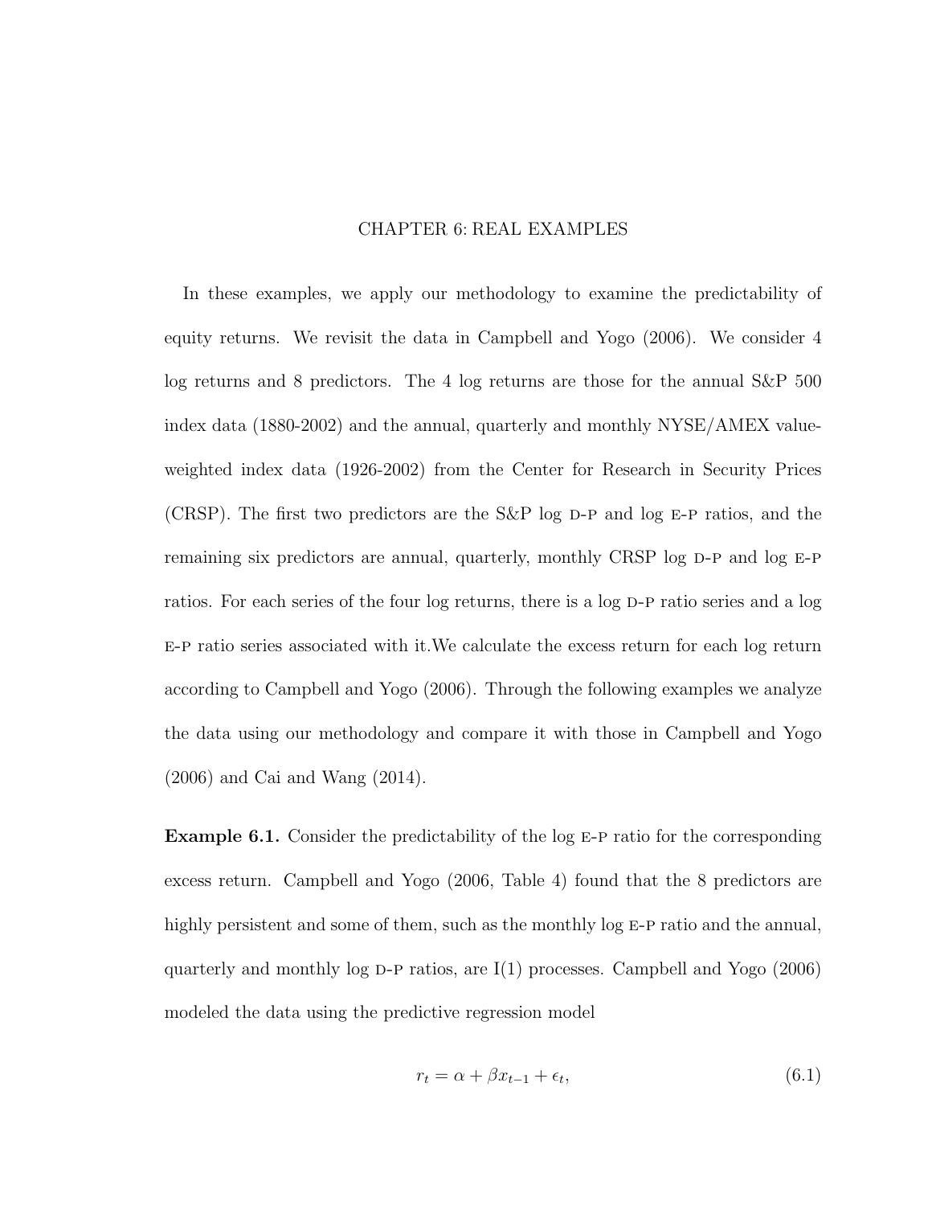# CHAPTER 6: REAL EXAMPLES

In these examples, we apply our methodology to examine the predictability of equity returns. We revisit the data in Campbell and Yogo (2006). We consider 4 log returns and 8 predictors. The 4 log returns are those for the annual S&P 500 index data (1880-2002) and the annual, quarterly and monthly NYSE/AMEX value-weighted index data (1926-2002) from the Center for Research in Security Prices (CRSP). The first two predictors are the S&P log D-P and log E-P ratios, and the remaining six predictors are annual, quarterly, monthly CRSP log D-P and log E-P ratios. For each series of the four log returns, there is a log D-P ratio series and a log E-P ratio series associated with it.We calculate the excess return for each log return according to Campbell and Yogo (2006). Through the following examples we analyze the data using our methodology and compare it with those in Campbell and Yogo (2006) and Cai and Wang (2014).

**Example 6.1.** Consider the predictability of the log E-P ratio for the corresponding excess return. Campbell and Yogo (2006, Table 4) found that the 8 predictors are highly persistent and some of them, such as the monthly log E-P ratio and the annual, quarterly and monthly log D-P ratios, are I(1) processes. Campbell and Yogo (2006) modeled the data using the predictive regression model

$$r_t = \alpha + \beta x_{t-1} + \epsilon_t, \tag{6.1}$$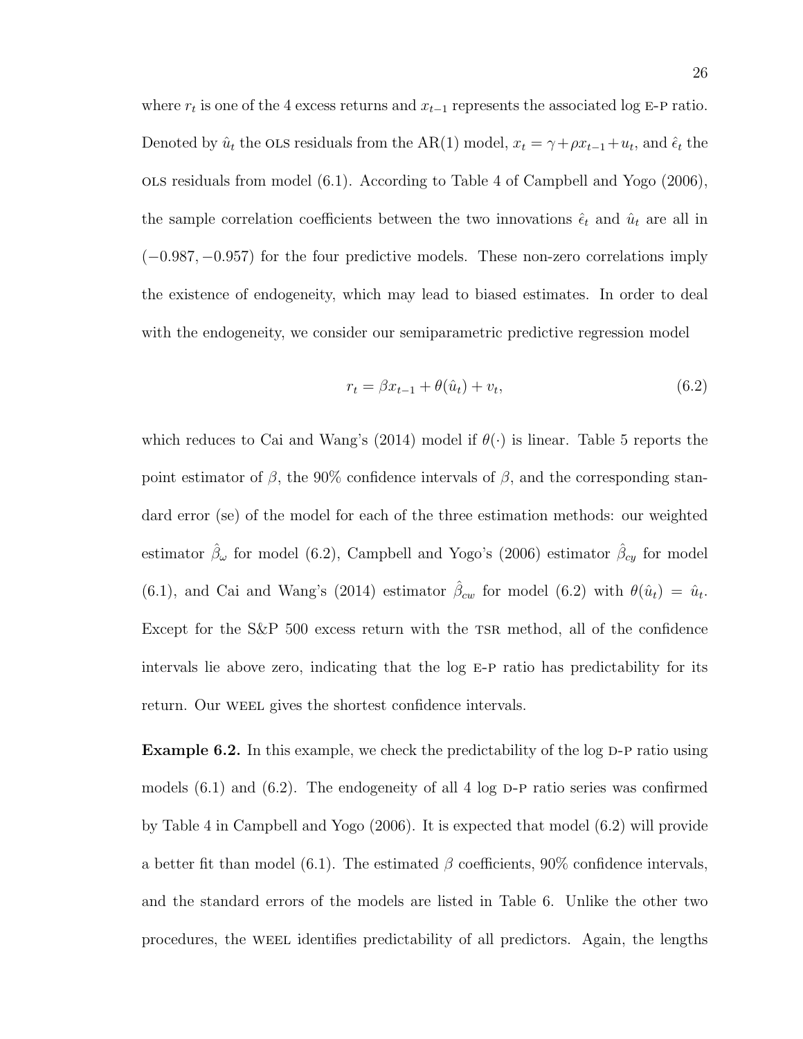where $r_t$ is one of the 4 excess returns and $x_{t-1}$ represents the associated log E-P ratio. Denoted by $\hat{u}_t$ the OLS residuals from the AR(1) model, $x_t = \gamma + \rho x_{t-1} + u_t$, and $\hat{\epsilon}_t$ the OLS residuals from model (6.1). According to Table 4 of Campbell and Yogo (2006), the sample correlation coefficients between the two innovations $\hat{\epsilon}_t$ and $\hat{u}_t$ are all in $(-0.987, -0.957)$ for the four predictive models. These non-zero correlations imply the existence of endogeneity, which may lead to biased estimates. In order to deal with the endogeneity, we consider our semiparametric predictive regression model

$$r_t = \beta x_{t-1} + \theta(\hat{u}_t) + v_t, \tag{6.2}$$

which reduces to Cai and Wang's (2014) model if $\theta(\cdot)$ is linear. Table 5 reports the point estimator of $\beta$, the 90% confidence intervals of $\beta$, and the corresponding standard error (se) of the model for each of the three estimation methods: our weighted estimator $\hat{\beta}_\omega$ for model (6.2), Campbell and Yogo's (2006) estimator $\hat{\beta}_{cy}$ for model (6.1), and Cai and Wang's (2014) estimator $\hat{\beta}_{cw}$ for model (6.2) with $\theta(\hat{u}_t) = \hat{u}_t$. Except for the S&P 500 excess return with the TSR method, all of the confidence intervals lie above zero, indicating that the log E-P ratio has predictability for its return. Our WEEL gives the shortest confidence intervals.

**Example 6.2.** In this example, we check the predictability of the log D-P ratio using models (6.1) and (6.2). The endogeneity of all 4 log D-P ratio series was confirmed by Table 4 in Campbell and Yogo (2006). It is expected that model (6.2) will provide a better fit than model (6.1). The estimated $\beta$ coefficients, 90% confidence intervals, and the standard errors of the models are listed in Table 6. Unlike the other two procedures, the WEEL identifies predictability of all predictors. Again, the lengths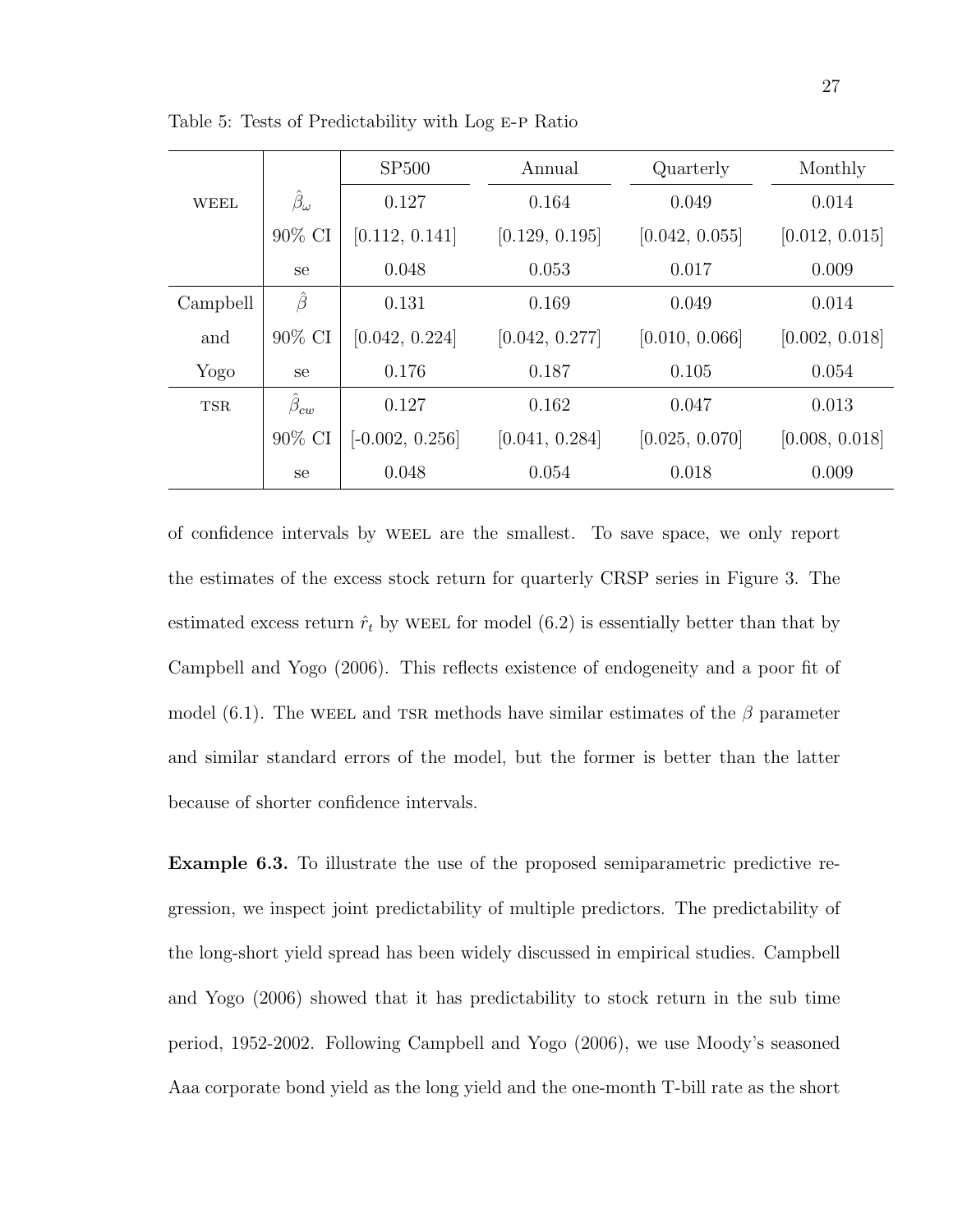Table 5: Tests of Predictability with Log E-P Ratio

| | | SP500 | Annual | Quarterly | Monthly |
|---|---|---|---|---|---|
| WEEL | $\hat{\beta}_\omega$ | 0.127 | 0.164 | 0.049 | 0.014 |
| | 90% CI | [0.112, 0.141] | [0.129, 0.195] | [0.042, 0.055] | [0.012, 0.015] |
| | se | 0.048 | 0.053 | 0.017 | 0.009 |
| Campbell and Yogo | $\hat{\beta}$ | 0.131 | 0.169 | 0.049 | 0.014 |
| | 90% CI | [0.042, 0.224] | [0.042, 0.277] | [0.010, 0.066] | [0.002, 0.018] |
| | se | 0.176 | 0.187 | 0.105 | 0.054 |
| TSR | $\hat{\beta}_{cw}$ | 0.127 | 0.162 | 0.047 | 0.013 |
| | 90% CI | [-0.002, 0.256] | [0.041, 0.284] | [0.025, 0.070] | [0.008, 0.018] |
| | se | 0.048 | 0.054 | 0.018 | 0.009 |

of confidence intervals by WEEL are the smallest. To save space, we only report the estimates of the excess stock return for quarterly CRSP series in Figure 3. The estimated excess return $\hat{r}_t$ by WEEL for model (6.2) is essentially better than that by Campbell and Yogo (2006). This reflects existence of endogeneity and a poor fit of model (6.1). The WEEL and TSR methods have similar estimates of the $\beta$ parameter and similar standard errors of the model, but the former is better than the latter because of shorter confidence intervals.

**Example 6.3.** To illustrate the use of the proposed semiparametric predictive regression, we inspect joint predictability of multiple predictors. The predictability of the long-short yield spread has been widely discussed in empirical studies. Campbell and Yogo (2006) showed that it has predictability to stock return in the sub time period, 1952-2002. Following Campbell and Yogo (2006), we use Moody's seasoned Aaa corporate bond yield as the long yield and the one-month T-bill rate as the short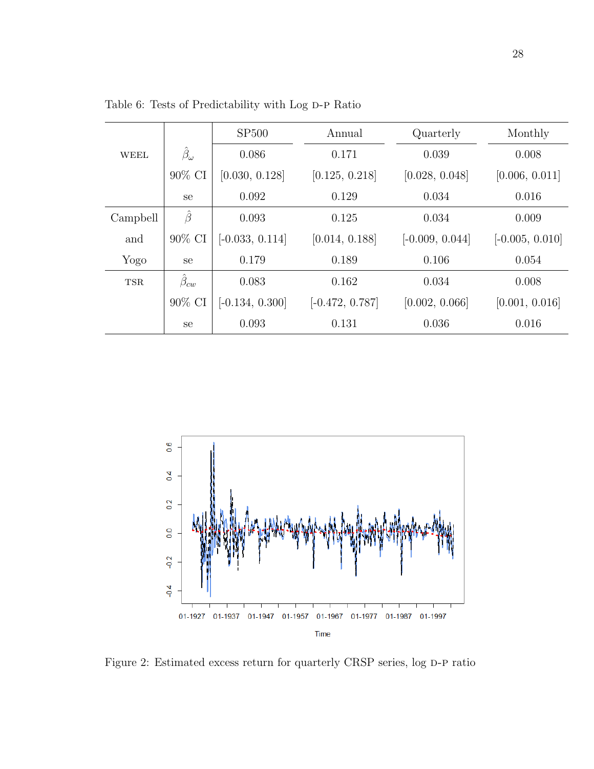Table 6: Tests of Predictability with Log D-P Ratio

| | | SP500 | Annual | Quarterly | Monthly |
|---|---|---|---|---|---|
| WEEL | $\hat{\beta}_\omega$ | 0.086 | 0.171 | 0.039 | 0.008 |
| | 90% CI | [0.030, 0.128] | [0.125, 0.218] | [0.028, 0.048] | [0.006, 0.011] |
| | se | 0.092 | 0.129 | 0.034 | 0.016 |
| Campbell and Yogo | $\hat{\beta}$ | 0.093 | 0.125 | 0.034 | 0.009 |
| | 90% CI | [-0.033, 0.114] | [0.014, 0.188] | [-0.009, 0.044] | [-0.005, 0.010] |
| | se | 0.179 | 0.189 | 0.106 | 0.054 |
| TSR | $\hat{\beta}_{cw}$ | 0.083 | 0.162 | 0.034 | 0.008 |
| | 90% CI | [-0.134, 0.300] | [-0.472, 0.787] | [0.002, 0.066] | [0.001, 0.016] |
| | se | 0.093 | 0.131 | 0.036 | 0.016 |

Figure 2: Estimated excess return for quarterly CRSP series, log D-P ratio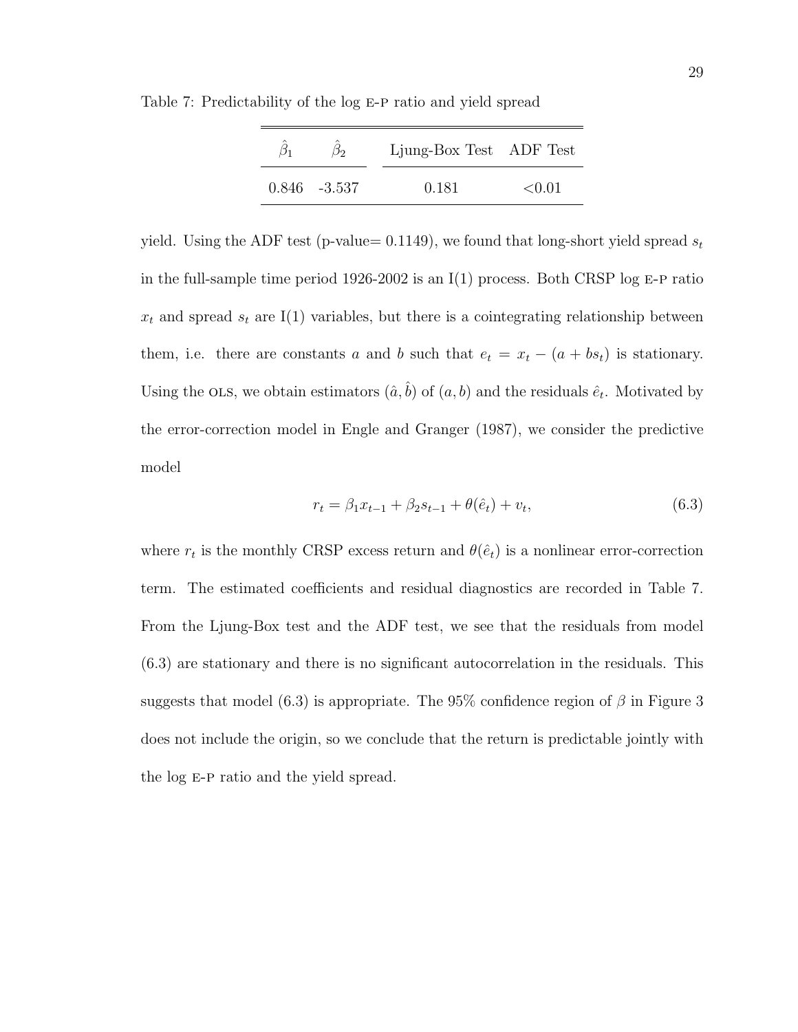Table 7: Predictability of the log E-P ratio and yield spread

| $\hat{\beta}_1$ | $\hat{\beta}_2$ | Ljung-Box Test | ADF Test |
|---|---|---|---|
| 0.846 | -3.537 | 0.181 | <0.01 |

yield. Using the ADF test (p-value= 0.1149), we found that long-short yield spread $s_t$ in the full-sample time period 1926-2002 is an I(1) process. Both CRSP log E-P ratio $x_t$ and spread $s_t$ are I(1) variables, but there is a cointegrating relationship between them, i.e. there are constants $a$ and $b$ such that $e_t = x_t - (a + bs_t)$ is stationary. Using the OLS, we obtain estimators $(\hat{a}, \hat{b})$ of $(a, b)$ and the residuals $\hat{e}_t$. Motivated by the error-correction model in Engle and Granger (1987), we consider the predictive model

$$r_t = \beta_1 x_{t-1} + \beta_2 s_{t-1} + \theta(\hat{e}_t) + v_t, \tag{6.3}$$

where $r_t$ is the monthly CRSP excess return and $\theta(\hat{e}_t)$ is a nonlinear error-correction term. The estimated coefficients and residual diagnostics are recorded in Table 7. From the Ljung-Box test and the ADF test, we see that the residuals from model (6.3) are stationary and there is no significant autocorrelation in the residuals. This suggests that model (6.3) is appropriate. The 95% confidence region of $\beta$ in Figure 3 does not include the origin, so we conclude that the return is predictable jointly with the log E-P ratio and the yield spread.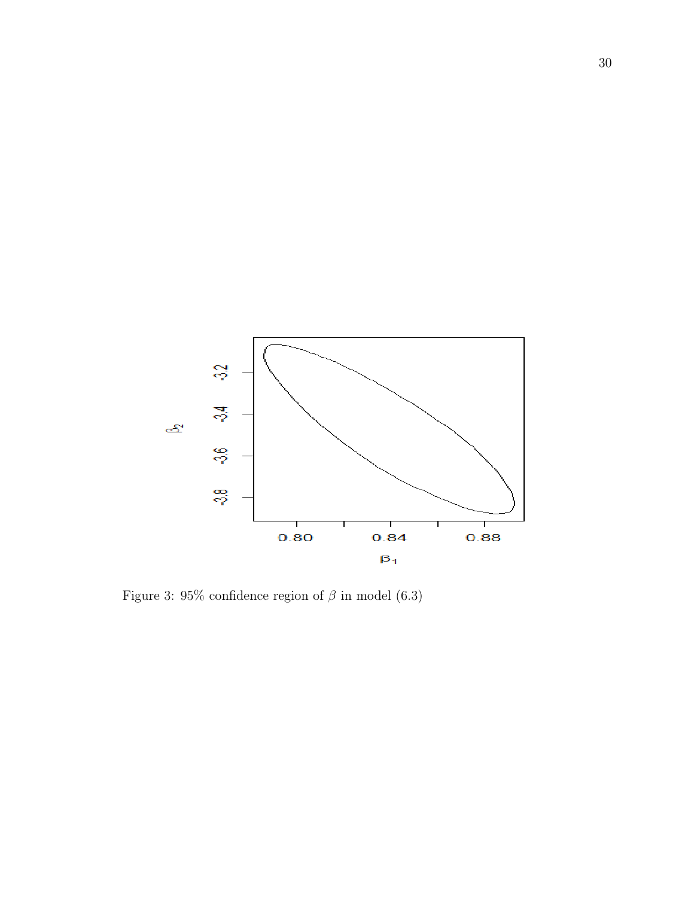Figure 3: 95% confidence region of $\beta$ in model (6.3)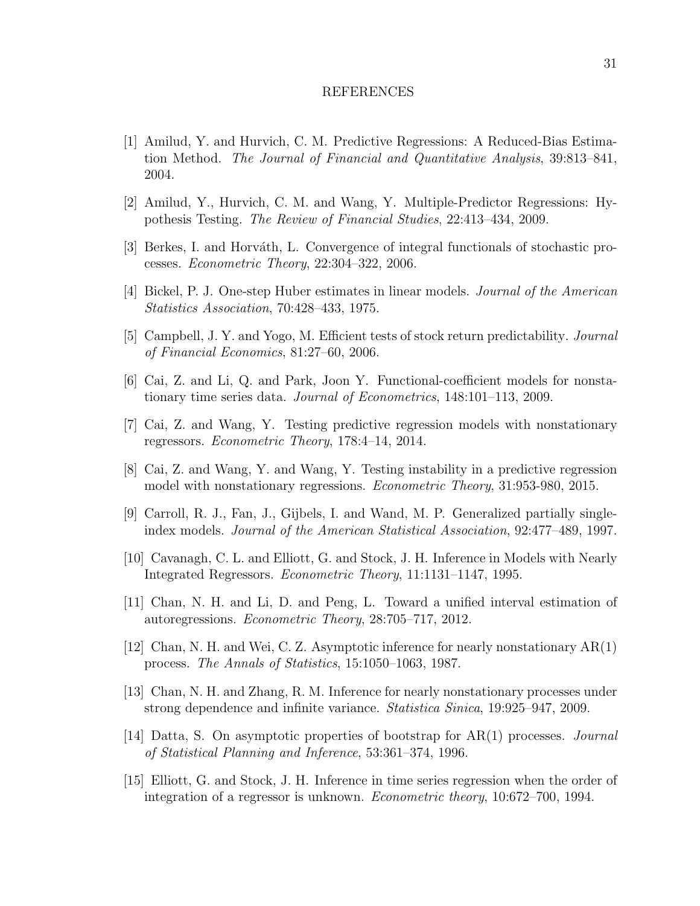# REFERENCES

[1] Amilud, Y. and Hurvich, C. M. Predictive Regressions: A Reduced-Bias Estimation Method. *The Journal of Financial and Quantitative Analysis*, 39:813–841, 2004.

[2] Amilud, Y., Hurvich, C. M. and Wang, Y. Multiple-Predictor Regressions: Hypothesis Testing. *The Review of Financial Studies*, 22:413–434, 2009.

[3] Berkes, I. and Horváth, L. Convergence of integral functionals of stochastic processes. *Econometric Theory*, 22:304–322, 2006.

[4] Bickel, P. J. One-step Huber estimates in linear models. *Journal of the American Statistics Association*, 70:428–433, 1975.

[5] Campbell, J. Y. and Yogo, M. Efficient tests of stock return predictability. *Journal of Financial Economics*, 81:27–60, 2006.

[6] Cai, Z. and Li, Q. and Park, Joon Y. Functional-coefficient models for nonstationary time series data. *Journal of Econometrics*, 148:101–113, 2009.

[7] Cai, Z. and Wang, Y. Testing predictive regression models with nonstationary regressors. *Econometric Theory*, 178:4–14, 2014.

[8] Cai, Z. and Wang, Y. and Wang, Y. Testing instability in a predictive regression model with nonstationary regressions. *Econometric Theory*, 31:953-980, 2015.

[9] Carroll, R. J., Fan, J., Gijbels, I. and Wand, M. P. Generalized partially single-index models. *Journal of the American Statistical Association*, 92:477–489, 1997.

[10] Cavanagh, C. L. and Elliott, G. and Stock, J. H. Inference in Models with Nearly Integrated Regressors. *Econometric Theory*, 11:1131–1147, 1995.

[11] Chan, N. H. and Li, D. and Peng, L. Toward a unified interval estimation of autoregressions. *Econometric Theory*, 28:705–717, 2012.

[12] Chan, N. H. and Wei, C. Z. Asymptotic inference for nearly nonstationary AR(1) process. *The Annals of Statistics*, 15:1050–1063, 1987.

[13] Chan, N. H. and Zhang, R. M. Inference for nearly nonstationary processes under strong dependence and infinite variance. *Statistica Sinica*, 19:925–947, 2009.

[14] Datta, S. On asymptotic properties of bootstrap for AR(1) processes. *Journal of Statistical Planning and Inference*, 53:361–374, 1996.

[15] Elliott, G. and Stock, J. H. Inference in time series regression when the order of integration of a regressor is unknown. *Econometric theory*, 10:672–700, 1994.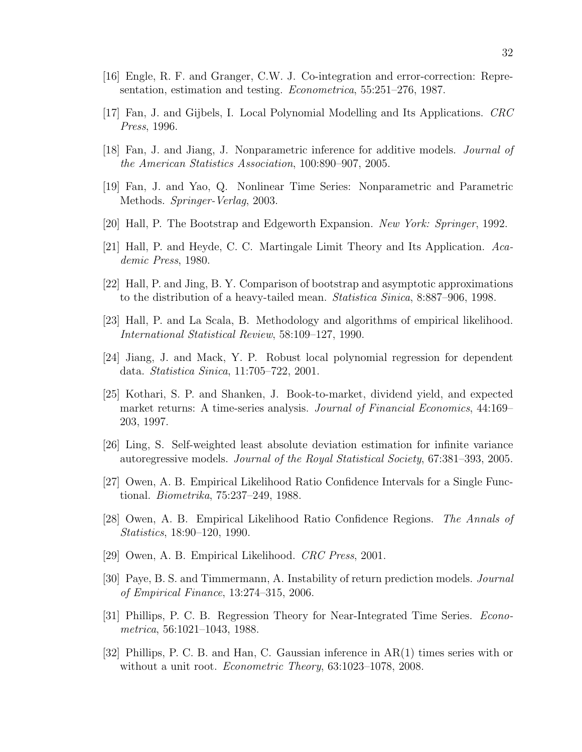[16] Engle, R. F. and Granger, C.W. J. Co-integration and error-correction: Representation, estimation and testing. *Econometrica*, 55:251–276, 1987.

[17] Fan, J. and Gijbels, I. Local Polynomial Modelling and Its Applications. *CRC Press*, 1996.

[18] Fan, J. and Jiang, J. Nonparametric inference for additive models. *Journal of the American Statistics Association*, 100:890–907, 2005.

[19] Fan, J. and Yao, Q. Nonlinear Time Series: Nonparametric and Parametric Methods. *Springer-Verlag*, 2003.

[20] Hall, P. The Bootstrap and Edgeworth Expansion. *New York: Springer*, 1992.

[21] Hall, P. and Heyde, C. C. Martingale Limit Theory and Its Application. *Academic Press*, 1980.

[22] Hall, P. and Jing, B. Y. Comparison of bootstrap and asymptotic approximations to the distribution of a heavy-tailed mean. *Statistica Sinica*, 8:887–906, 1998.

[23] Hall, P. and La Scala, B. Methodology and algorithms of empirical likelihood. *International Statistical Review*, 58:109–127, 1990.

[24] Jiang, J. and Mack, Y. P. Robust local polynomial regression for dependent data. *Statistica Sinica*, 11:705–722, 2001.

[25] Kothari, S. P. and Shanken, J. Book-to-market, dividend yield, and expected market returns: A time-series analysis. *Journal of Financial Economics*, 44:169–203, 1997.

[26] Ling, S. Self-weighted least absolute deviation estimation for infinite variance autoregressive models. *Journal of the Royal Statistical Society*, 67:381–393, 2005.

[27] Owen, A. B. Empirical Likelihood Ratio Confidence Intervals for a Single Functional. *Biometrika*, 75:237–249, 1988.

[28] Owen, A. B. Empirical Likelihood Ratio Confidence Regions. *The Annals of Statistics*, 18:90–120, 1990.

[29] Owen, A. B. Empirical Likelihood. *CRC Press*, 2001.

[30] Paye, B. S. and Timmermann, A. Instability of return prediction models. *Journal of Empirical Finance*, 13:274–315, 2006.

[31] Phillips, P. C. B. Regression Theory for Near-Integrated Time Series. *Econometrica*, 56:1021–1043, 1988.

[32] Phillips, P. C. B. and Han, C. Gaussian inference in AR(1) times series with or without a unit root. *Econometric Theory*, 63:1023–1078, 2008.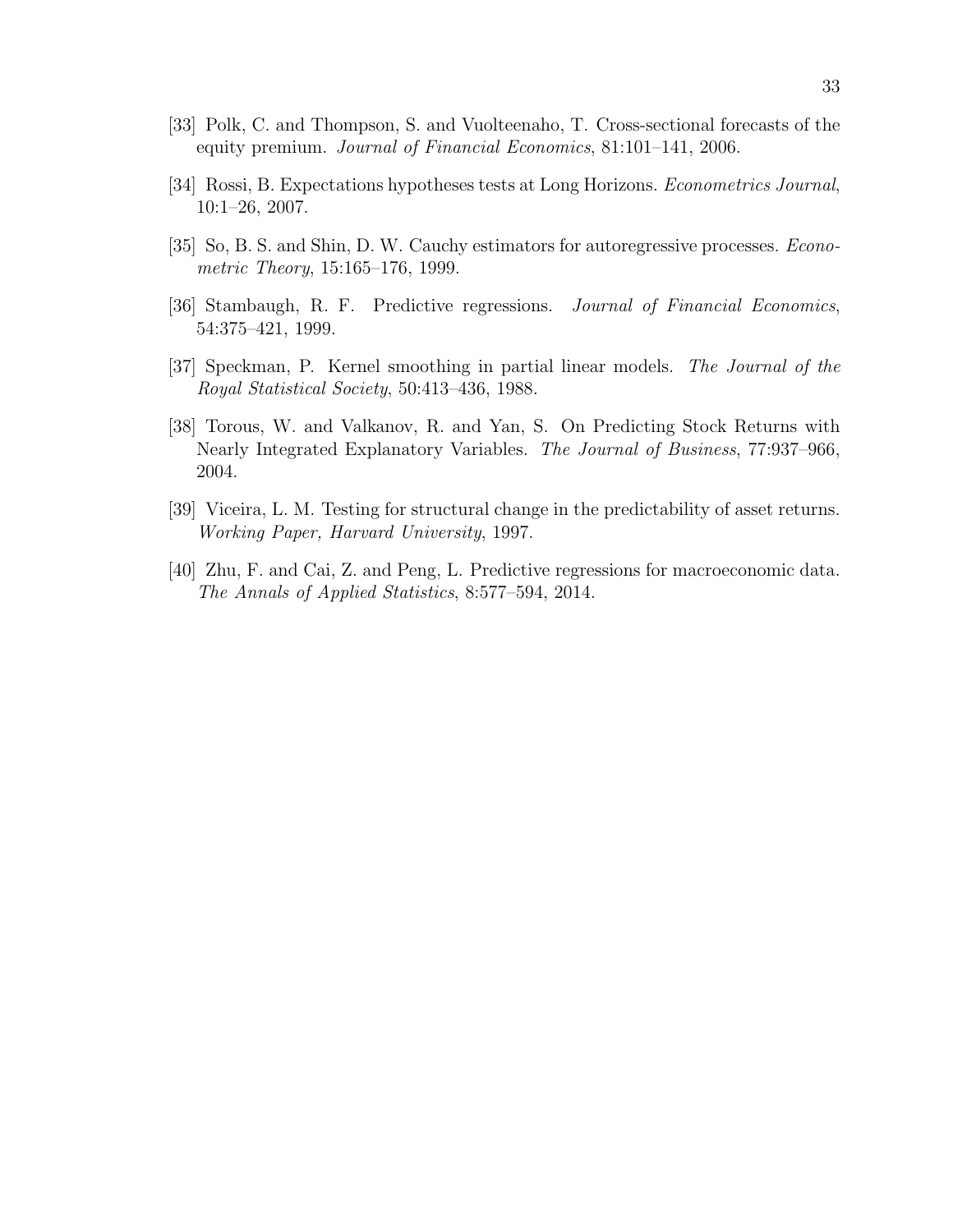[33] Polk, C. and Thompson, S. and Vuolteenaho, T. Cross-sectional forecasts of the equity premium. *Journal of Financial Economics*, 81:101–141, 2006.

[34] Rossi, B. Expectations hypotheses tests at Long Horizons. *Econometrics Journal*, 10:1–26, 2007.

[35] So, B. S. and Shin, D. W. Cauchy estimators for autoregressive processes. *Econometric Theory*, 15:165–176, 1999.

[36] Stambaugh, R. F. Predictive regressions. *Journal of Financial Economics*, 54:375–421, 1999.

[37] Speckman, P. Kernel smoothing in partial linear models. *The Journal of the Royal Statistical Society*, 50:413–436, 1988.

[38] Torous, W. and Valkanov, R. and Yan, S. On Predicting Stock Returns with Nearly Integrated Explanatory Variables. *The Journal of Business*, 77:937–966, 2004.

[39] Viceira, L. M. Testing for structural change in the predictability of asset returns. *Working Paper, Harvard University*, 1997.

[40] Zhu, F. and Cai, Z. and Peng, L. Predictive regressions for macroeconomic data. *The Annals of Applied Statistics*, 8:577–594, 2014.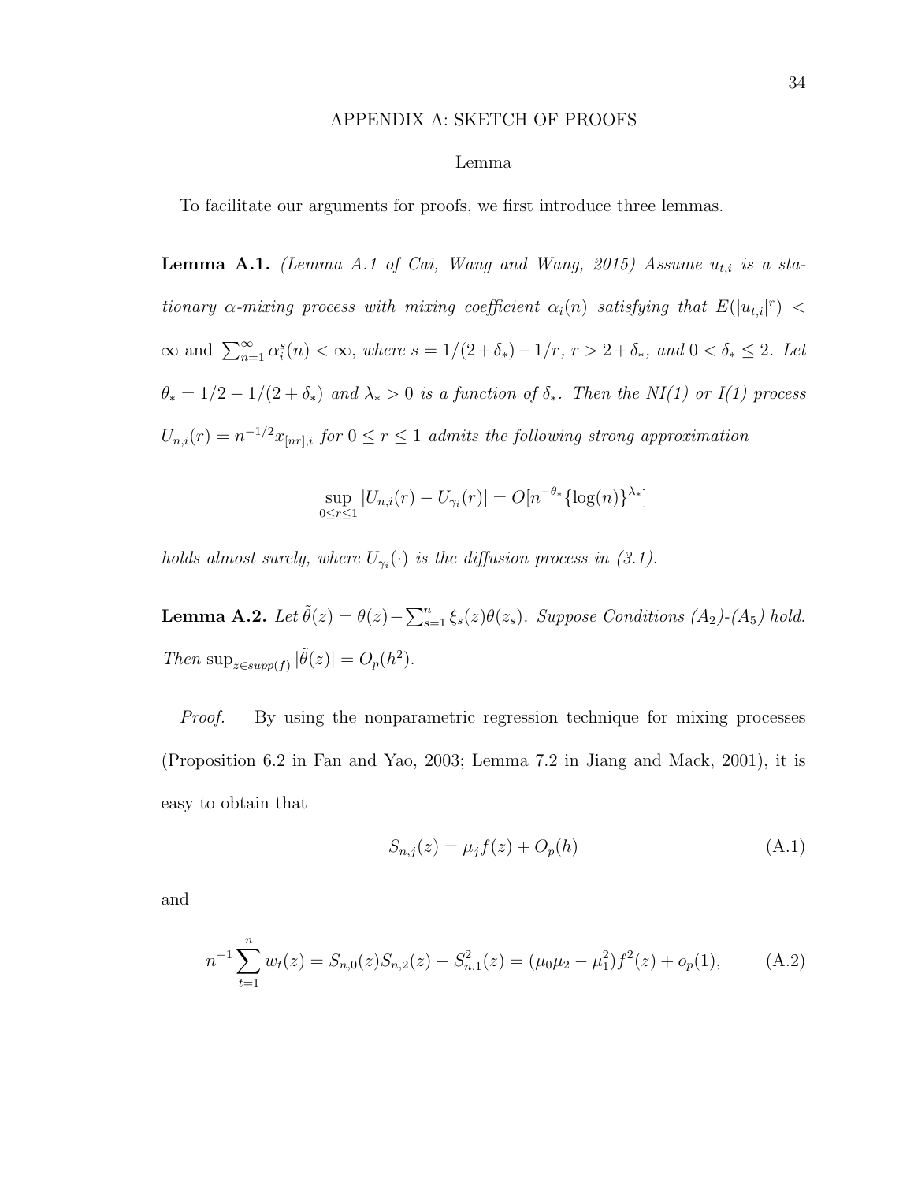## APPENDIX A: SKETCH OF PROOFS

### Lemma

To facilitate our arguments for proofs, we first introduce three lemmas.

**Lemma A.1.** *(Lemma A.1 of Cai, Wang and Wang, 2015) Assume $u_{t,i}$ is a stationary $\alpha$-mixing process with mixing coefficient $\alpha_i(n)$ satisfying that $E(|u_{t,i}|^r) < \infty$ and $\sum_{n=1}^{\infty} \alpha_i^s(n) < \infty$, where $s = 1/(2+\delta_*) - 1/r$, $r > 2+\delta_*$, and $0 < \delta_* \leq 2$. Let $\theta_* = 1/2 - 1/(2+\delta_*)$ and $\lambda_* > 0$ is a function of $\delta_*$. Then the NI(1) or I(1) process $U_{n,i}(r) = n^{-1/2} x_{[nr],i}$ for $0 \leq r \leq 1$ admits the following strong approximation*

$$\sup_{0 \leq r \leq 1} |U_{n,i}(r) - U_{\gamma_i}(r)| = O[n^{-\theta_*}\{\log(n)\}^{\lambda_*}]$$

*holds almost surely, where $U_{\gamma_i}(\cdot)$ is the diffusion process in (3.1).*

**Lemma A.2.** *Let $\tilde{\theta}(z) = \theta(z) - \sum_{s=1}^{n} \xi_s(z)\theta(z_s)$. Suppose Conditions ($A_2$)-($A_5$) hold. Then $\sup_{z \in supp(f)} |\tilde{\theta}(z)| = O_p(h^2)$.*

*Proof.* By using the nonparametric regression technique for mixing processes (Proposition 6.2 in Fan and Yao, 2003; Lemma 7.2 in Jiang and Mack, 2001), it is easy to obtain that

$$S_{n,j}(z) = \mu_j f(z) + O_p(h) \tag{A.1}$$

and

$$n^{-1} \sum_{t=1}^{n} w_t(z) = S_{n,0}(z) S_{n,2}(z) - S_{n,1}^2(z) = (\mu_0 \mu_2 - \mu_1^2) f^2(z) + o_p(1), \tag{A.2}$$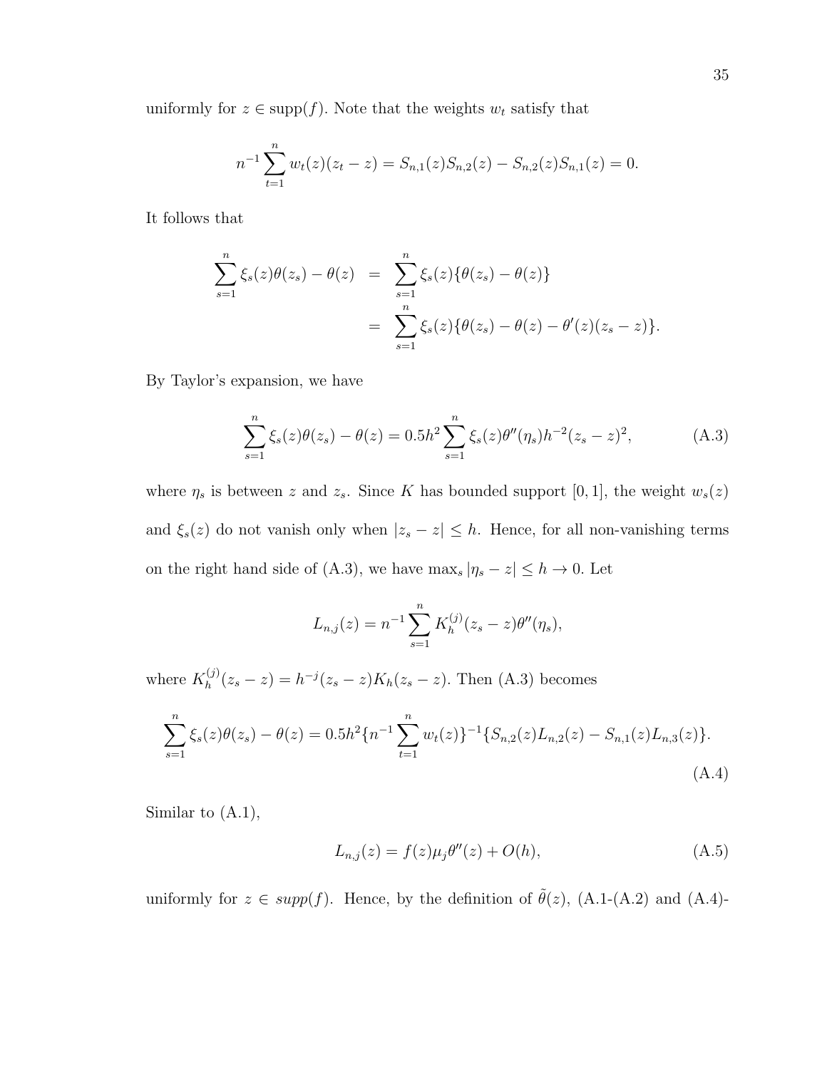uniformly for $z \in \text{supp}(f)$. Note that the weights $w_t$ satisfy that

$$n^{-1} \sum_{t=1}^{n} w_t(z)(z_t - z) = S_{n,1}(z)S_{n,2}(z) - S_{n,2}(z)S_{n,1}(z) = 0.$$

It follows that

$$\begin{aligned}
\sum_{s=1}^{n} \xi_s(z)\theta(z_s) - \theta(z) &= \sum_{s=1}^{n} \xi_s(z)\{\theta(z_s) - \theta(z)\} \\
&= \sum_{s=1}^{n} \xi_s(z)\{\theta(z_s) - \theta(z) - \theta'(z)(z_s - z)\}.
\end{aligned}$$

By Taylor's expansion, we have

$$\sum_{s=1}^{n} \xi_s(z)\theta(z_s) - \theta(z) = 0.5h^2 \sum_{s=1}^{n} \xi_s(z)\theta''(\eta_s)h^{-2}(z_s - z)^2, \tag{A.3}$$

where $\eta_s$ is between $z$ and $z_s$. Since $K$ has bounded support $[0, 1]$, the weight $w_s(z)$ and $\xi_s(z)$ do not vanish only when $|z_s - z| \leq h$. Hence, for all non-vanishing terms on the right hand side of (A.3), we have $\max_s |\eta_s - z| \leq h \to 0$. Let

$$L_{n,j}(z) = n^{-1} \sum_{s=1}^{n} K_h^{(j)}(z_s - z)\theta''(\eta_s),$$

where $K_h^{(j)}(z_s - z) = h^{-j}(z_s - z)K_h(z_s - z)$. Then (A.3) becomes

$$\sum_{s=1}^{n} \xi_s(z)\theta(z_s) - \theta(z) = 0.5h^2\{n^{-1} \sum_{t=1}^{n} w_t(z)\}^{-1}\{S_{n,2}(z)L_{n,2}(z) - S_{n,1}(z)L_{n,3}(z)\}. \tag{A.4}$$

Similar to (A.1),

$$L_{n,j}(z) = f(z)\mu_j\theta''(z) + O(h), \tag{A.5}$$

uniformly for $z \in supp(f)$. Hence, by the definition of $\tilde{\theta}(z)$, (A.1-(A.2) and (A.4)-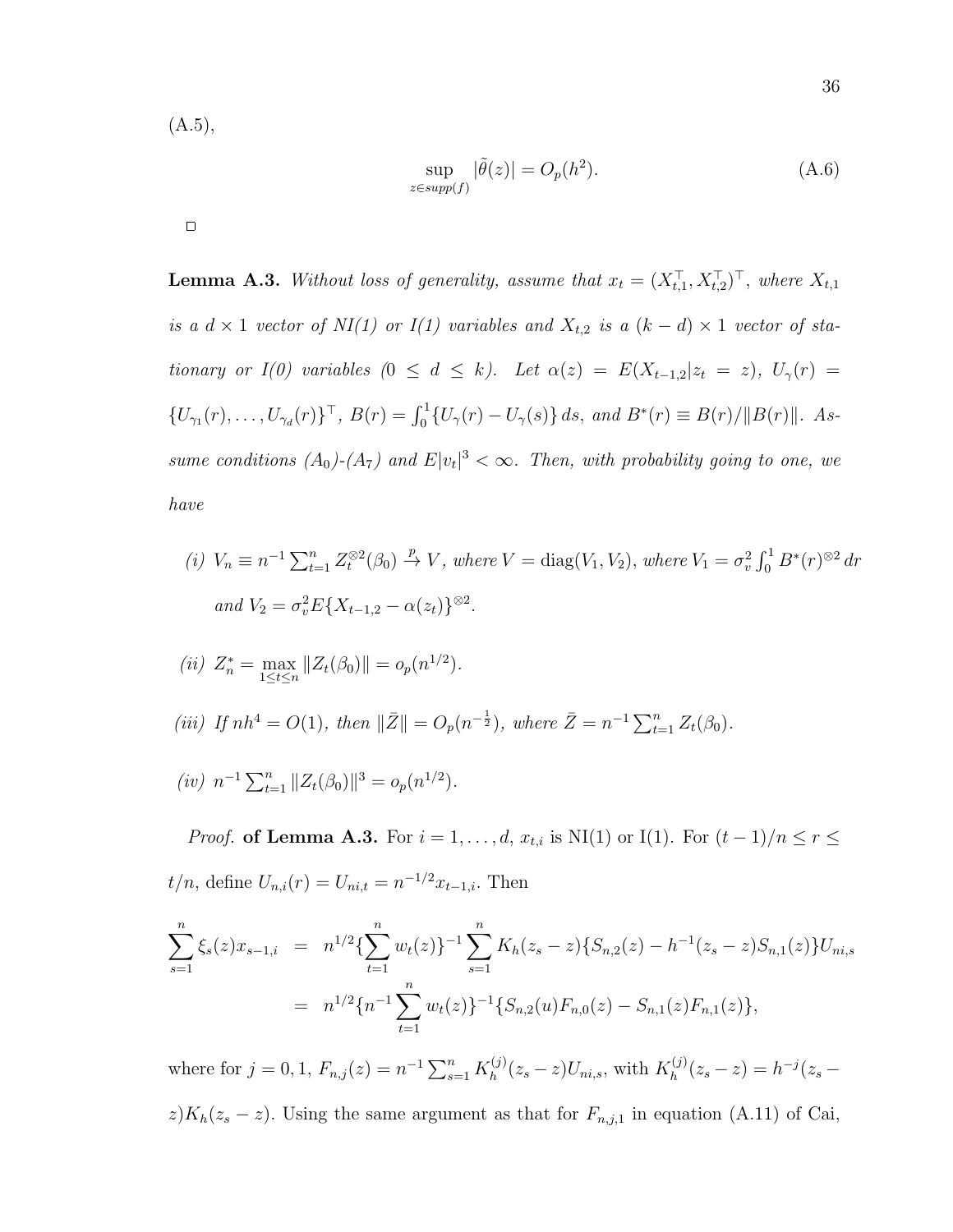(A.5),

$$\sup_{z \in supp(f)} |\tilde{\theta}(z)| = O_p(h^2). \tag{A.6}$$

□

**Lemma A.3.** *Without loss of generality, assume that $x_t = (X_{t,1}^\top, X_{t,2}^\top)^\top$, where $X_{t,1}$ is a $d \times 1$ vector of NI(1) or I(1) variables and $X_{t,2}$ is a $(k-d) \times 1$ vector of stationary or I(0) variables ($0 \leq d \leq k$). Let $\alpha(z) = E(X_{t-1,2}|z_t = z)$, $U_\gamma(r) = \{U_{\gamma_1}(r), \ldots, U_{\gamma_d}(r)\}^\top$, $B(r) = \int_0^1 \{U_\gamma(r) - U_\gamma(s)\}\, ds$, and $B^*(r) \equiv B(r)/\|B(r)\|$. Assume conditions ($A_0$)-($A_7$) and $E|v_t|^3 < \infty$. Then, with probability going to one, we have*

*(i)* $V_n \equiv n^{-1} \sum_{t=1}^n Z_t^{\otimes 2}(\beta_0) \xrightarrow{p} V$*, where* $V = \text{diag}(V_1, V_2)$*, where* $V_1 = \sigma_v^2 \int_0^1 B^*(r)^{\otimes 2}\, dr$ *and* $V_2 = \sigma_v^2 E\{X_{t-1,2} - \alpha(z_t)\}^{\otimes 2}$*.*

*(ii)* $Z_n^* = \max_{1 \leq t \leq n} \|Z_t(\beta_0)\| = o_p(n^{1/2})$*.*

*(iii) If* $nh^4 = O(1)$*, then* $\|\bar{Z}\| = O_p(n^{-\frac{1}{2}})$*, where* $\bar{Z} = n^{-1} \sum_{t=1}^n Z_t(\beta_0)$*.*

*(iv)* $n^{-1} \sum_{t=1}^n \|Z_t(\beta_0)\|^3 = o_p(n^{1/2})$*.*

*Proof.* **of Lemma A.3.** For $i = 1, \ldots, d$, $x_{t,i}$ is NI(1) or I(1). For $(t-1)/n \leq r \leq t/n$, define $U_{n,i}(r) = U_{ni,t} = n^{-1/2} x_{t-1,i}$. Then

$$\begin{aligned}
\sum_{s=1}^n \xi_s(z) x_{s-1,i} &= n^{1/2} \{\sum_{t=1}^n w_t(z)\}^{-1} \sum_{s=1}^n K_h(z_s - z)\{S_{n,2}(z) - h^{-1}(z_s - z) S_{n,1}(z)\} U_{ni,s} \\
&= n^{1/2} \{n^{-1} \sum_{t=1}^n w_t(z)\}^{-1} \{S_{n,2}(u) F_{n,0}(z) - S_{n,1}(z) F_{n,1}(z)\},
\end{aligned}$$

where for $j = 0, 1$, $F_{n,j}(z) = n^{-1} \sum_{s=1}^n K_h^{(j)}(z_s - z) U_{ni,s}$, with $K_h^{(j)}(z_s - z) = h^{-j}(z_s - z) K_h(z_s - z)$. Using the same argument as that for $F_{n,j,1}$ in equation (A.11) of Cai,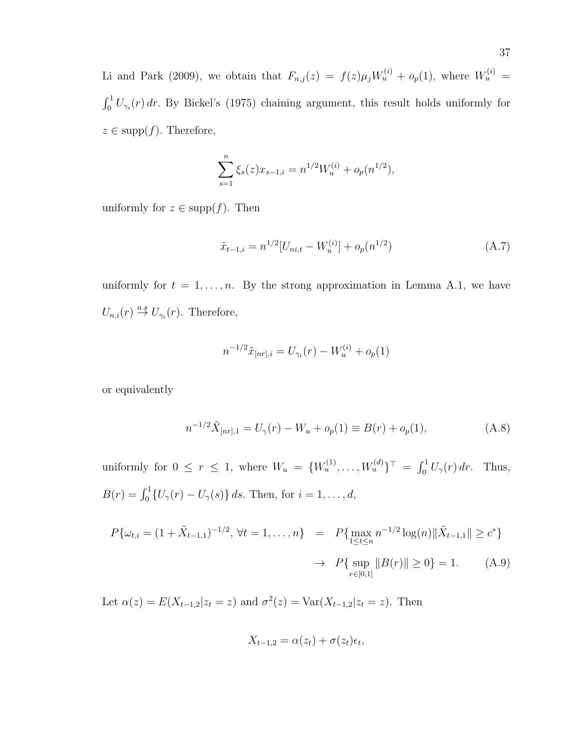Li and Park (2009), we obtain that $F_{n,j}(z) = f(z)\mu_j W_u^{(i)} + o_p(1)$, where $W_u^{(i)} = \int_0^1 U_{\gamma_i}(r)\,dr$. By Bickel's (1975) chaining argument, this result holds uniformly for $z \in \mathrm{supp}(f)$. Therefore,

$$\sum_{s=1}^{n} \xi_s(z) x_{s-1,i} = n^{1/2} W_u^{(i)} + o_p(n^{1/2}),$$

uniformly for $z \in \mathrm{supp}(f)$. Then

$$\tilde{x}_{t-1,i} = n^{1/2}[U_{ni,t} - W_u^{(i)}] + o_p(n^{1/2}) \tag{A.7}$$

uniformly for $t = 1, \ldots, n$. By the strong approximation in Lemma A.1, we have $U_{n,i}(r) \overset{a.s}{\to} U_{\gamma_i}(r)$. Therefore,

$$n^{-1/2}\tilde{x}_{[nr],i} = U_{\gamma_i}(r) - W_u^{(i)} + o_p(1)$$

or equivalently

$$n^{-1/2}\tilde{X}_{[nr],1} = U_\gamma(r) - W_u + o_p(1) \equiv B(r) + o_p(1), \tag{A.8}$$

uniformly for $0 \leq r \leq 1$, where $W_u = \{W_u^{(1)}, \ldots, W_u^{(d)}\}^\top = \int_0^1 U_\gamma(r)\,dr$. Thus, $B(r) = \int_0^1 \{U_\gamma(r) - U_\gamma(s)\}\,ds$. Then, for $i = 1, \ldots, d$,

$$\begin{aligned} P\{\omega_{t,i} = (1 + \tilde{X}_{t-1,1})^{-1/2},\ \forall t = 1, \ldots, n\} &= P\{\max_{1 \leq t \leq n} n^{-1/2}\log(n)\|\tilde{X}_{t-1,1}\| \geq c^*\} \\ &\to P\{\sup_{r \in [0,1]} \|B(r)\| \geq 0\} = 1. \end{aligned} \tag{A.9}$$

Let $\alpha(z) = E(X_{t-1,2}|z_t = z)$ and $\sigma^2(z) = \mathrm{Var}(X_{t-1,2}|z_t = z)$. Then

$$X_{t-1,2} = \alpha(z_t) + \sigma(z_t)\epsilon_t,$$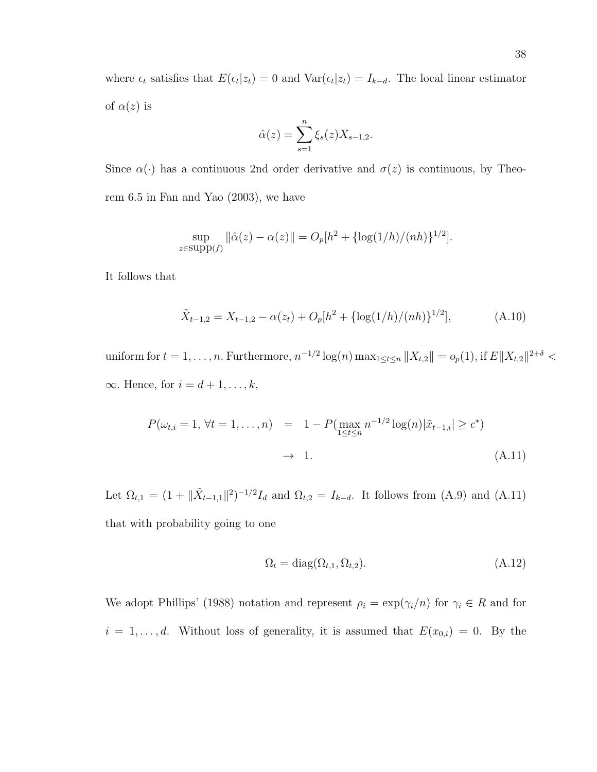where $\epsilon_t$ satisfies that $E(\epsilon_t|z_t) = 0$ and $\text{Var}(\epsilon_t|z_t) = I_{k-d}$. The local linear estimator of $\alpha(z)$ is

$$\hat{\alpha}(z) = \sum_{s=1}^{n} \xi_s(z) X_{s-1,2}.$$

Since $\alpha(\cdot)$ has a continuous 2nd order derivative and $\sigma(z)$ is continuous, by Theorem 6.5 in Fan and Yao (2003), we have

$$\sup_{z \in \text{supp}(f)} \|\hat{\alpha}(z) - \alpha(z)\| = O_p[h^2 + \{\log(1/h)/(nh)\}^{1/2}].$$

It follows that

$$\tilde{X}_{t-1,2} = X_{t-1,2} - \alpha(z_t) + O_p[h^2 + \{\log(1/h)/(nh)\}^{1/2}], \tag{A.10}$$

uniform for $t = 1, \ldots, n$. Furthermore, $n^{-1/2} \log(n) \max_{1 \le t \le n} \|X_{t,2}\| = o_p(1)$, if $E\|X_{t,2}\|^{2+\delta} < \infty$. Hence, for $i = d+1, \ldots, k$,

$$\begin{aligned} P(\omega_{t,i} = 1, \, \forall t = 1, \ldots, n) &= 1 - P(\max_{1 \le t \le n} n^{-1/2} \log(n) |\tilde{x}_{t-1,i}| \ge c^*) \\ &\to 1. \end{aligned} \tag{A.11}$$

Let $\Omega_{t,1} = (1 + \|\tilde{X}_{t-1,1}\|^2)^{-1/2} I_d$ and $\Omega_{t,2} = I_{k-d}$. It follows from (A.9) and (A.11) that with probability going to one

$$\Omega_t = \text{diag}(\Omega_{t,1}, \Omega_{t,2}). \tag{A.12}$$

We adopt Phillips' (1988) notation and represent $\rho_i = \exp(\gamma_i/n)$ for $\gamma_i \in R$ and for $i = 1, \ldots, d$. Without loss of generality, it is assumed that $E(x_{0,i}) = 0$. By the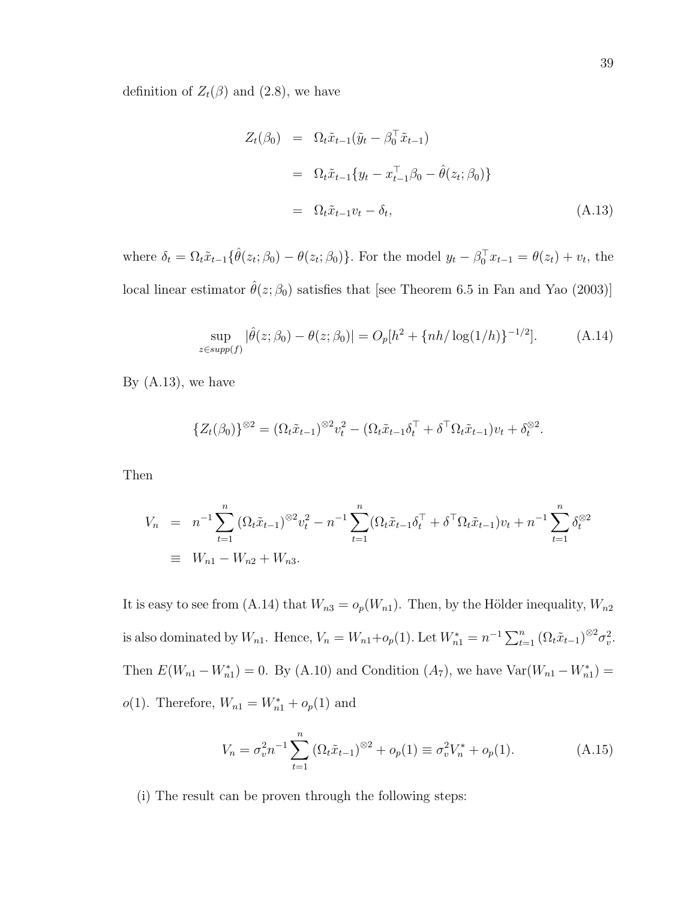definition of $Z_t(\beta)$ and (2.8), we have

$$
\begin{aligned}
Z_t(\beta_0) &= \Omega_t \tilde{x}_{t-1}(\tilde{y}_t - \beta_0^\top \tilde{x}_{t-1}) \\
&= \Omega_t \tilde{x}_{t-1}\{y_t - x_{t-1}^\top \beta_0 - \hat{\theta}(z_t;\beta_0)\} \\
&= \Omega_t \tilde{x}_{t-1} v_t - \delta_t, \qquad \text{(A.13)}
\end{aligned}
$$

where $\delta_t = \Omega_t \tilde{x}_{t-1}\{\hat{\theta}(z_t;\beta_0) - \theta(z_t;\beta_0)\}$. For the model $y_t - \beta_0^\top x_{t-1} = \theta(z_t) + v_t$, the local linear estimator $\hat{\theta}(z;\beta_0)$ satisfies that [see Theorem 6.5 in Fan and Yao (2003)]

$$
\sup_{z \in supp(f)} |\hat{\theta}(z;\beta_0) - \theta(z;\beta_0)| = O_p[h^2 + \{nh/\log(1/h)\}^{-1/2}]. \qquad \text{(A.14)}
$$

By (A.13), we have

$$
\{Z_t(\beta_0)\}^{\otimes 2} = (\Omega_t \tilde{x}_{t-1})^{\otimes 2} v_t^2 - (\Omega_t \tilde{x}_{t-1}\delta_t^\top + \delta^\top \Omega_t \tilde{x}_{t-1}) v_t + \delta_t^{\otimes 2}.
$$

Then

$$
\begin{aligned}
V_n &= n^{-1}\sum_{t=1}^{n} (\Omega_t \tilde{x}_{t-1})^{\otimes 2} v_t^2 - n^{-1}\sum_{t=1}^{n} (\Omega_t \tilde{x}_{t-1}\delta_t^\top + \delta^\top \Omega_t \tilde{x}_{t-1}) v_t + n^{-1}\sum_{t=1}^{n} \delta_t^{\otimes 2} \\
&\equiv W_{n1} - W_{n2} + W_{n3}.
\end{aligned}
$$

It is easy to see from (A.14) that $W_{n3} = o_p(W_{n1})$. Then, by the Hölder inequality, $W_{n2}$ is also dominated by $W_{n1}$. Hence, $V_n = W_{n1} + o_p(1)$. Let $W_{n1}^* = n^{-1}\sum_{t=1}^{n} (\Omega_t \tilde{x}_{t-1})^{\otimes 2} \sigma_v^2$. Then $E(W_{n1} - W_{n1}^*) = 0$. By (A.10) and Condition $(A_7)$, we have $\text{Var}(W_{n1} - W_{n1}^*) = o(1)$. Therefore, $W_{n1} = W_{n1}^* + o_p(1)$ and

$$
V_n = \sigma_v^2 n^{-1} \sum_{t=1}^{n} (\Omega_t \tilde{x}_{t-1})^{\otimes 2} + o_p(1) \equiv \sigma_v^2 V_n^* + o_p(1). \qquad \text{(A.15)}
$$

(i) The result can be proven through the following steps: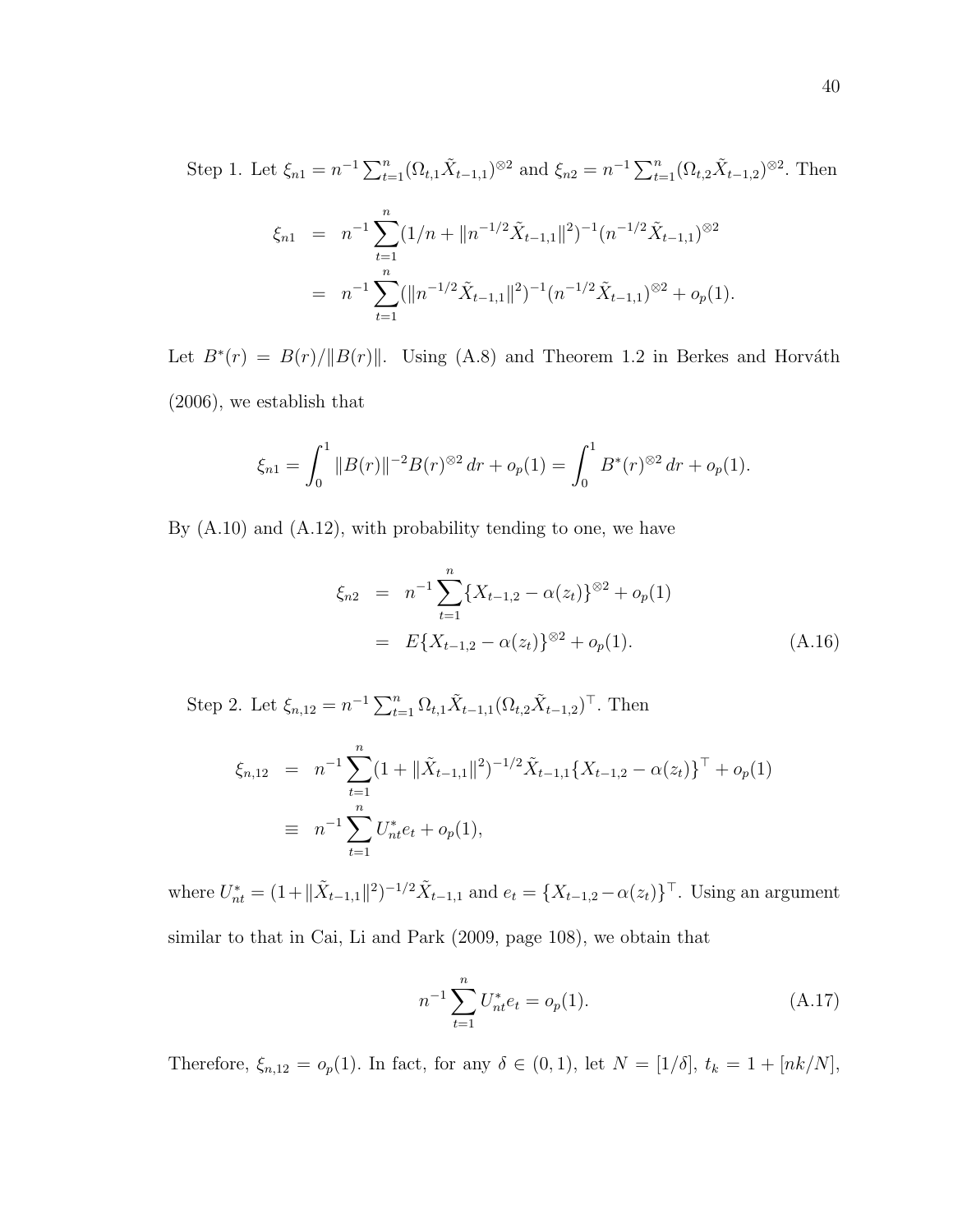Step 1. Let $\xi_{n1} = n^{-1}\sum_{t=1}^{n}(\Omega_{t,1}\tilde{X}_{t-1,1})^{\otimes 2}$ and $\xi_{n2} = n^{-1}\sum_{t=1}^{n}(\Omega_{t,2}\tilde{X}_{t-1,2})^{\otimes 2}$. Then

$$
\begin{aligned}
\xi_{n1} &= n^{-1}\sum_{t=1}^{n}(1/n + \|n^{-1/2}\tilde{X}_{t-1,1}\|^2)^{-1}(n^{-1/2}\tilde{X}_{t-1,1})^{\otimes 2} \\
&= n^{-1}\sum_{t=1}^{n}(\|n^{-1/2}\tilde{X}_{t-1,1}\|^2)^{-1}(n^{-1/2}\tilde{X}_{t-1,1})^{\otimes 2} + o_p(1).
\end{aligned}
$$

Let $B^*(r) = B(r)/\|B(r)\|$. Using (A.8) and Theorem 1.2 in Berkes and Horváth (2006), we establish that

$$
\xi_{n1} = \int_0^1 \|B(r)\|^{-2}B(r)^{\otimes 2}\,dr + o_p(1) = \int_0^1 B^*(r)^{\otimes 2}\,dr + o_p(1).
$$

By (A.10) and (A.12), with probability tending to one, we have

$$
\begin{aligned}
\xi_{n2} &= n^{-1}\sum_{t=1}^{n}\{X_{t-1,2} - \alpha(z_t)\}^{\otimes 2} + o_p(1) \\
&= E\{X_{t-1,2} - \alpha(z_t)\}^{\otimes 2} + o_p(1). \qquad \text{(A.16)}
\end{aligned}
$$

Step 2. Let $\xi_{n,12} = n^{-1}\sum_{t=1}^{n}\Omega_{t,1}\tilde{X}_{t-1,1}(\Omega_{t,2}\tilde{X}_{t-1,2})^{\top}$. Then

$$
\begin{aligned}
\xi_{n,12} &= n^{-1}\sum_{t=1}^{n}(1 + \|\tilde{X}_{t-1,1}\|^2)^{-1/2}\tilde{X}_{t-1,1}\{X_{t-1,2} - \alpha(z_t)\}^{\top} + o_p(1) \\
&\equiv n^{-1}\sum_{t=1}^{n}U_{nt}^* e_t + o_p(1),
\end{aligned}
$$

where $U_{nt}^* = (1+\|\tilde{X}_{t-1,1}\|^2)^{-1/2}\tilde{X}_{t-1,1}$ and $e_t = \{X_{t-1,2} - \alpha(z_t)\}^{\top}$. Using an argument similar to that in Cai, Li and Park (2009, page 108), we obtain that

$$
n^{-1}\sum_{t=1}^{n}U_{nt}^* e_t = o_p(1). \qquad \text{(A.17)}
$$

Therefore, $\xi_{n,12} = o_p(1)$. In fact, for any $\delta \in (0,1)$, let $N = [1/\delta]$, $t_k = 1 + [nk/N]$,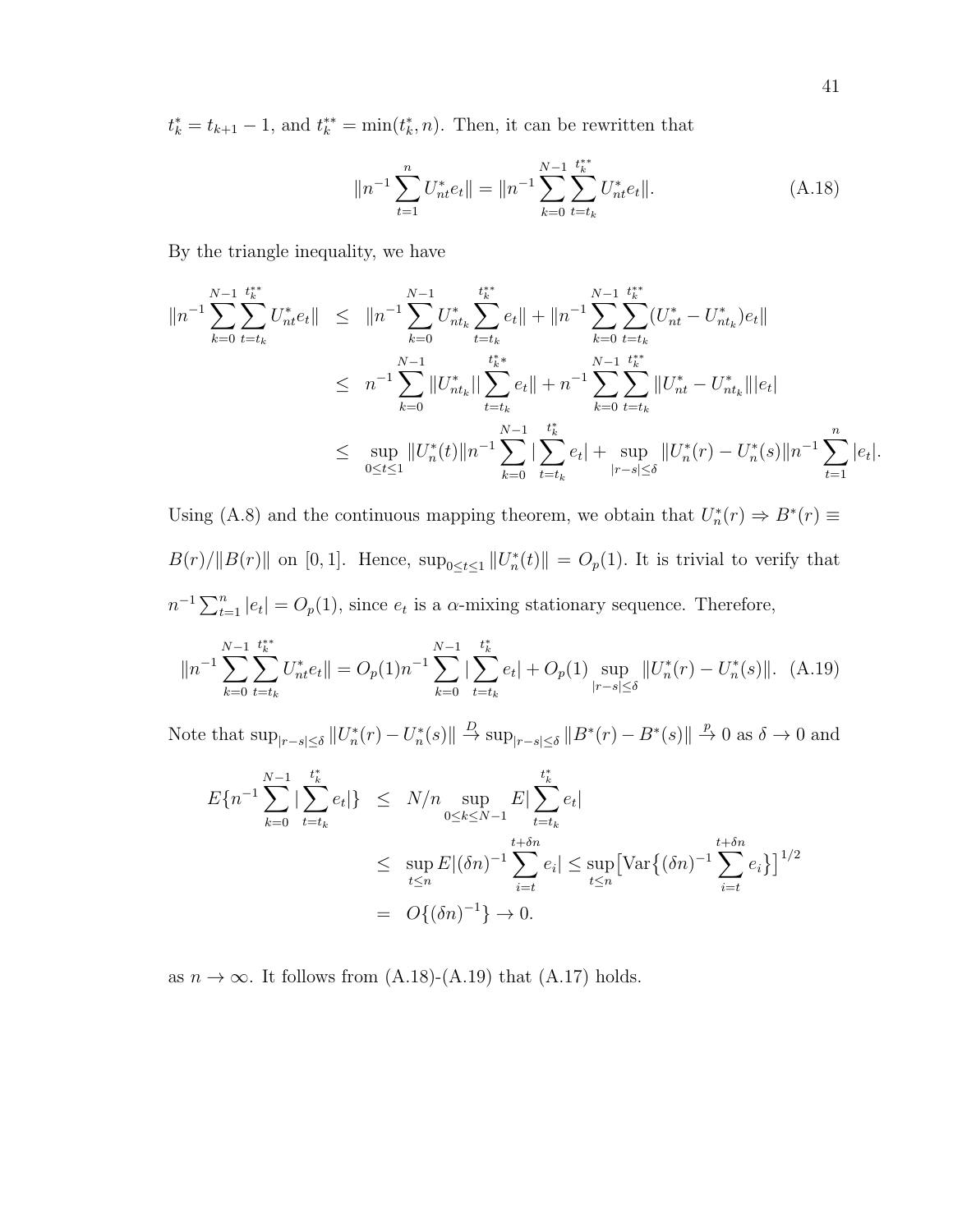$t_k^* = t_{k+1} - 1$, and $t_k^{**} = \min(t_k^*, n)$. Then, it can be rewritten that

$$\|n^{-1}\sum_{t=1}^{n} U_{nt}^* e_t\| = \|n^{-1}\sum_{k=0}^{N-1}\sum_{t=t_k}^{t_k^{**}} U_{nt}^* e_t\|. \tag{A.18}$$

By the triangle inequality, we have

$$\begin{aligned}
\|n^{-1}\sum_{k=0}^{N-1}\sum_{t=t_k}^{t_k^{**}} U_{nt}^* e_t\| &\leq \|n^{-1}\sum_{k=0}^{N-1} U_{nt_k}^* \sum_{t=t_k}^{t_k^{**}} e_t\| + \|n^{-1}\sum_{k=0}^{N-1}\sum_{t=t_k}^{t_k^{**}} (U_{nt}^* - U_{nt_k}^*) e_t\| \\
&\leq n^{-1}\sum_{k=0}^{N-1} \|U_{nt_k}^*\| |\sum_{t=t_k}^{t_k^* *} e_t\| + n^{-1}\sum_{k=0}^{N-1}\sum_{t=t_k}^{t_k^{**}} \|U_{nt}^* - U_{nt_k}^*\| |e_t| \\
&\leq \sup_{0\leq t\leq 1} \|U_n^*(t)\| n^{-1}\sum_{k=0}^{N-1} |\sum_{t=t_k}^{t_k^*} e_t| + \sup_{|r-s|\leq\delta} \|U_n^*(r) - U_n^*(s)\| n^{-1}\sum_{t=1}^{n} |e_t|.
\end{aligned}$$

Using (A.8) and the continuous mapping theorem, we obtain that $U_n^*(r) \Rightarrow B^*(r) \equiv B(r)/\|B(r)\|$ on $[0, 1]$. Hence, $\sup_{0\leq t\leq 1} \|U_n^*(t)\| = O_p(1)$. It is trivial to verify that $n^{-1}\sum_{t=1}^{n} |e_t| = O_p(1)$, since $e_t$ is a $\alpha$-mixing stationary sequence. Therefore,

$$\|n^{-1}\sum_{k=0}^{N-1}\sum_{t=t_k}^{t_k^{**}} U_{nt}^* e_t\| = O_p(1) n^{-1}\sum_{k=0}^{N-1} |\sum_{t=t_k}^{t_k^*} e_t| + O_p(1) \sup_{|r-s|\leq\delta} \|U_n^*(r) - U_n^*(s)\|. \tag{A.19}$$

Note that $\sup_{|r-s|\leq\delta} \|U_n^*(r) - U_n^*(s)\| \xrightarrow{D} \sup_{|r-s|\leq\delta} \|B^*(r) - B^*(s)\| \xrightarrow{p} 0$ as $\delta \to 0$ and

$$\begin{aligned}
E\{n^{-1}\sum_{k=0}^{N-1} |\sum_{t=t_k}^{t_k^*} e_t|\} &\leq N/n \sup_{0\leq k\leq N-1} E|\sum_{t=t_k}^{t_k^*} e_t| \\
&\leq \sup_{t\leq n} E|(\delta n)^{-1}\sum_{i=t}^{t+\delta n} e_i| \leq \sup_{t\leq n} \big[\mathrm{Var}\big\{(\delta n)^{-1}\sum_{i=t}^{t+\delta n} e_i\big\}\big]^{1/2} \\
&= O\{(\delta n)^{-1}\} \to 0.
\end{aligned}$$

as $n \to \infty$. It follows from (A.18)-(A.19) that (A.17) holds.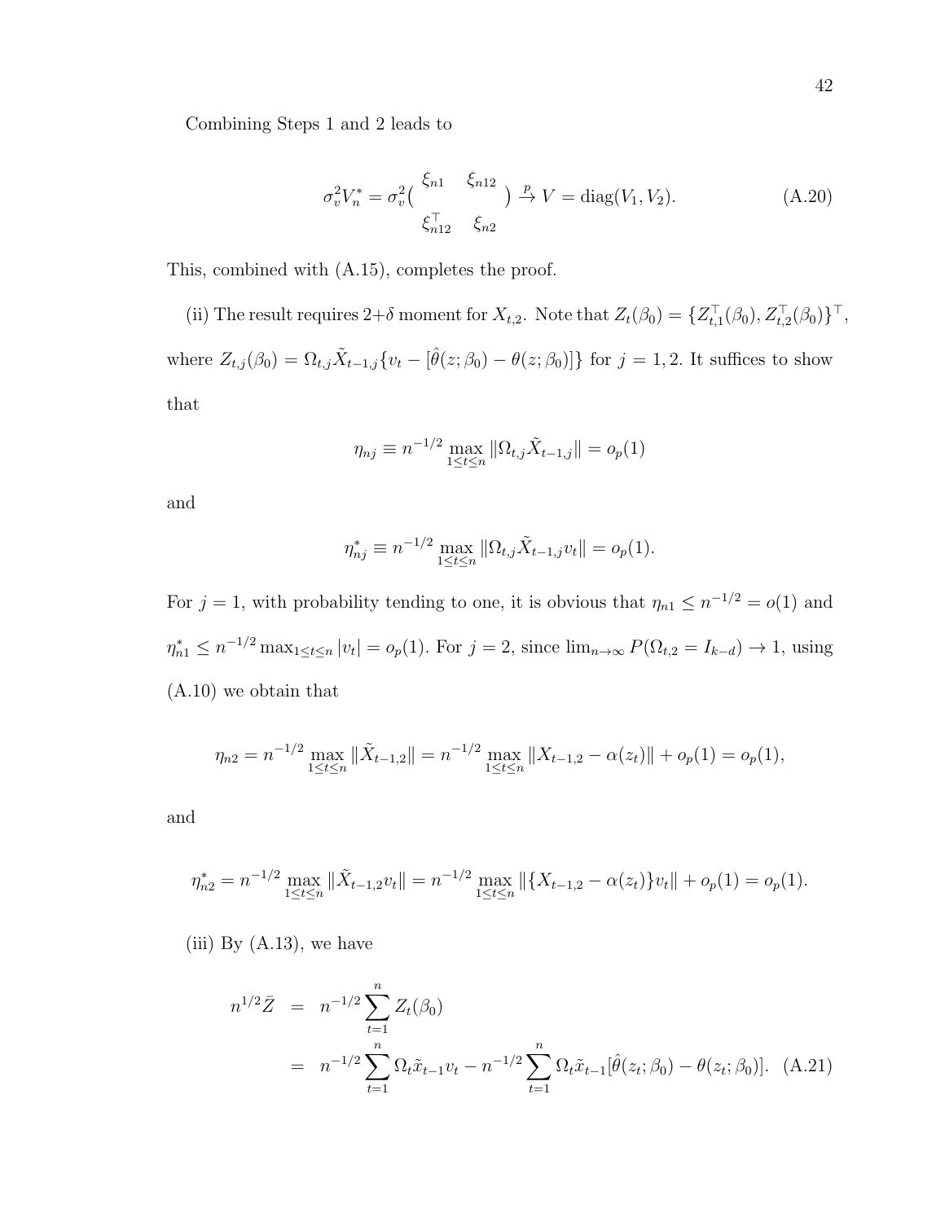Combining Steps 1 and 2 leads to

$$\sigma_v^2 V_n^* = \sigma_v^2 \begin{pmatrix} \xi_{n1} & \xi_{n12} \\ \xi_{n12}^\top & \xi_{n2} \end{pmatrix} \xrightarrow{p} V = \text{diag}(V_1, V_2). \tag{A.20}$$

This, combined with (A.15), completes the proof.

(ii) The result requires $2+\delta$ moment for $X_{t,2}$. Note that $Z_t(\beta_0) = \{Z_{t,1}^\top(\beta_0), Z_{t,2}^\top(\beta_0)\}^\top$, where $Z_{t,j}(\beta_0) = \Omega_{t,j}\tilde{X}_{t-1,j}\{v_t - [\hat{\theta}(z;\beta_0) - \theta(z;\beta_0)]\}$ for $j = 1, 2$. It suffices to show that

$$\eta_{nj} \equiv n^{-1/2} \max_{1\le t\le n} \|\Omega_{t,j}\tilde{X}_{t-1,j}\| = o_p(1)$$

and

$$\eta_{nj}^* \equiv n^{-1/2} \max_{1\le t\le n} \|\Omega_{t,j}\tilde{X}_{t-1,j}v_t\| = o_p(1).$$

For $j = 1$, with probability tending to one, it is obvious that $\eta_{n1} \le n^{-1/2} = o(1)$ and $\eta_{n1}^* \le n^{-1/2}\max_{1\le t\le n}|v_t| = o_p(1)$. For $j = 2$, since $\lim_{n\to\infty} P(\Omega_{t,2} = I_{k-d}) \to 1$, using (A.10) we obtain that

$$\eta_{n2} = n^{-1/2} \max_{1\le t\le n} \|\tilde{X}_{t-1,2}\| = n^{-1/2} \max_{1\le t\le n} \|X_{t-1,2} - \alpha(z_t)\| + o_p(1) = o_p(1),$$

and

$$\eta_{n2}^* = n^{-1/2} \max_{1\le t\le n} \|\tilde{X}_{t-1,2}v_t\| = n^{-1/2} \max_{1\le t\le n} \|\{X_{t-1,2} - \alpha(z_t)\}v_t\| + o_p(1) = o_p(1).$$

(iii) By (A.13), we have

$$\begin{aligned} n^{1/2}\bar{Z} &= n^{-1/2}\sum_{t=1}^n Z_t(\beta_0) \\ &= n^{-1/2}\sum_{t=1}^n \Omega_t\tilde{x}_{t-1}v_t - n^{-1/2}\sum_{t=1}^n \Omega_t\tilde{x}_{t-1}[\hat{\theta}(z_t;\beta_0) - \theta(z_t;\beta_0)]. \end{aligned} \tag{A.21}$$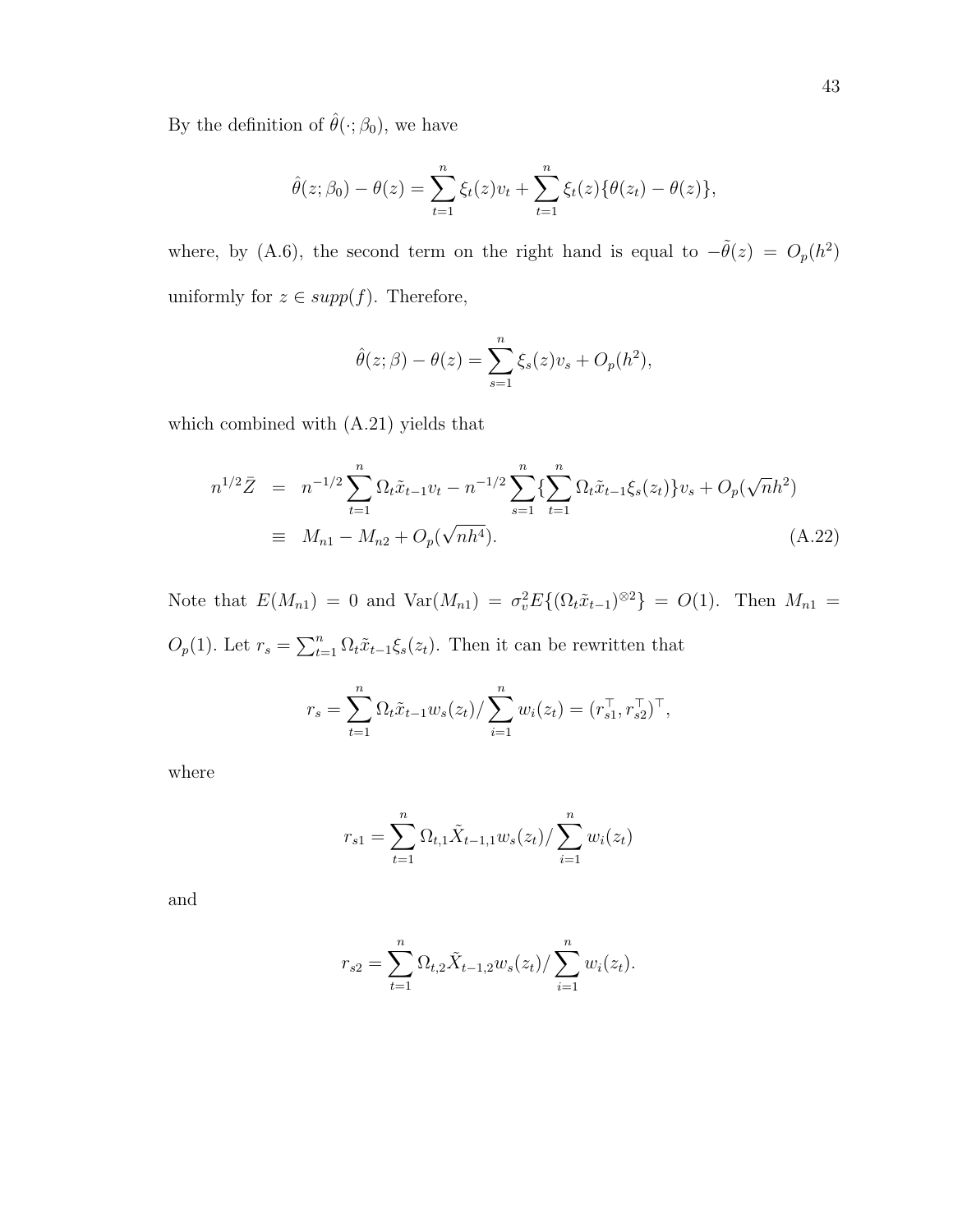By the definition of $\hat{\theta}(\cdot; \beta_0)$, we have

$$\hat{\theta}(z; \beta_0) - \theta(z) = \sum_{t=1}^{n} \xi_t(z) v_t + \sum_{t=1}^{n} \xi_t(z) \{\theta(z_t) - \theta(z)\},$$

where, by (A.6), the second term on the right hand is equal to $-\tilde{\theta}(z) = O_p(h^2)$ uniformly for $z \in supp(f)$. Therefore,

$$\hat{\theta}(z; \beta) - \theta(z) = \sum_{s=1}^{n} \xi_s(z) v_s + O_p(h^2),$$

which combined with (A.21) yields that

$$\begin{aligned} n^{1/2} \bar{Z} &= n^{-1/2} \sum_{t=1}^{n} \Omega_t \tilde{x}_{t-1} v_t - n^{-1/2} \sum_{s=1}^{n} \{\sum_{t=1}^{n} \Omega_t \tilde{x}_{t-1} \xi_s(z_t)\} v_s + O_p(\sqrt{n} h^2) \\ &\equiv M_{n1} - M_{n2} + O_p(\sqrt{nh^4}). \end{aligned} \tag{A.22}$$

Note that $E(M_{n1}) = 0$ and $\text{Var}(M_{n1}) = \sigma_v^2 E\{(\Omega_t \tilde{x}_{t-1})^{\otimes 2}\} = O(1)$. Then $M_{n1} = O_p(1)$. Let $r_s = \sum_{t=1}^{n} \Omega_t \tilde{x}_{t-1} \xi_s(z_t)$. Then it can be rewritten that

$$r_s = \sum_{t=1}^{n} \Omega_t \tilde{x}_{t-1} w_s(z_t) / \sum_{i=1}^{n} w_i(z_t) = (r_{s1}^\top, r_{s2}^\top)^\top,$$

where

$$r_{s1} = \sum_{t=1}^{n} \Omega_{t,1} \tilde{X}_{t-1,1} w_s(z_t) / \sum_{i=1}^{n} w_i(z_t)$$

and

$$r_{s2} = \sum_{t=1}^{n} \Omega_{t,2} \tilde{X}_{t-1,2} w_s(z_t) / \sum_{i=1}^{n} w_i(z_t).$$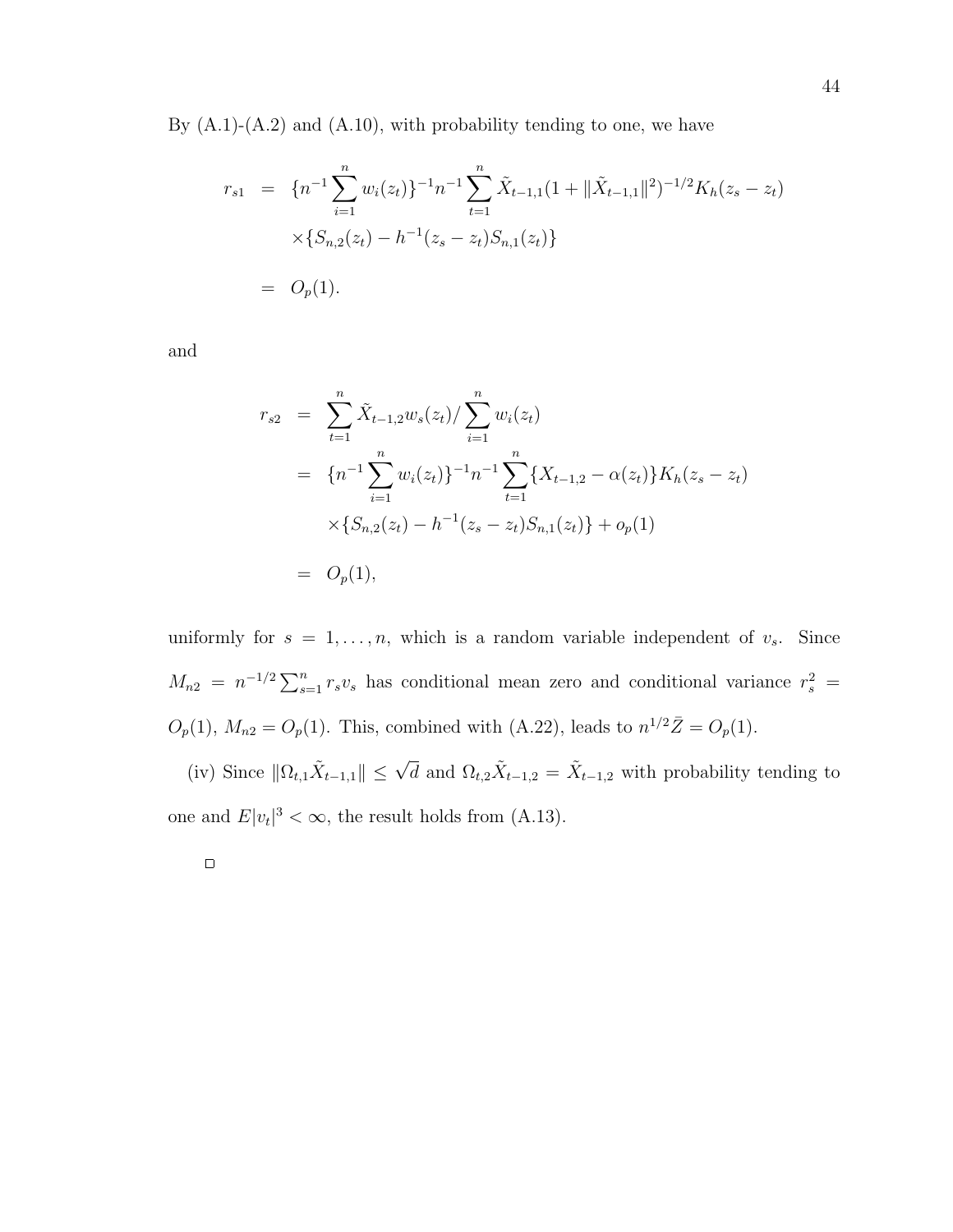By (A.1)-(A.2) and (A.10), with probability tending to one, we have

$$
\begin{aligned}
r_{s1} &= \{n^{-1}\sum_{i=1}^{n} w_i(z_t)\}^{-1} n^{-1} \sum_{t=1}^{n} \tilde{X}_{t-1,1}(1+\|\tilde{X}_{t-1,1}\|^2)^{-1/2} K_h(z_s - z_t) \\
&\quad \times \{S_{n,2}(z_t) - h^{-1}(z_s - z_t) S_{n,1}(z_t)\} \\
&= O_p(1).
\end{aligned}
$$

and

$$
\begin{aligned}
r_{s2} &= \sum_{t=1}^{n} \tilde{X}_{t-1,2} w_s(z_t) / \sum_{i=1}^{n} w_i(z_t) \\
&= \{n^{-1}\sum_{i=1}^{n} w_i(z_t)\}^{-1} n^{-1} \sum_{t=1}^{n} \{X_{t-1,2} - \alpha(z_t)\} K_h(z_s - z_t) \\
&\quad \times \{S_{n,2}(z_t) - h^{-1}(z_s - z_t) S_{n,1}(z_t)\} + o_p(1) \\
&= O_p(1),
\end{aligned}
$$

uniformly for $s = 1, \ldots, n$, which is a random variable independent of $v_s$. Since $M_{n2} = n^{-1/2}\sum_{s=1}^{n} r_s v_s$ has conditional mean zero and conditional variance $r_s^2 = O_p(1)$, $M_{n2} = O_p(1)$. This, combined with (A.22), leads to $n^{1/2}\bar{Z} = O_p(1)$.

(iv) Since $\|\Omega_{t,1}\tilde{X}_{t-1,1}\| \le \sqrt{d}$ and $\Omega_{t,2}\tilde{X}_{t-1,2} = \tilde{X}_{t-1,2}$ with probability tending to one and $E|v_t|^3 < \infty$, the result holds from (A.13).

□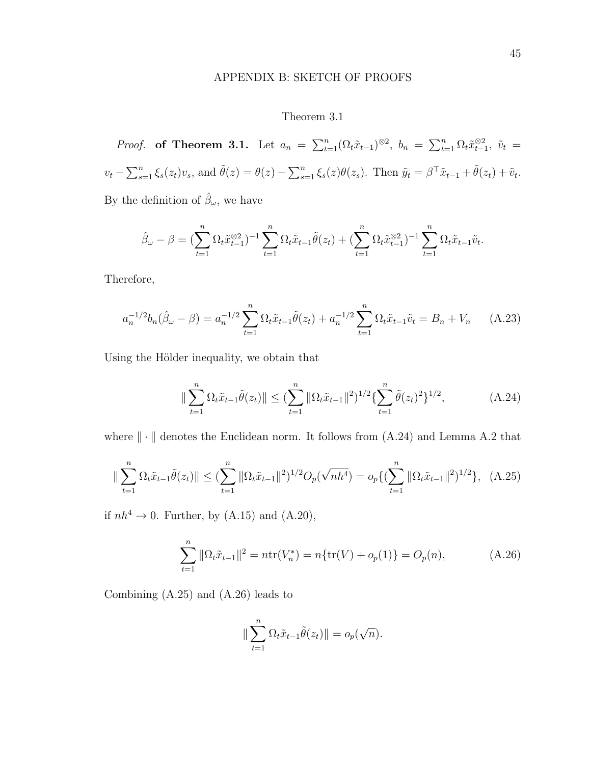## APPENDIX B: SKETCH OF PROOFS

### Theorem 3.1

*Proof.* **of Theorem 3.1.** Let $a_n = \sum_{t=1}^n (\Omega_t \tilde{x}_{t-1})^{\otimes 2}$, $b_n = \sum_{t=1}^n \Omega_t \tilde{x}_{t-1}^{\otimes 2}$, $\tilde{v}_t = v_t - \sum_{s=1}^n \xi_s(z_t) v_s$, and $\tilde{\theta}(z) = \theta(z) - \sum_{s=1}^n \xi_s(z)\theta(z_s)$. Then $\tilde{y}_t = \beta^\top \tilde{x}_{t-1} + \tilde{\theta}(z_t) + \tilde{v}_t$. By the definition of $\hat{\beta}_\omega$, we have

$$\hat{\beta}_\omega - \beta = (\sum_{t=1}^n \Omega_t \tilde{x}_{t-1}^{\otimes 2})^{-1} \sum_{t=1}^n \Omega_t \tilde{x}_{t-1} \tilde{\theta}(z_t) + (\sum_{t=1}^n \Omega_t \tilde{x}_{t-1}^{\otimes 2})^{-1} \sum_{t=1}^n \Omega_t \tilde{x}_{t-1} \tilde{v}_t.$$

Therefore,

$$a_n^{-1/2} b_n (\hat{\beta}_\omega - \beta) = a_n^{-1/2} \sum_{t=1}^n \Omega_t \tilde{x}_{t-1} \tilde{\theta}(z_t) + a_n^{-1/2} \sum_{t=1}^n \Omega_t \tilde{x}_{t-1} \tilde{v}_t = B_n + V_n \qquad \text{(A.23)}$$

Using the Hölder inequality, we obtain that

$$\| \sum_{t=1}^n \Omega_t \tilde{x}_{t-1} \tilde{\theta}(z_t) \| \leq (\sum_{t=1}^n \|\Omega_t \tilde{x}_{t-1}\|^2)^{1/2} \{\sum_{t=1}^n \tilde{\theta}(z_t)^2\}^{1/2}, \qquad \text{(A.24)}$$

where $\| \cdot \|$ denotes the Euclidean norm. It follows from (A.24) and Lemma A.2 that

$$\| \sum_{t=1}^n \Omega_t \tilde{x}_{t-1} \tilde{\theta}(z_t) \| \leq (\sum_{t=1}^n \|\Omega_t \tilde{x}_{t-1}\|^2)^{1/2} O_p(\sqrt{nh^4}) = o_p\{(\sum_{t=1}^n \|\Omega_t \tilde{x}_{t-1}\|^2)^{1/2}\}, \quad \text{(A.25)}$$

if $nh^4 \to 0$. Further, by (A.15) and (A.20),

$$\sum_{t=1}^n \|\Omega_t \tilde{x}_{t-1}\|^2 = n \text{tr}(V_n^*) = n\{\text{tr}(V) + o_p(1)\} = O_p(n), \qquad \text{(A.26)}$$

Combining (A.25) and (A.26) leads to

$$\| \sum_{t=1}^n \Omega_t \tilde{x}_{t-1} \tilde{\theta}(z_t) \| = o_p(\sqrt{n}).$$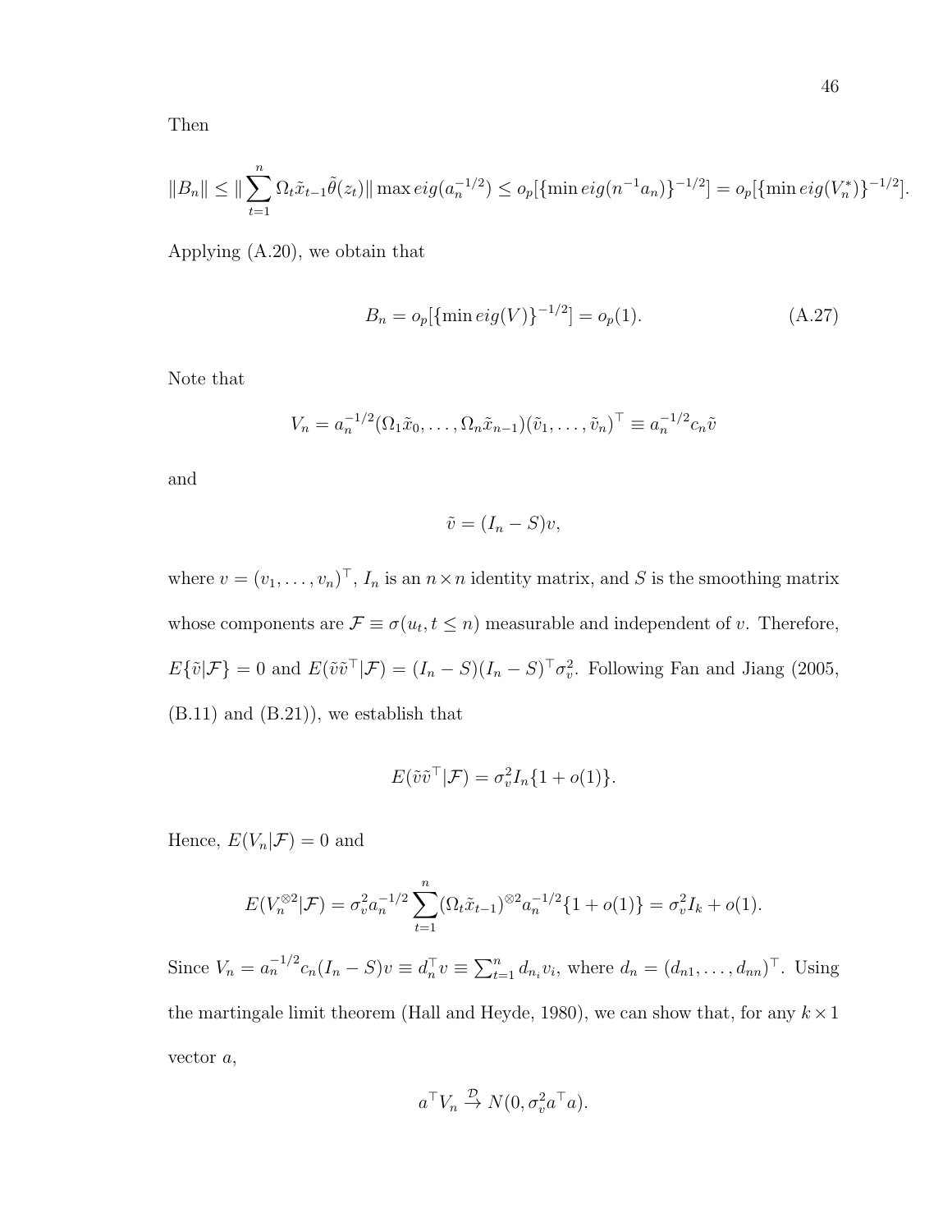Then

$$\|B_n\| \leq \| \sum_{t=1}^{n} \Omega_t \tilde{x}_{t-1} \tilde{\theta}(z_t) \| \max eig(a_n^{-1/2}) \leq o_p[\{\min eig(n^{-1}a_n)\}^{-1/2}] = o_p[\{\min eig(V_n^*)\}^{-1/2}].$$

Applying (A.20), we obtain that

$$B_n = o_p[\{\min eig(V)\}^{-1/2}] = o_p(1). \tag{A.27}$$

Note that

$$V_n = a_n^{-1/2}(\Omega_1 \tilde{x}_0, \ldots, \Omega_n \tilde{x}_{n-1})(\tilde{v}_1, \ldots, \tilde{v}_n)^\top \equiv a_n^{-1/2} c_n \tilde{v}$$

and

$$\tilde{v} = (I_n - S)v,$$

where $v = (v_1, \ldots, v_n)^\top$, $I_n$ is an $n \times n$ identity matrix, and $S$ is the smoothing matrix whose components are $\mathcal{F} \equiv \sigma(u_t, t \leq n)$ measurable and independent of $v$. Therefore, $E\{\tilde{v}|\mathcal{F}\} = 0$ and $E(\tilde{v}\tilde{v}^\top|\mathcal{F}) = (I_n - S)(I_n - S)^\top \sigma_v^2$. Following Fan and Jiang (2005, (B.11) and (B.21)), we establish that

$$E(\tilde{v}\tilde{v}^\top|\mathcal{F}) = \sigma_v^2 I_n\{1 + o(1)\}.$$

Hence, $E(V_n|\mathcal{F}) = 0$ and

$$E(V_n^{\otimes 2}|\mathcal{F}) = \sigma_v^2 a_n^{-1/2} \sum_{t=1}^{n} (\Omega_t \tilde{x}_{t-1})^{\otimes 2} a_n^{-1/2}\{1 + o(1)\} = \sigma_v^2 I_k + o(1).$$

Since $V_n = a_n^{-1/2} c_n (I_n - S)v \equiv d_n^\top v \equiv \sum_{t=1}^{n} d_{n_i} v_i$, where $d_n = (d_{n1}, \ldots, d_{nn})^\top$. Using the martingale limit theorem (Hall and Heyde, 1980), we can show that, for any $k \times 1$ vector $a$,

$$a^\top V_n \xrightarrow{\mathcal{D}} N(0, \sigma_v^2 a^\top a).$$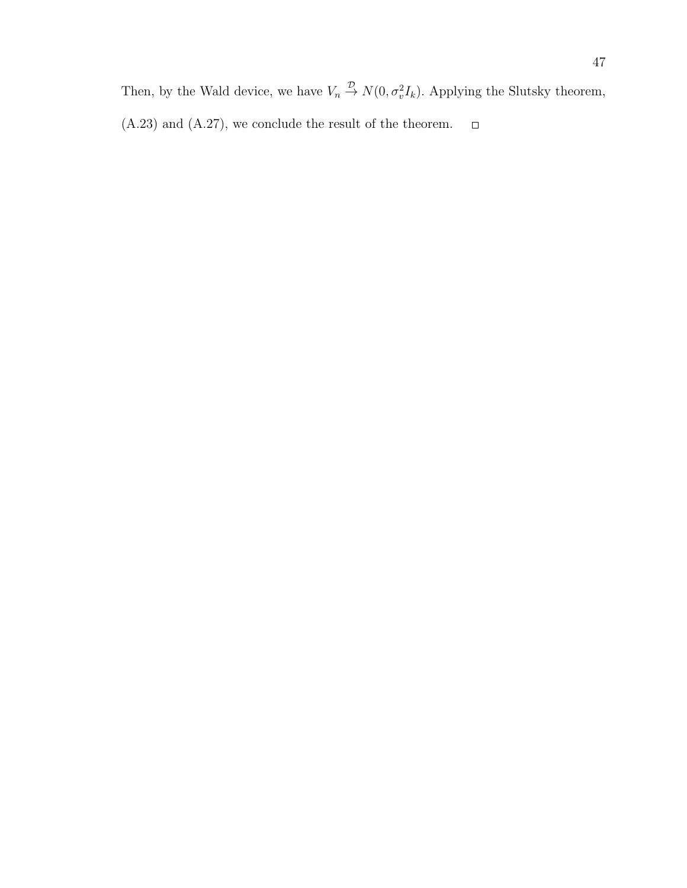Then, by the Wald device, we have $V_n \xrightarrow{\mathcal{D}} N(0, \sigma_v^2 I_k)$. Applying the Slutsky theorem, (A.23) and (A.27), we conclude the result of the theorem. $\square$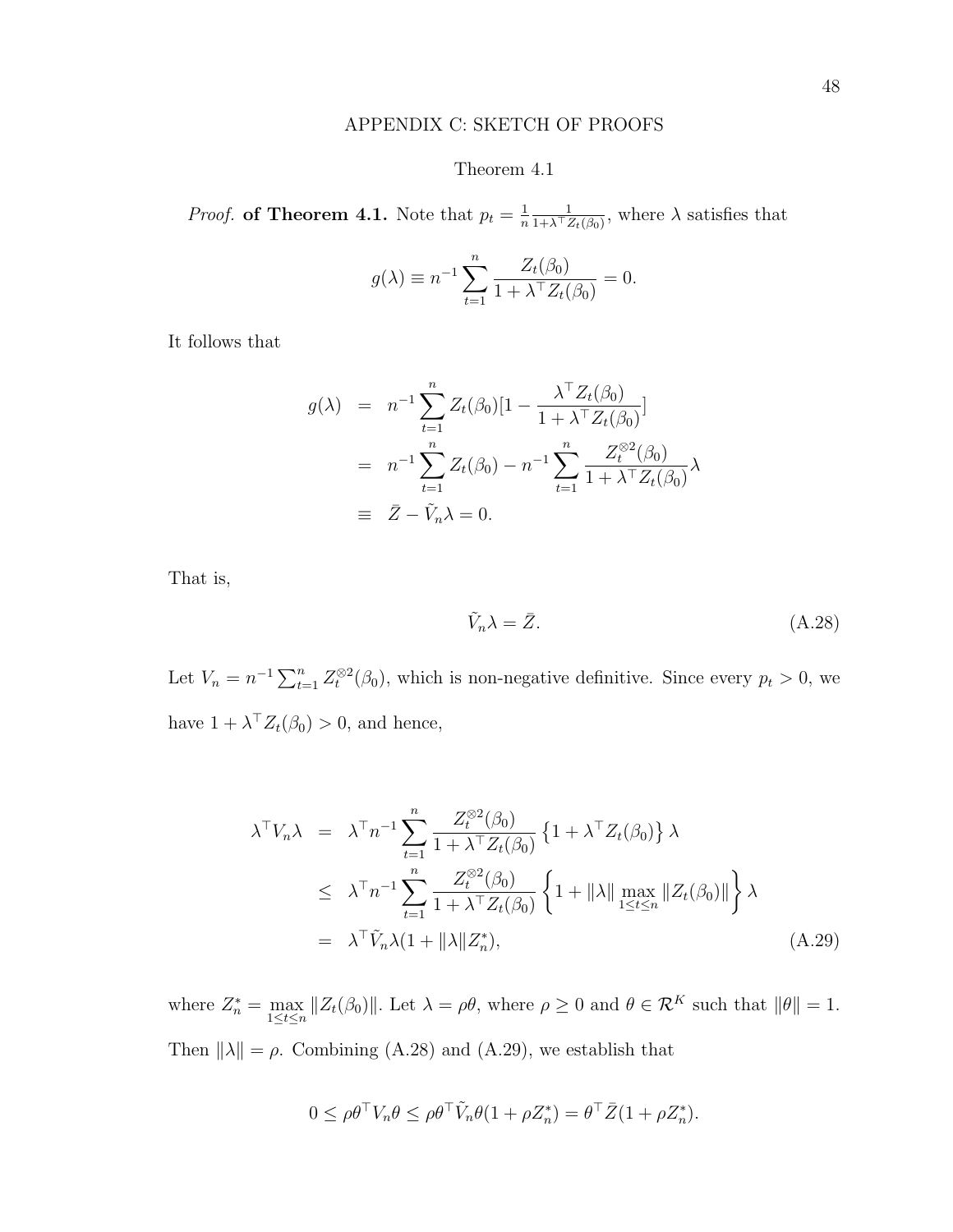## APPENDIX C: SKETCH OF PROOFS

### Theorem 4.1

*Proof.* **of Theorem 4.1.** Note that $p_t = \frac{1}{n}\frac{1}{1+\lambda^\top Z_t(\beta_0)}$, where $\lambda$ satisfies that

$$g(\lambda) \equiv n^{-1}\sum_{t=1}^{n}\frac{Z_t(\beta_0)}{1+\lambda^\top Z_t(\beta_0)} = 0.$$

It follows that

$$\begin{aligned}
g(\lambda) &= n^{-1}\sum_{t=1}^{n} Z_t(\beta_0)[1 - \frac{\lambda^\top Z_t(\beta_0)}{1+\lambda^\top Z_t(\beta_0)}] \\
&= n^{-1}\sum_{t=1}^{n} Z_t(\beta_0) - n^{-1}\sum_{t=1}^{n}\frac{Z_t^{\otimes 2}(\beta_0)}{1+\lambda^\top Z_t(\beta_0)}\lambda \\
&\equiv \bar{Z} - \tilde{V}_n\lambda = 0.
\end{aligned}$$

That is,

$$\tilde{V}_n\lambda = \bar{Z}. \tag{A.28}$$

Let $V_n = n^{-1}\sum_{t=1}^{n} Z_t^{\otimes 2}(\beta_0)$, which is non-negative definitive. Since every $p_t > 0$, we have $1 + \lambda^\top Z_t(\beta_0) > 0$, and hence,

$$\begin{aligned}
\lambda^\top V_n \lambda &= \lambda^\top n^{-1}\sum_{t=1}^{n}\frac{Z_t^{\otimes 2}(\beta_0)}{1+\lambda^\top Z_t(\beta_0)}\left\{1+\lambda^\top Z_t(\beta_0)\right\}\lambda \\
&\leq \lambda^\top n^{-1}\sum_{t=1}^{n}\frac{Z_t^{\otimes 2}(\beta_0)}{1+\lambda^\top Z_t(\beta_0)}\left\{1+\|\lambda\|\max_{1\leq t\leq n}\|Z_t(\beta_0)\|\right\}\lambda \\
&= \lambda^\top \tilde{V}_n\lambda(1+\|\lambda\| Z_n^*),
\end{aligned} \tag{A.29}$$

where $Z_n^* = \max_{1\leq t\leq n}\|Z_t(\beta_0)\|$. Let $\lambda = \rho\theta$, where $\rho \geq 0$ and $\theta \in \mathcal{R}^K$ such that $\|\theta\| = 1$. Then $\|\lambda\| = \rho$. Combining (A.28) and (A.29), we establish that

$$0 \leq \rho\theta^\top V_n\theta \leq \rho\theta^\top \tilde{V}_n\theta(1+\rho Z_n^*) = \theta^\top \bar{Z}(1+\rho Z_n^*).$$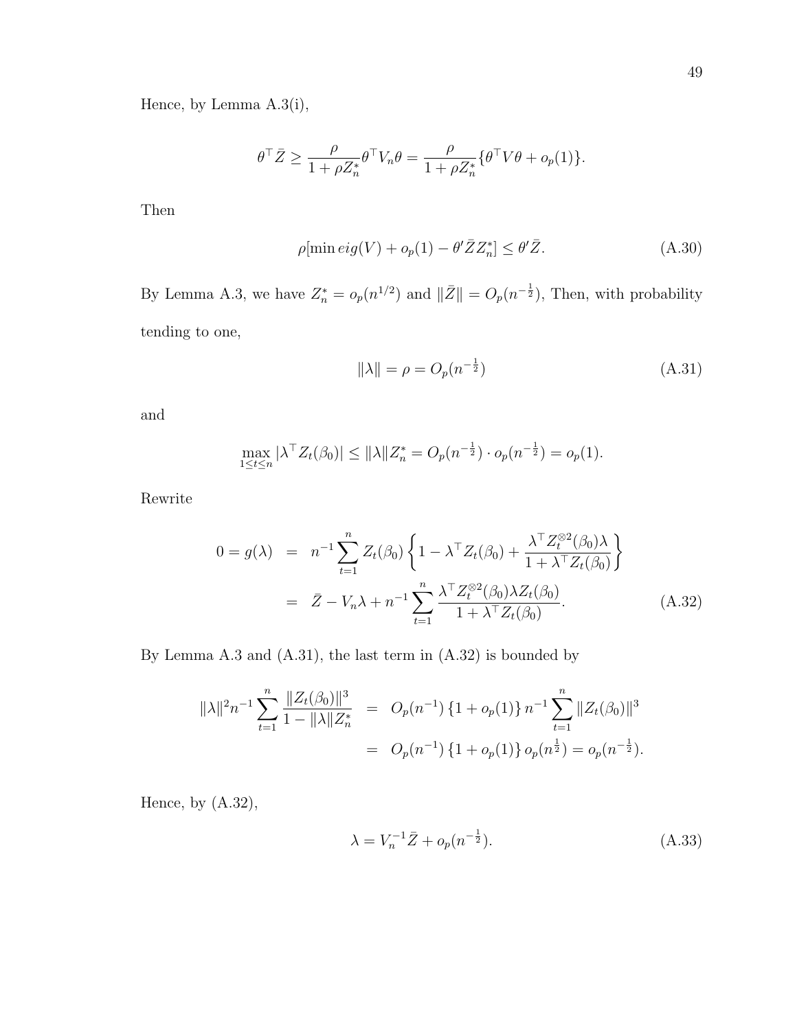Hence, by Lemma A.3(i),

$$\theta^\top \bar{Z} \geq \frac{\rho}{1+\rho Z_n^*}\theta^\top V_n \theta = \frac{\rho}{1+\rho Z_n^*}\{\theta^\top V\theta + o_p(1)\}.$$

Then

$$\rho[\min eig(V) + o_p(1) - \theta' \bar{Z} Z_n^*] \leq \theta' \bar{Z}. \tag{A.30}$$

By Lemma A.3, we have $Z_n^* = o_p(n^{1/2})$ and $\|\bar{Z}\| = O_p(n^{-\frac{1}{2}})$, Then, with probability tending to one,

$$\|\lambda\| = \rho = O_p(n^{-\frac{1}{2}}) \tag{A.31}$$

and

$$\max_{1\leq t\leq n} |\lambda^\top Z_t(\beta_0)| \leq \|\lambda\| Z_n^* = O_p(n^{-\frac{1}{2}}) \cdot o_p(n^{-\frac{1}{2}}) = o_p(1).$$

Rewrite

$$\begin{aligned} 0 = g(\lambda) &= n^{-1}\sum_{t=1}^n Z_t(\beta_0)\left\{1 - \lambda^\top Z_t(\beta_0) + \frac{\lambda^\top Z_t^{\otimes 2}(\beta_0)\lambda}{1+\lambda^\top Z_t(\beta_0)}\right\} \\ &= \bar{Z} - V_n\lambda + n^{-1}\sum_{t=1}^n \frac{\lambda^\top Z_t^{\otimes 2}(\beta_0)\lambda Z_t(\beta_0)}{1+\lambda^\top Z_t(\beta_0)}. \end{aligned} \tag{A.32}$$

By Lemma A.3 and (A.31), the last term in (A.32) is bounded by

$$\begin{aligned} \|\lambda\|^2 n^{-1}\sum_{t=1}^n \frac{\|Z_t(\beta_0)\|^3}{1-\|\lambda\| Z_n^*} &= O_p(n^{-1})\{1+o_p(1)\} n^{-1}\sum_{t=1}^n \|Z_t(\beta_0)\|^3 \\ &= O_p(n^{-1})\{1+o_p(1)\} o_p(n^{\frac{1}{2}}) = o_p(n^{-\frac{1}{2}}). \end{aligned}$$

Hence, by (A.32),

$$\lambda = V_n^{-1}\bar{Z} + o_p(n^{-\frac{1}{2}}). \tag{A.33}$$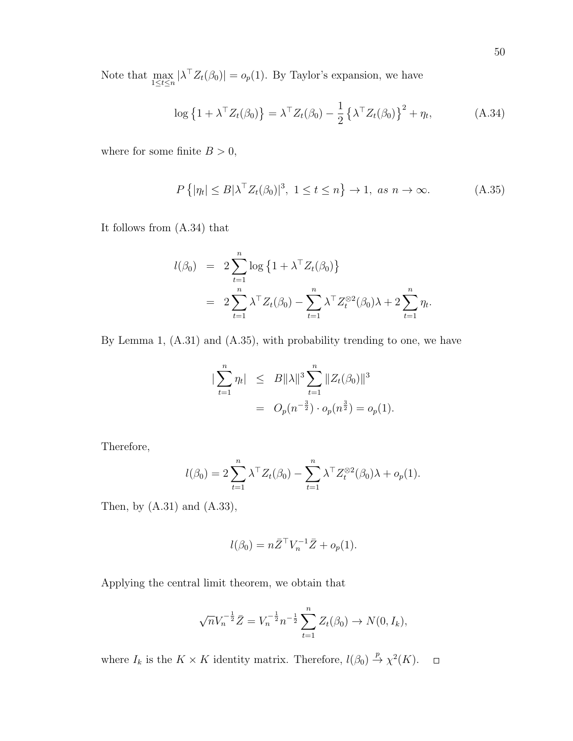Note that $\max_{1 \le t \le n} |\lambda^\top Z_t(\beta_0)| = o_p(1)$. By Taylor's expansion, we have

$$\log\left\{1 + \lambda^\top Z_t(\beta_0)\right\} = \lambda^\top Z_t(\beta_0) - \frac{1}{2}\left\{\lambda^\top Z_t(\beta_0)\right\}^2 + \eta_t, \tag{A.34}$$

where for some finite $B > 0$,

$$P\left\{|\eta_t| \le B|\lambda^\top Z_t(\beta_0)|^3,\ 1 \le t \le n\right\} \to 1,\ as\ n \to \infty. \tag{A.35}$$

It follows from (A.34) that

$$\begin{aligned} l(\beta_0) &= 2\sum_{t=1}^{n} \log\left\{1 + \lambda^\top Z_t(\beta_0)\right\} \\ &= 2\sum_{t=1}^{n} \lambda^\top Z_t(\beta_0) - \sum_{t=1}^{n} \lambda^\top Z_t^{\otimes 2}(\beta_0)\lambda + 2\sum_{t=1}^{n} \eta_t. \end{aligned}$$

By Lemma 1, (A.31) and (A.35), with probability trending to one, we have

$$\begin{aligned} |\sum_{t=1}^{n} \eta_t| &\le B\|\lambda\|^3 \sum_{t=1}^{n} \|Z_t(\beta_0)\|^3 \\ &= O_p(n^{-\frac{3}{2}}) \cdot o_p(n^{\frac{3}{2}}) = o_p(1). \end{aligned}$$

Therefore,

$$l(\beta_0) = 2\sum_{t=1}^{n} \lambda^\top Z_t(\beta_0) - \sum_{t=1}^{n} \lambda^\top Z_t^{\otimes 2}(\beta_0)\lambda + o_p(1).$$

Then, by (A.31) and (A.33),

$$l(\beta_0) = n\bar{Z}^\top V_n^{-1}\bar{Z} + o_p(1).$$

Applying the central limit theorem, we obtain that

$$\sqrt{n}V_n^{-\frac{1}{2}}\bar{Z} = V_n^{-\frac{1}{2}}n^{-\frac{1}{2}}\sum_{t=1}^{n} Z_t(\beta_0) \to N(0, I_k),$$

where $I_k$ is the $K \times K$ identity matrix. Therefore, $l(\beta_0) \xrightarrow{p} \chi^2(K)$. $\square$